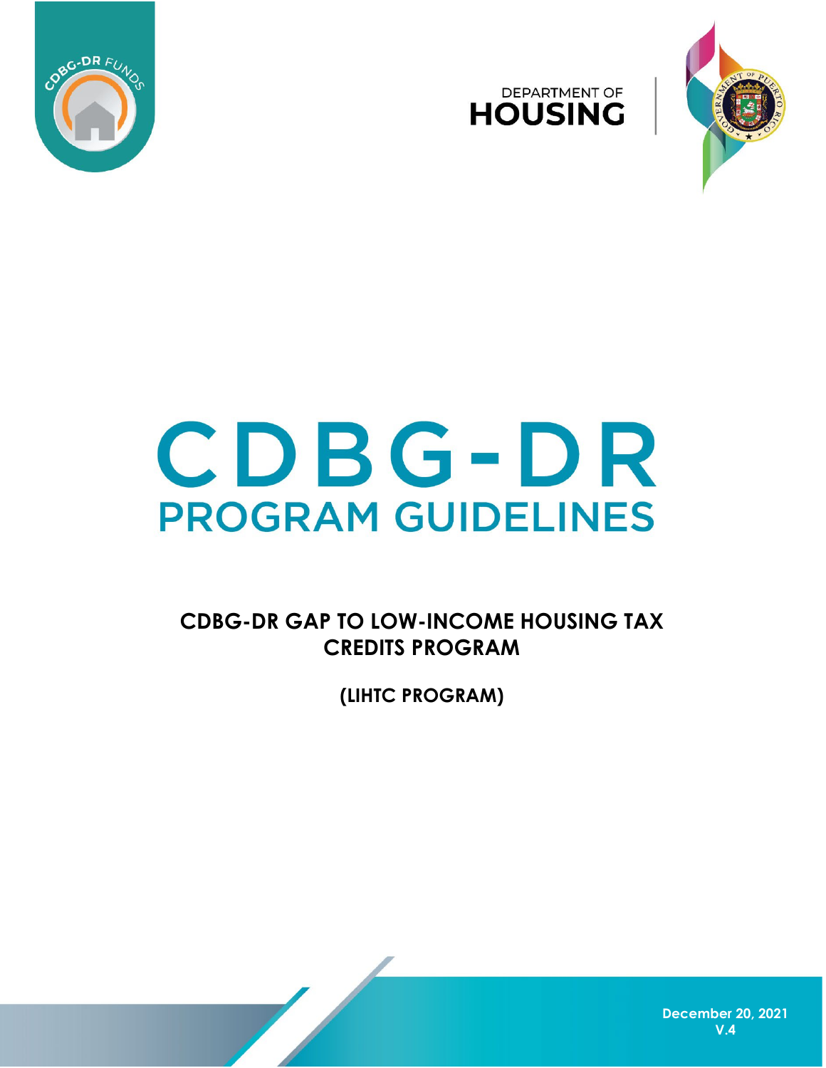DEPARTMENT OF
HOUSING

# CDBG-DR
# PROGRAM GUIDELINES

## CDBG-DR GAP TO LOW-INCOME HOUSING TAX CREDITS PROGRAM

## (LIHTC PROGRAM)

December 20, 2021
V.4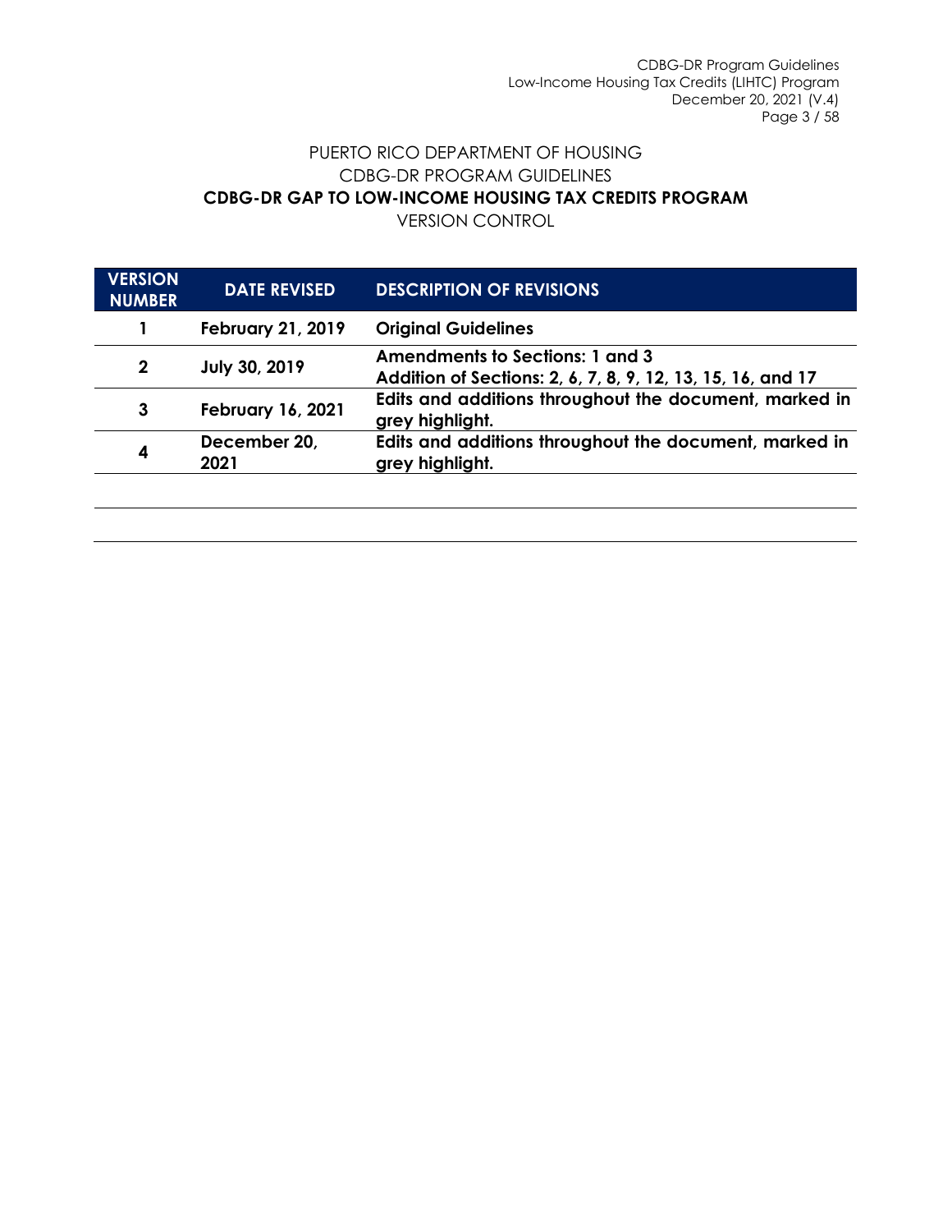PUERTO RICO DEPARTMENT OF HOUSING

CDBG-DR PROGRAM GUIDELINES

**CDBG-DR GAP TO LOW-INCOME HOUSING TAX CREDITS PROGRAM**

VERSION CONTROL

| VERSION NUMBER | DATE REVISED | DESCRIPTION OF REVISIONS |
|---|---|---|
| **1** | **February 21, 2019** | **Original Guidelines** |
| **2** | **July 30, 2019** | **Amendments to Sections: 1 and 3**<br>**Addition of Sections: 2, 6, 7, 8, 9, 12, 13, 15, 16, and 17** |
| **3** | **February 16, 2021** | **Edits and additions throughout the document, marked in grey highlight.** |
| **4** | **December 20, 2021** | **Edits and additions throughout the document, marked in grey highlight.** |
| | | |
| | | |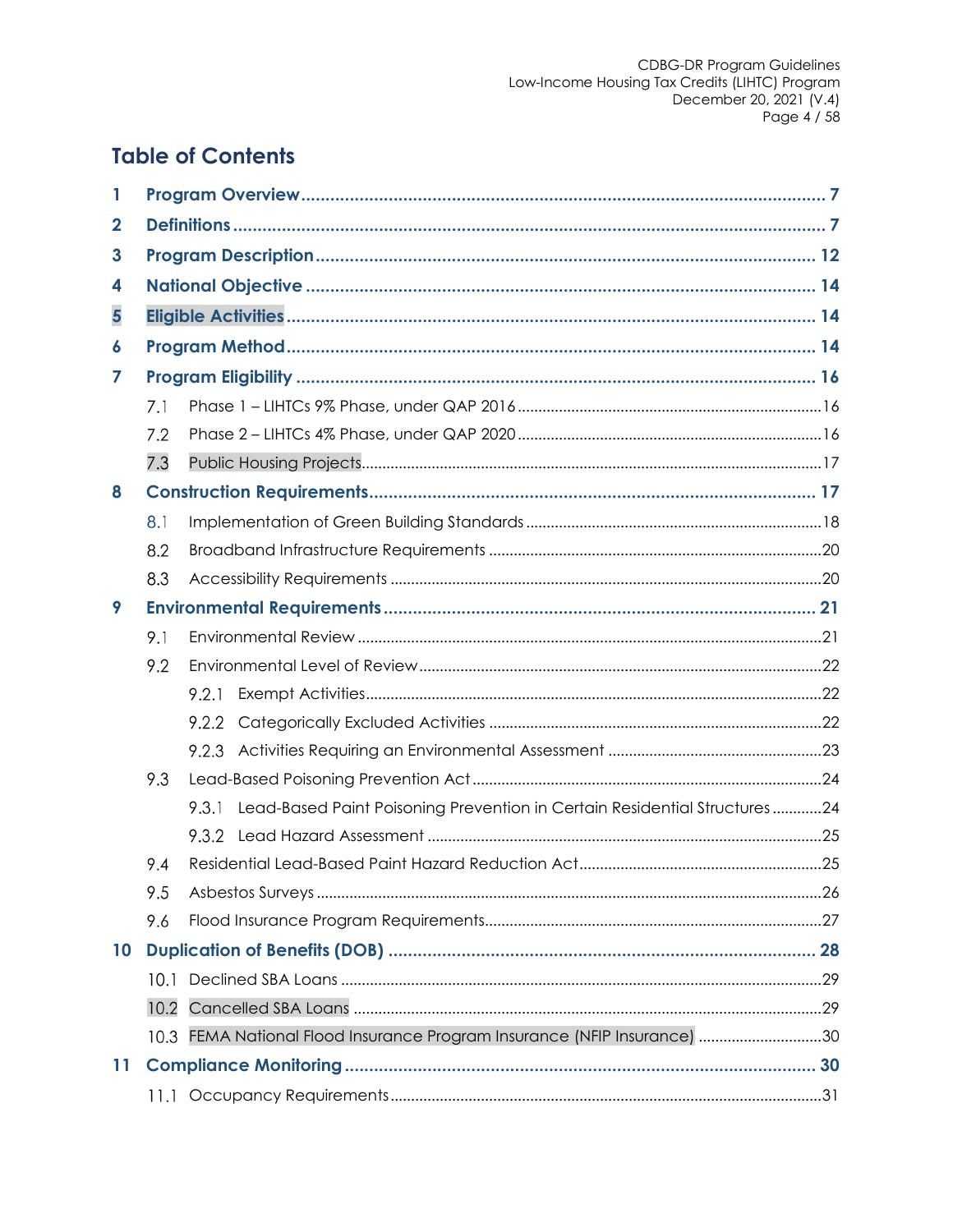# Table of Contents

**1 Program Overview ........ 7**

**2 Definitions ........ 7**

**3 Program Description ........ 12**

**4 National Objective ........ 14**

**5 Eligible Activities ........ 14**

**6 Program Method ........ 14**

**7 Program Eligibility ........ 16**

- 7.1 Phase 1 – LIHTCs 9% Phase, under QAP 2016 ........ 16
- 7.2 Phase 2 – LIHTCs 4% Phase, under QAP 2020 ........ 16
- 7.3 Public Housing Projects ........ 17

**8 Construction Requirements ........ 17**

- 8.1 Implementation of Green Building Standards ........ 18
- 8.2 Broadband Infrastructure Requirements ........ 20
- 8.3 Accessibility Requirements ........ 20

**9 Environmental Requirements ........ 21**

- 9.1 Environmental Review ........ 21
- 9.2 Environmental Level of Review ........ 22
  - 9.2.1 Exempt Activities ........ 22
  - 9.2.2 Categorically Excluded Activities ........ 22
  - 9.2.3 Activities Requiring an Environmental Assessment ........ 23
- 9.3 Lead-Based Poisoning Prevention Act ........ 24
  - 9.3.1 Lead-Based Paint Poisoning Prevention in Certain Residential Structures ........ 24
  - 9.3.2 Lead Hazard Assessment ........ 25
- 9.4 Residential Lead-Based Paint Hazard Reduction Act ........ 25
- 9.5 Asbestos Surveys ........ 26
- 9.6 Flood Insurance Program Requirements ........ 27

**10 Duplication of Benefits (DOB) ........ 28**

- 10.1 Declined SBA Loans ........ 29
- 10.2 Cancelled SBA Loans ........ 29
- 10.3 FEMA National Flood Insurance Program Insurance (NFIP Insurance) ........ 30

**11 Compliance Monitoring ........ 30**

- 11.1 Occupancy Requirements ........ 31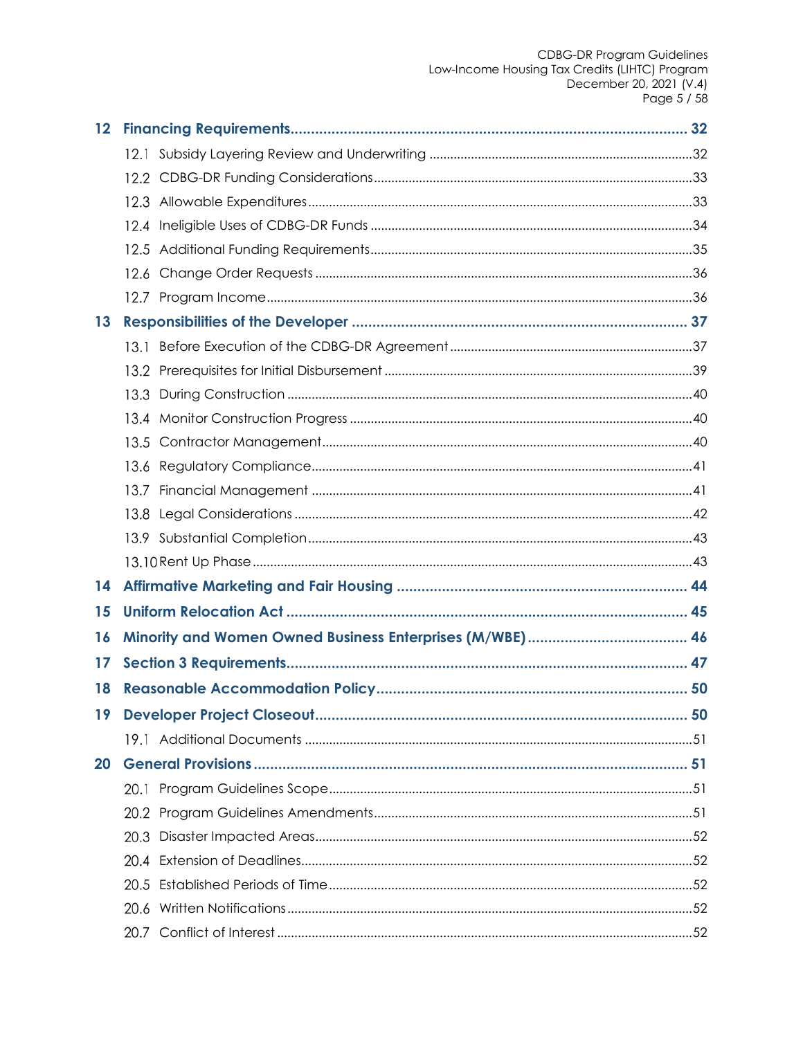- **12 Financing Requirements ..... 32**
  - 12.1 Subsidy Layering Review and Underwriting ..... 32
  - 12.2 CDBG-DR Funding Considerations ..... 33
  - 12.3 Allowable Expenditures ..... 33
  - 12.4 Ineligible Uses of CDBG-DR Funds ..... 34
  - 12.5 Additional Funding Requirements ..... 35
  - 12.6 Change Order Requests ..... 36
  - 12.7 Program Income ..... 36
- **13 Responsibilities of the Developer ..... 37**
  - 13.1 Before Execution of the CDBG-DR Agreement ..... 37
  - 13.2 Prerequisites for Initial Disbursement ..... 39
  - 13.3 During Construction ..... 40
  - 13.4 Monitor Construction Progress ..... 40
  - 13.5 Contractor Management ..... 40
  - 13.6 Regulatory Compliance ..... 41
  - 13.7 Financial Management ..... 41
  - 13.8 Legal Considerations ..... 42
  - 13.9 Substantial Completion ..... 43
  - 13.10 Rent Up Phase ..... 43
- **14 Affirmative Marketing and Fair Housing ..... 44**
- **15 Uniform Relocation Act ..... 45**
- **16 Minority and Women Owned Business Enterprises (M/WBE) ..... 46**
- **17 Section 3 Requirements ..... 47**
- **18 Reasonable Accommodation Policy ..... 50**
- **19 Developer Project Closeout ..... 50**
  - 19.1 Additional Documents ..... 51
- **20 General Provisions ..... 51**
  - 20.1 Program Guidelines Scope ..... 51
  - 20.2 Program Guidelines Amendments ..... 51
  - 20.3 Disaster Impacted Areas ..... 52
  - 20.4 Extension of Deadlines ..... 52
  - 20.5 Established Periods of Time ..... 52
  - 20.6 Written Notifications ..... 52
  - 20.7 Conflict of Interest ..... 52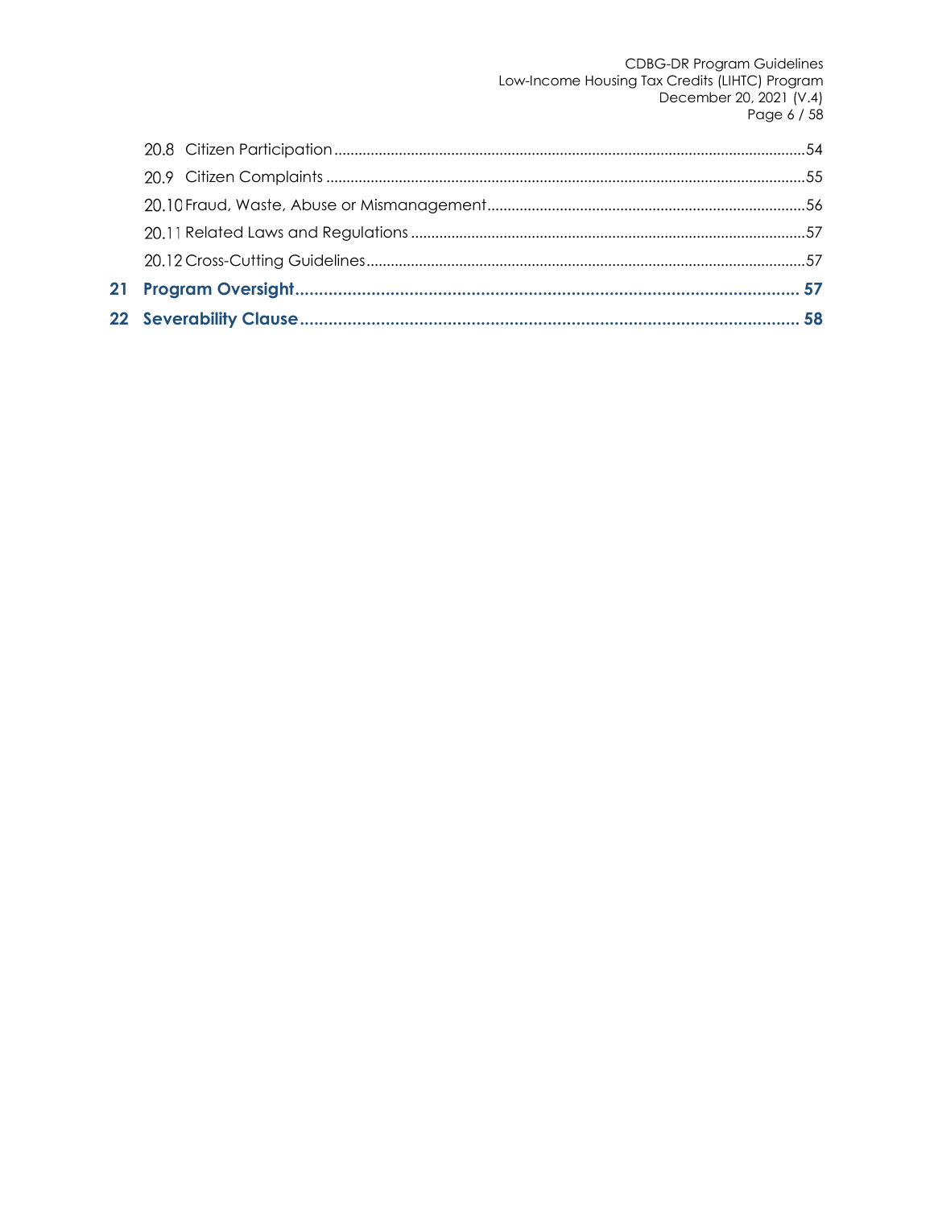20.8 Citizen Participation ..... 54
20.9 Citizen Complaints ..... 55
20.10 Fraud, Waste, Abuse or Mismanagement ..... 56
20.11 Related Laws and Regulations ..... 57
20.12 Cross-Cutting Guidelines ..... 57

**21 Program Oversight ..... 57**

**22 Severability Clause ..... 58**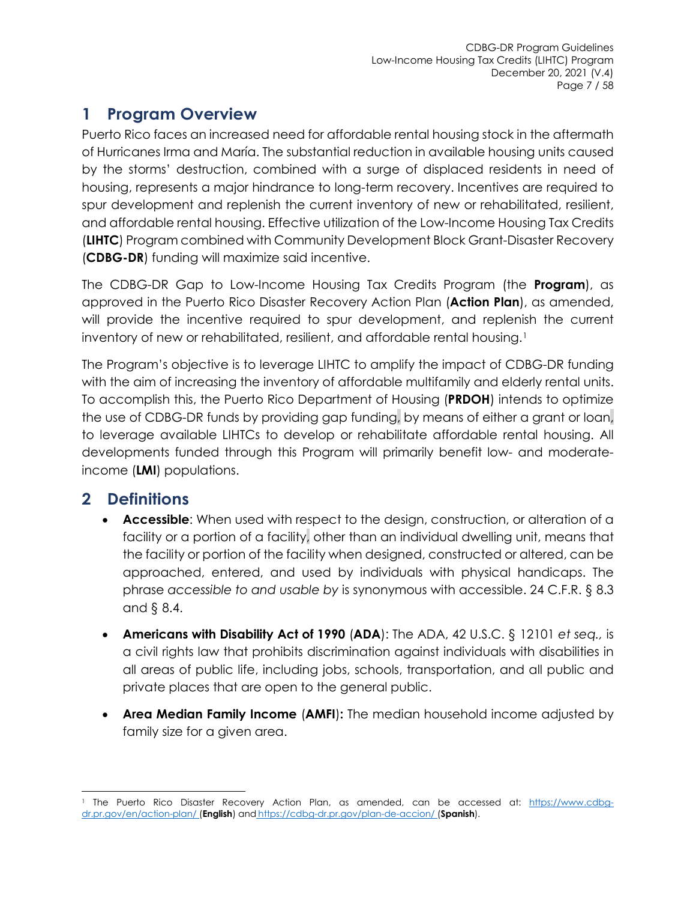# 1 Program Overview

Puerto Rico faces an increased need for affordable rental housing stock in the aftermath of Hurricanes Irma and María. The substantial reduction in available housing units caused by the storms' destruction, combined with a surge of displaced residents in need of housing, represents a major hindrance to long-term recovery. Incentives are required to spur development and replenish the current inventory of new or rehabilitated, resilient, and affordable rental housing. Effective utilization of the Low-Income Housing Tax Credits (**LIHTC**) Program combined with Community Development Block Grant-Disaster Recovery (**CDBG-DR**) funding will maximize said incentive.

The CDBG-DR Gap to Low-Income Housing Tax Credits Program (the **Program**), as approved in the Puerto Rico Disaster Recovery Action Plan (**Action Plan**), as amended, will provide the incentive required to spur development, and replenish the current inventory of new or rehabilitated, resilient, and affordable rental housing.[1]

The Program's objective is to leverage LIHTC to amplify the impact of CDBG-DR funding with the aim of increasing the inventory of affordable multifamily and elderly rental units. To accomplish this, the Puerto Rico Department of Housing (**PRDOH**) intends to optimize the use of CDBG-DR funds by providing gap funding, by means of either a grant or loan, to leverage available LIHTCs to develop or rehabilitate affordable rental housing. All developments funded through this Program will primarily benefit low- and moderate-income (**LMI**) populations.

# 2 Definitions

- **Accessible**: When used with respect to the design, construction, or alteration of a facility or a portion of a facility, other than an individual dwelling unit, means that the facility or portion of the facility when designed, constructed or altered, can be approached, entered, and used by individuals with physical handicaps. The phrase *accessible to and usable by* is synonymous with accessible. 24 C.F.R. § 8.3 and § 8.4.
- **Americans with Disability Act of 1990** (**ADA**): The ADA, 42 U.S.C. § 12101 *et seq.*, is a civil rights law that prohibits discrimination against individuals with disabilities in all areas of public life, including jobs, schools, transportation, and all public and private places that are open to the general public.
- **Area Median Family Income** (**AMFI**)**:** The median household income adjusted by family size for a given area.

---

[1] The Puerto Rico Disaster Recovery Action Plan, as amended, can be accessed at: https://www.cdbg-dr.pr.gov/en/action-plan/ (**English**) and https://cdbg-dr.pr.gov/plan-de-accion/ (**Spanish**).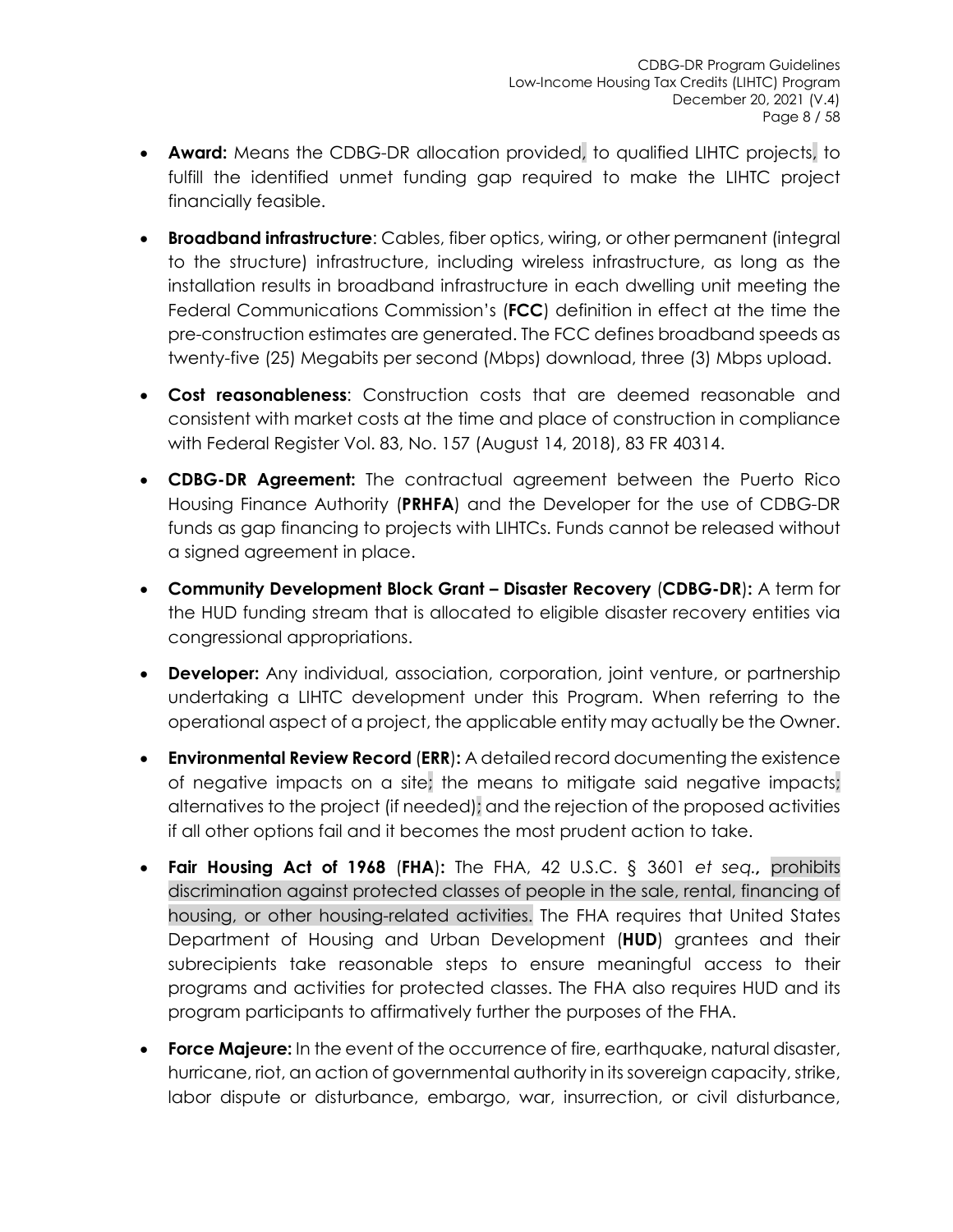- **Award:** Means the CDBG-DR allocation provided, to qualified LIHTC projects, to fulfill the identified unmet funding gap required to make the LIHTC project financially feasible.
- **Broadband infrastructure**: Cables, fiber optics, wiring, or other permanent (integral to the structure) infrastructure, including wireless infrastructure, as long as the installation results in broadband infrastructure in each dwelling unit meeting the Federal Communications Commission's (**FCC**) definition in effect at the time the pre-construction estimates are generated. The FCC defines broadband speeds as twenty-five (25) Megabits per second (Mbps) download, three (3) Mbps upload.
- **Cost reasonableness**: Construction costs that are deemed reasonable and consistent with market costs at the time and place of construction in compliance with Federal Register Vol. 83, No. 157 (August 14, 2018), 83 FR 40314.
- **CDBG-DR Agreement:** The contractual agreement between the Puerto Rico Housing Finance Authority (**PRHFA**) and the Developer for the use of CDBG-DR funds as gap financing to projects with LIHTCs. Funds cannot be released without a signed agreement in place.
- **Community Development Block Grant – Disaster Recovery** (**CDBG-DR**)**:** A term for the HUD funding stream that is allocated to eligible disaster recovery entities via congressional appropriations.
- **Developer:** Any individual, association, corporation, joint venture, or partnership undertaking a LIHTC development under this Program. When referring to the operational aspect of a project, the applicable entity may actually be the Owner.
- **Environmental Review Record** (**ERR**)**:** A detailed record documenting the existence of negative impacts on a site; the means to mitigate said negative impacts; alternatives to the project (if needed); and the rejection of the proposed activities if all other options fail and it becomes the most prudent action to take.
- **Fair Housing Act of 1968** (**FHA**)**:** The FHA, 42 U.S.C. § 3601 *et seq.*, prohibits discrimination against protected classes of people in the sale, rental, financing of housing, or other housing-related activities. The FHA requires that United States Department of Housing and Urban Development (**HUD**) grantees and their subrecipients take reasonable steps to ensure meaningful access to their programs and activities for protected classes. The FHA also requires HUD and its program participants to affirmatively further the purposes of the FHA.
- **Force Majeure:** In the event of the occurrence of fire, earthquake, natural disaster, hurricane, riot, an action of governmental authority in its sovereign capacity, strike, labor dispute or disturbance, embargo, war, insurrection, or civil disturbance,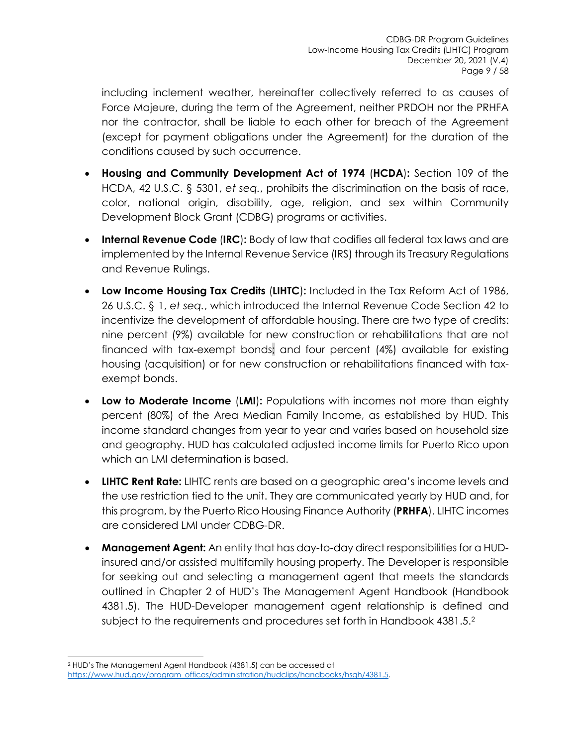including inclement weather, hereinafter collectively referred to as causes of Force Majeure, during the term of the Agreement, neither PRDOH nor the PRHFA nor the contractor, shall be liable to each other for breach of the Agreement (except for payment obligations under the Agreement) for the duration of the conditions caused by such occurrence.

- **Housing and Community Development Act of 1974** (**HCDA**)**:** Section 109 of the HCDA, 42 U.S.C. § 5301, *et seq.*, prohibits the discrimination on the basis of race, color, national origin, disability, age, religion, and sex within Community Development Block Grant (CDBG) programs or activities.
- **Internal Revenue Code** (**IRC**)**:** Body of law that codifies all federal tax laws and are implemented by the Internal Revenue Service (IRS) through its Treasury Regulations and Revenue Rulings.
- **Low Income Housing Tax Credits** (**LIHTC**)**:** Included in the Tax Reform Act of 1986, 26 U.S.C. § 1, *et seq.*, which introduced the Internal Revenue Code Section 42 to incentivize the development of affordable housing. There are two type of credits: nine percent (9%) available for new construction or rehabilitations that are not financed with tax-exempt bonds; and four percent (4%) available for existing housing (acquisition) or for new construction or rehabilitations financed with tax-exempt bonds.
- **Low to Moderate Income** (**LMI**)**:** Populations with incomes not more than eighty percent (80%) of the Area Median Family Income, as established by HUD. This income standard changes from year to year and varies based on household size and geography. HUD has calculated adjusted income limits for Puerto Rico upon which an LMI determination is based.
- **LIHTC Rent Rate:** LIHTC rents are based on a geographic area's income levels and the use restriction tied to the unit. They are communicated yearly by HUD and, for this program, by the Puerto Rico Housing Finance Authority (**PRHFA**). LIHTC incomes are considered LMI under CDBG-DR.
- **Management Agent:** An entity that has day-to-day direct responsibilities for a HUD-insured and/or assisted multifamily housing property. The Developer is responsible for seeking out and selecting a management agent that meets the standards outlined in Chapter 2 of HUD's The Management Agent Handbook (Handbook 4381.5). The HUD-Developer management agent relationship is defined and subject to the requirements and procedures set forth in Handbook 4381.5.[2]

---

[2] HUD's The Management Agent Handbook (4381.5) can be accessed at https://www.hud.gov/program_offices/administration/hudclips/handbooks/hsgh/4381.5.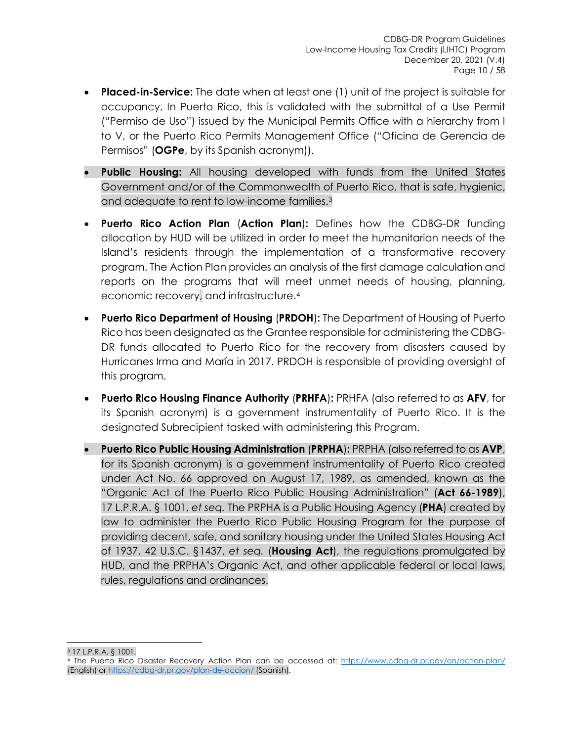- **Placed-in-Service:** The date when at least one (1) unit of the project is suitable for occupancy. In Puerto Rico, this is validated with the submittal of a Use Permit ("Permiso de Uso") issued by the Municipal Permits Office with a hierarchy from I to V, or the Puerto Rico Permits Management Office ("Oficina de Gerencia de Permisos" (**OGPe**, by its Spanish acronym)).
- **Public Housing:** All housing developed with funds from the United States Government and/or of the Commonwealth of Puerto Rico, that is safe, hygienic, and adequate to rent to low-income families.[3]
- **Puerto Rico Action Plan** (**Action Plan**)**:** Defines how the CDBG-DR funding allocation by HUD will be utilized in order to meet the humanitarian needs of the Island's residents through the implementation of a transformative recovery program. The Action Plan provides an analysis of the first damage calculation and reports on the programs that will meet unmet needs of housing, planning, economic recovery, and infrastructure.[4]
- **Puerto Rico Department of Housing** (**PRDOH**)**:** The Department of Housing of Puerto Rico has been designated as the Grantee responsible for administering the CDBG-DR funds allocated to Puerto Rico for the recovery from disasters caused by Hurricanes Irma and María in 2017. PRDOH is responsible of providing oversight of this program.
- **Puerto Rico Housing Finance Authority** (**PRHFA**)**:** PRHFA (also referred to as **AFV**, for its Spanish acronym) is a government instrumentality of Puerto Rico. It is the designated Subrecipient tasked with administering this Program.
- **Puerto Rico Public Housing Administration** (**PRPHA**)**:** PRPHA (also referred to as **AVP**, for its Spanish acronym) is a government instrumentality of Puerto Rico created under Act No. 66 approved on August 17, 1989, as amended, known as the "Organic Act of the Puerto Rico Public Housing Administration" (**Act 66-1989**), 17 L.P.R.A. § 1001, *et seq.* The PRPHA is a Public Housing Agency (**PHA**) created by law to administer the Puerto Rico Public Housing Program for the purpose of providing decent, safe, and sanitary housing under the United States Housing Act of 1937, 42 U.S.C. §1437, *et seq.* (**Housing Act**), the regulations promulgated by HUD, and the PRPHA's Organic Act, and other applicable federal or local laws, rules, regulations and ordinances.

---

[3] 17 L.P.R.A. § 1001.

[4] The Puerto Rico Disaster Recovery Action Plan can be accessed at: https://www.cdbg-dr.pr.gov/en/action-plan/ (English) or https://cdbg-dr.pr.gov/plan-de-accion/ (Spanish).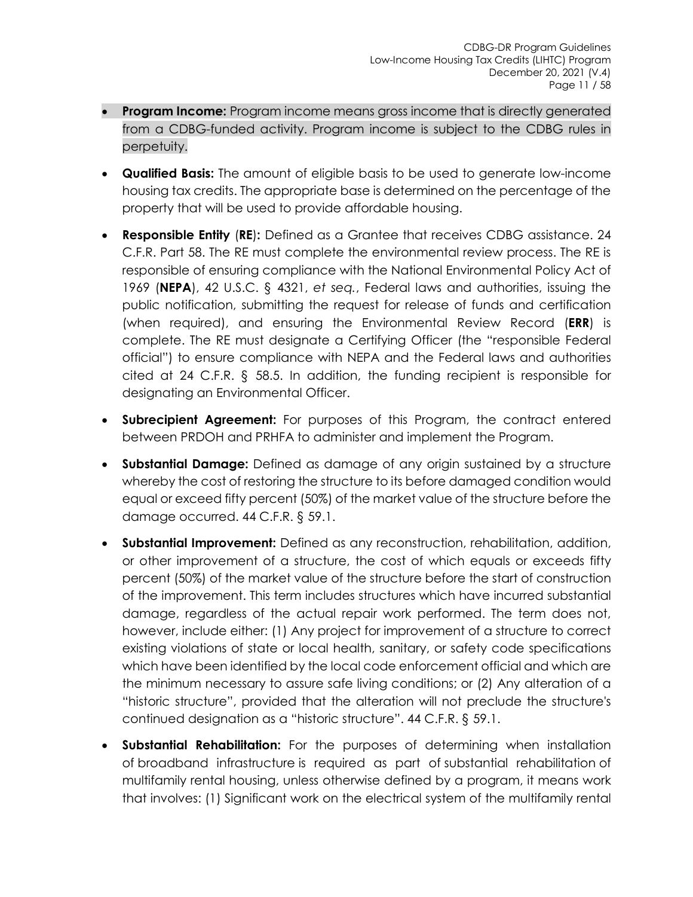- **Program Income:** Program income means gross income that is directly generated from a CDBG-funded activity. Program income is subject to the CDBG rules in perpetuity.
- **Qualified Basis:** The amount of eligible basis to be used to generate low-income housing tax credits. The appropriate base is determined on the percentage of the property that will be used to provide affordable housing.
- **Responsible Entity** (**RE**)**:** Defined as a Grantee that receives CDBG assistance. 24 C.F.R. Part 58. The RE must complete the environmental review process. The RE is responsible of ensuring compliance with the National Environmental Policy Act of 1969 (**NEPA**), 42 U.S.C. § 4321, *et seq.*, Federal laws and authorities, issuing the public notification, submitting the request for release of funds and certification (when required), and ensuring the Environmental Review Record (**ERR**) is complete. The RE must designate a Certifying Officer (the "responsible Federal official") to ensure compliance with NEPA and the Federal laws and authorities cited at 24 C.F.R. § 58.5. In addition, the funding recipient is responsible for designating an Environmental Officer.
- **Subrecipient Agreement:** For purposes of this Program, the contract entered between PRDOH and PRHFA to administer and implement the Program.
- **Substantial Damage:** Defined as damage of any origin sustained by a structure whereby the cost of restoring the structure to its before damaged condition would equal or exceed fifty percent (50%) of the market value of the structure before the damage occurred. 44 C.F.R. § 59.1.
- **Substantial Improvement:** Defined as any reconstruction, rehabilitation, addition, or other improvement of a structure, the cost of which equals or exceeds fifty percent (50%) of the market value of the structure before the start of construction of the improvement. This term includes structures which have incurred substantial damage, regardless of the actual repair work performed. The term does not, however, include either: (1) Any project for improvement of a structure to correct existing violations of state or local health, sanitary, or safety code specifications which have been identified by the local code enforcement official and which are the minimum necessary to assure safe living conditions; or (2) Any alteration of a "historic structure", provided that the alteration will not preclude the structure's continued designation as a "historic structure". 44 C.F.R. § 59.1.
- **Substantial Rehabilitation:** For the purposes of determining when installation of broadband infrastructure is required as part of substantial rehabilitation of multifamily rental housing, unless otherwise defined by a program, it means work that involves: (1) Significant work on the electrical system of the multifamily rental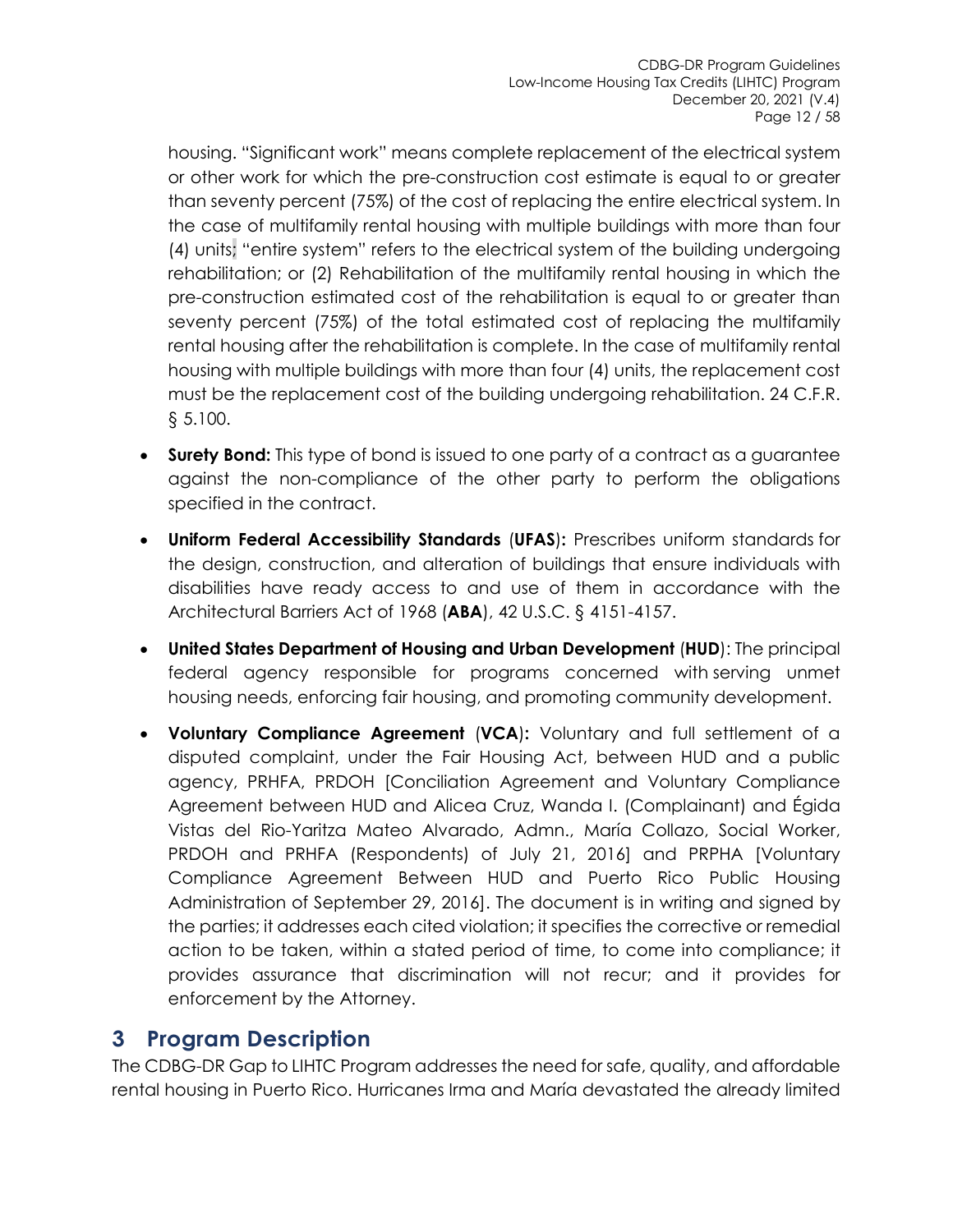housing. "Significant work" means complete replacement of the electrical system or other work for which the pre-construction cost estimate is equal to or greater than seventy percent (75%) of the cost of replacing the entire electrical system. In the case of multifamily rental housing with multiple buildings with more than four (4) units; "entire system" refers to the electrical system of the building undergoing rehabilitation; or (2) Rehabilitation of the multifamily rental housing in which the pre-construction estimated cost of the rehabilitation is equal to or greater than seventy percent (75%) of the total estimated cost of replacing the multifamily rental housing after the rehabilitation is complete. In the case of multifamily rental housing with multiple buildings with more than four (4) units, the replacement cost must be the replacement cost of the building undergoing rehabilitation. 24 C.F.R. § 5.100.

- **Surety Bond:** This type of bond is issued to one party of a contract as a guarantee against the non-compliance of the other party to perform the obligations specified in the contract.
- **Uniform Federal Accessibility Standards** (**UFAS**)**:** Prescribes uniform standards for the design, construction, and alteration of buildings that ensure individuals with disabilities have ready access to and use of them in accordance with the Architectural Barriers Act of 1968 (**ABA**), 42 U.S.C. § 4151-4157.
- **United States Department of Housing and Urban Development** (**HUD**): The principal federal agency responsible for programs concerned with serving unmet housing needs, enforcing fair housing, and promoting community development.
- **Voluntary Compliance Agreement** (**VCA**)**:** Voluntary and full settlement of a disputed complaint, under the Fair Housing Act, between HUD and a public agency, PRHFA, PRDOH [Conciliation Agreement and Voluntary Compliance Agreement between HUD and Alicea Cruz, Wanda I. (Complainant) and Égida Vistas del Rio-Yaritza Mateo Alvarado, Admn., María Collazo, Social Worker, PRDOH and PRHFA (Respondents) of July 21, 2016] and PRPHA [Voluntary Compliance Agreement Between HUD and Puerto Rico Public Housing Administration of September 29, 2016]. The document is in writing and signed by the parties; it addresses each cited violation; it specifies the corrective or remedial action to be taken, within a stated period of time, to come into compliance; it provides assurance that discrimination will not recur; and it provides for enforcement by the Attorney.

# 3 Program Description

The CDBG-DR Gap to LIHTC Program addresses the need for safe, quality, and affordable rental housing in Puerto Rico. Hurricanes Irma and María devastated the already limited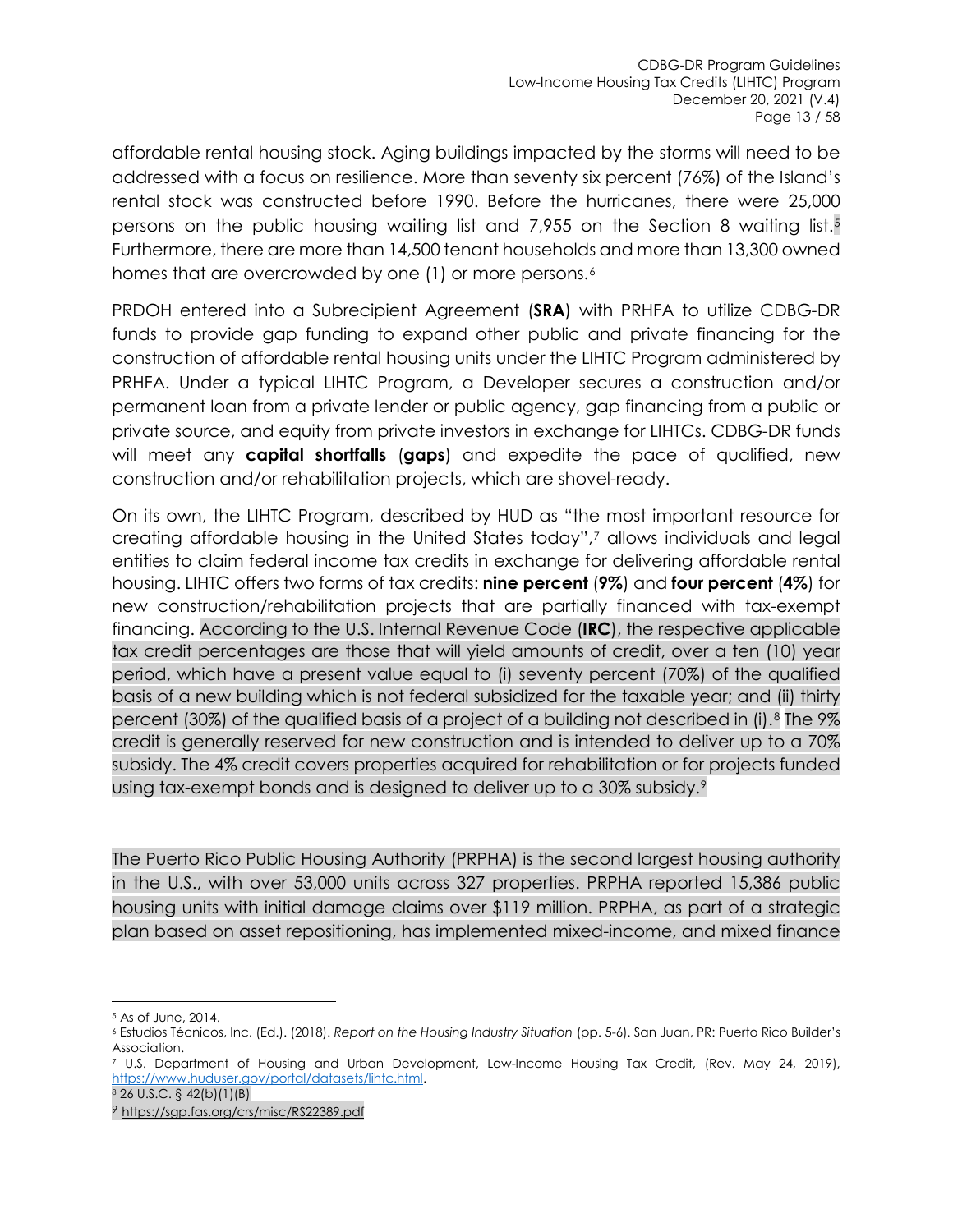affordable rental housing stock. Aging buildings impacted by the storms will need to be addressed with a focus on resilience. More than seventy six percent (76%) of the Island's rental stock was constructed before 1990. Before the hurricanes, there were 25,000 persons on the public housing waiting list and 7,955 on the Section 8 waiting list.[5] Furthermore, there are more than 14,500 tenant households and more than 13,300 owned homes that are overcrowded by one (1) or more persons.[6]

PRDOH entered into a Subrecipient Agreement (**SRA**) with PRHFA to utilize CDBG-DR funds to provide gap funding to expand other public and private financing for the construction of affordable rental housing units under the LIHTC Program administered by PRHFA. Under a typical LIHTC Program, a Developer secures a construction and/or permanent loan from a private lender or public agency, gap financing from a public or private source, and equity from private investors in exchange for LIHTCs. CDBG-DR funds will meet any **capital shortfalls** (**gaps**) and expedite the pace of qualified, new construction and/or rehabilitation projects, which are shovel-ready.

On its own, the LIHTC Program, described by HUD as "the most important resource for creating affordable housing in the United States today",[7] allows individuals and legal entities to claim federal income tax credits in exchange for delivering affordable rental housing. LIHTC offers two forms of tax credits: **nine percent** (**9%**) and **four percent** (**4%**) for new construction/rehabilitation projects that are partially financed with tax-exempt financing. According to the U.S. Internal Revenue Code (**IRC**), the respective applicable tax credit percentages are those that will yield amounts of credit, over a ten (10) year period, which have a present value equal to (i) seventy percent (70%) of the qualified basis of a new building which is not federal subsidized for the taxable year; and (ii) thirty percent (30%) of the qualified basis of a project of a building not described in (i).[8] The 9% credit is generally reserved for new construction and is intended to deliver up to a 70% subsidy. The 4% credit covers properties acquired for rehabilitation or for projects funded using tax-exempt bonds and is designed to deliver up to a 30% subsidy.[9]

The Puerto Rico Public Housing Authority (PRPHA) is the second largest housing authority in the U.S., with over 53,000 units across 327 properties. PRPHA reported 15,386 public housing units with initial damage claims over $119 million. PRPHA, as part of a strategic plan based on asset repositioning, has implemented mixed-income, and mixed finance

---

[5] As of June, 2014.

[6] Estudios Técnicos, Inc. (Ed.). (2018). *Report on the Housing Industry Situation* (pp. 5-6). San Juan, PR: Puerto Rico Builder's Association.

[7] U.S. Department of Housing and Urban Development, Low-Income Housing Tax Credit, (Rev. May 24, 2019), https://www.huduser.gov/portal/datasets/lihtc.html.

[8] 26 U.S.C. § 42(b)(1)(B)

[9] https://sgp.fas.org/crs/misc/RS22389.pdf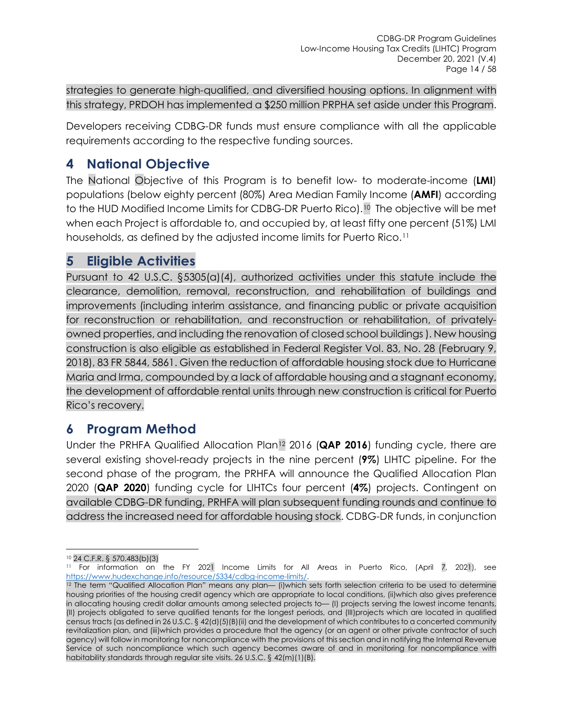strategies to generate high-qualified, and diversified housing options. In alignment with this strategy, PRDOH has implemented a $250 million PRPHA set aside under this Program.

Developers receiving CDBG-DR funds must ensure compliance with all the applicable requirements according to the respective funding sources.

# 4 National Objective

The National Objective of this Program is to benefit low- to moderate-income (**LMI**) populations (below eighty percent (80%) Area Median Family Income (**AMFI**) according to the HUD Modified Income Limits for CDBG-DR Puerto Rico).[10] The objective will be met when each Project is affordable to, and occupied by, at least fifty one percent (51%) LMI households, as defined by the adjusted income limits for Puerto Rico.[11]

# 5 Eligible Activities

Pursuant to 42 U.S.C. §5305(a)(4), authorized activities under this statute include the clearance, demolition, removal, reconstruction, and rehabilitation of buildings and improvements (including interim assistance, and financing public or private acquisition for reconstruction or rehabilitation, and reconstruction or rehabilitation, of privately-owned properties, and including the renovation of closed school buildings ). New housing construction is also eligible as established in Federal Register Vol. 83, No. 28 (February 9, 2018), 83 FR 5844, 5861. Given the reduction of affordable housing stock due to Hurricane Maria and Irma, compounded by a lack of affordable housing and a stagnant economy, the development of affordable rental units through new construction is critical for Puerto Rico's recovery.

# 6 Program Method

Under the PRHFA Qualified Allocation Plan[12] 2016 (**QAP 2016**) funding cycle, there are several existing shovel-ready projects in the nine percent (**9%**) LIHTC pipeline. For the second phase of the program, the PRHFA will announce the Qualified Allocation Plan 2020 (**QAP 2020**) funding cycle for LIHTCs four percent (**4%**) projects. Contingent on available CDBG-DR funding, PRHFA will plan subsequent funding rounds and continue to address the increased need for affordable housing stock. CDBG-DR funds, in conjunction

---

[10] 24 C.F.R. § 570.483(b)(3)

[11] For information on the FY 2021 Income Limits for All Areas in Puerto Rico, (April 7, 2021), see https://www.hudexchange.info/resource/5334/cdbg-income-limits/.

[12] The term "Qualified Allocation Plan" means any plan— (i)which sets forth selection criteria to be used to determine housing priorities of the housing credit agency which are appropriate to local conditions, (ii)which also gives preference in allocating housing credit dollar amounts among selected projects to— (I) projects serving the lowest income tenants, (II) projects obligated to serve qualified tenants for the longest periods, and (III)projects which are located in qualified census tracts (as defined in 26 U.S.C. § 42(d)(5)(B)(ii) and the development of which contributes to a concerted community revitalization plan, and (iii)which provides a procedure that the agency (or an agent or other private contractor of such agency) will follow in monitoring for noncompliance with the provisions of this section and in notifying the Internal Revenue Service of such noncompliance which such agency becomes aware of and in monitoring for noncompliance with habitability standards through regular site visits. 26 U.S.C. § 42(m)(1)(B).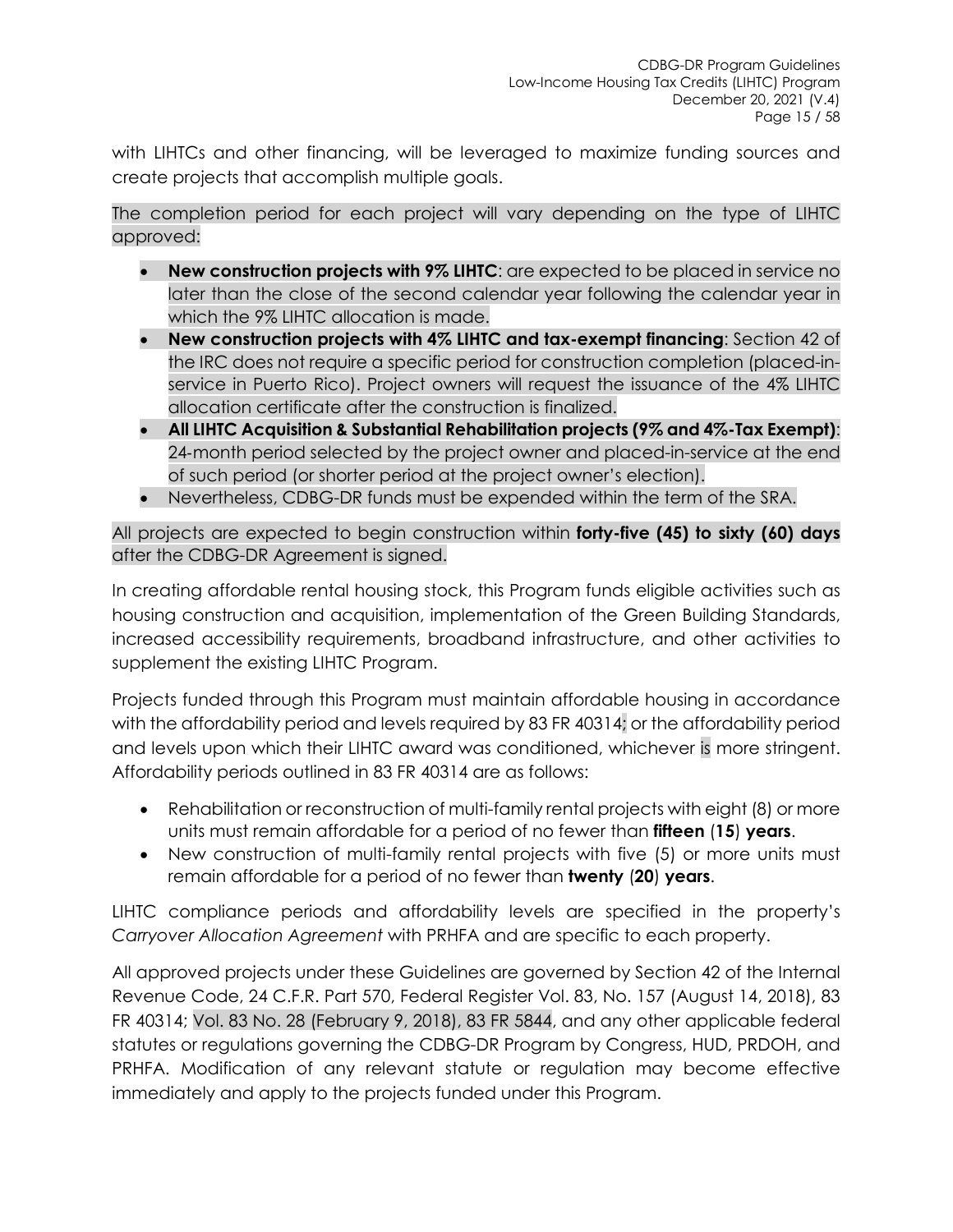with LIHTCs and other financing, will be leveraged to maximize funding sources and create projects that accomplish multiple goals.

The completion period for each project will vary depending on the type of LIHTC approved:

- **New construction projects with 9% LIHTC**: are expected to be placed in service no later than the close of the second calendar year following the calendar year in which the 9% LIHTC allocation is made.
- **New construction projects with 4% LIHTC and tax-exempt financing**: Section 42 of the IRC does not require a specific period for construction completion (placed-in-service in Puerto Rico). Project owners will request the issuance of the 4% LIHTC allocation certificate after the construction is finalized.
- **All LIHTC Acquisition & Substantial Rehabilitation projects (9% and 4%-Tax Exempt)**: 24-month period selected by the project owner and placed-in-service at the end of such period (or shorter period at the project owner's election).
- Nevertheless, CDBG-DR funds must be expended within the term of the SRA.

All projects are expected to begin construction within **forty-five (45) to sixty (60) days** after the CDBG-DR Agreement is signed.

In creating affordable rental housing stock, this Program funds eligible activities such as housing construction and acquisition, implementation of the Green Building Standards, increased accessibility requirements, broadband infrastructure, and other activities to supplement the existing LIHTC Program.

Projects funded through this Program must maintain affordable housing in accordance with the affordability period and levels required by 83 FR 40314; or the affordability period and levels upon which their LIHTC award was conditioned, whichever is more stringent. Affordability periods outlined in 83 FR 40314 are as follows:

- Rehabilitation or reconstruction of multi-family rental projects with eight (8) or more units must remain affordable for a period of no fewer than **fifteen** (**15**) **years**.
- New construction of multi-family rental projects with five (5) or more units must remain affordable for a period of no fewer than **twenty** (**20**) **years**.

LIHTC compliance periods and affordability levels are specified in the property's *Carryover Allocation Agreement* with PRHFA and are specific to each property.

All approved projects under these Guidelines are governed by Section 42 of the Internal Revenue Code, 24 C.F.R. Part 570, Federal Register Vol. 83, No. 157 (August 14, 2018), 83 FR 40314; Vol. 83 No. 28 (February 9, 2018), 83 FR 5844, and any other applicable federal statutes or regulations governing the CDBG-DR Program by Congress, HUD, PRDOH, and PRHFA. Modification of any relevant statute or regulation may become effective immediately and apply to the projects funded under this Program.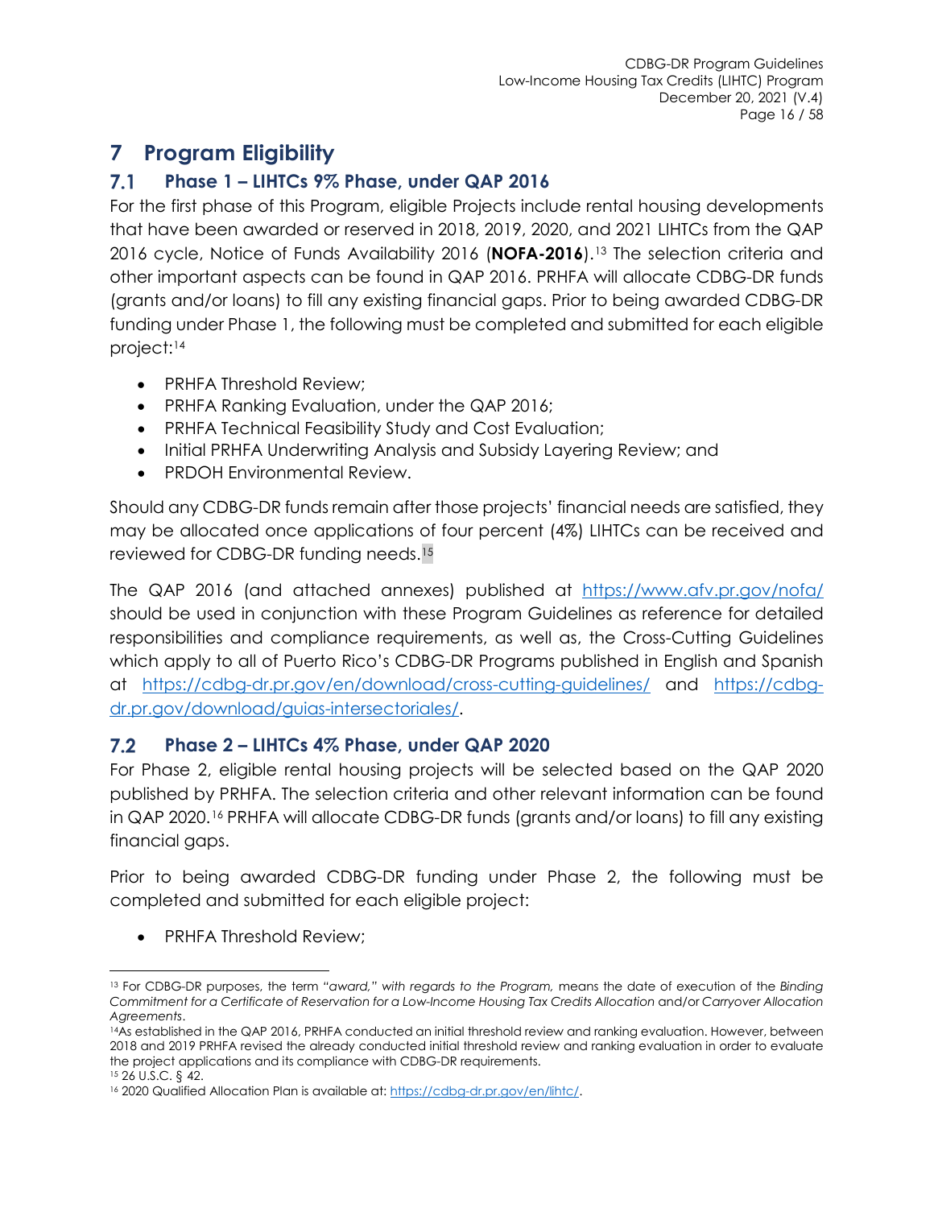# 7 Program Eligibility

## 7.1 Phase 1 – LIHTCs 9% Phase, under QAP 2016

For the first phase of this Program, eligible Projects include rental housing developments that have been awarded or reserved in 2018, 2019, 2020, and 2021 LIHTCs from the QAP 2016 cycle, Notice of Funds Availability 2016 (**NOFA-2016**).[13] The selection criteria and other important aspects can be found in QAP 2016. PRHFA will allocate CDBG-DR funds (grants and/or loans) to fill any existing financial gaps. Prior to being awarded CDBG-DR funding under Phase 1, the following must be completed and submitted for each eligible project:[14]

- PRHFA Threshold Review;
- PRHFA Ranking Evaluation, under the QAP 2016;
- PRHFA Technical Feasibility Study and Cost Evaluation;
- Initial PRHFA Underwriting Analysis and Subsidy Layering Review; and
- PRDOH Environmental Review.

Should any CDBG-DR funds remain after those projects' financial needs are satisfied, they may be allocated once applications of four percent (4%) LIHTCs can be received and reviewed for CDBG-DR funding needs.[15]

The QAP 2016 (and attached annexes) published at https://www.afv.pr.gov/nofa/ should be used in conjunction with these Program Guidelines as reference for detailed responsibilities and compliance requirements, as well as, the Cross-Cutting Guidelines which apply to all of Puerto Rico's CDBG-DR Programs published in English and Spanish at https://cdbg-dr.pr.gov/en/download/cross-cutting-guidelines/ and https://cdbg-dr.pr.gov/download/guias-intersectoriales/.

## 7.2 Phase 2 – LIHTCs 4% Phase, under QAP 2020

For Phase 2, eligible rental housing projects will be selected based on the QAP 2020 published by PRHFA. The selection criteria and other relevant information can be found in QAP 2020.[16] PRHFA will allocate CDBG-DR funds (grants and/or loans) to fill any existing financial gaps.

Prior to being awarded CDBG-DR funding under Phase 2, the following must be completed and submitted for each eligible project:

- PRHFA Threshold Review;

---

[13] For CDBG-DR purposes, the term "*award," with regards to the Program,* means the date of execution of the *Binding Commitment for a Certificate of Reservation for a Low-Income Housing Tax Credits Allocation* and/or *Carryover Allocation Agreements*.

[14] As established in the QAP 2016, PRHFA conducted an initial threshold review and ranking evaluation. However, between 2018 and 2019 PRHFA revised the already conducted initial threshold review and ranking evaluation in order to evaluate the project applications and its compliance with CDBG-DR requirements.

[15] 26 U.S.C. § 42.

[16] 2020 Qualified Allocation Plan is available at: https://cdbg-dr.pr.gov/en/lihtc/.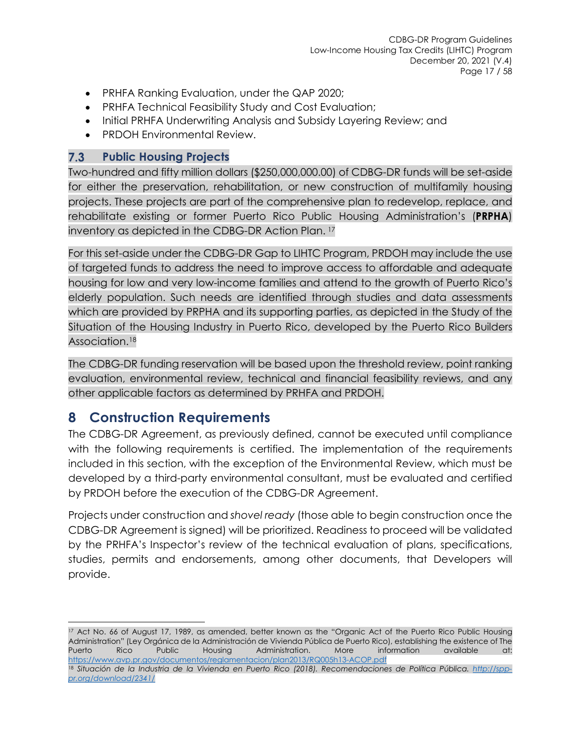- PRHFA Ranking Evaluation, under the QAP 2020;
- PRHFA Technical Feasibility Study and Cost Evaluation;
- Initial PRHFA Underwriting Analysis and Subsidy Layering Review; and
- PRDOH Environmental Review.

### 7.3 Public Housing Projects

Two-hundred and fifty million dollars ($250,000,000.00) of CDBG-DR funds will be set-aside for either the preservation, rehabilitation, or new construction of multifamily housing projects. These projects are part of the comprehensive plan to redevelop, replace, and rehabilitate existing or former Puerto Rico Public Housing Administration's (**PRPHA**) inventory as depicted in the CDBG-DR Action Plan. [17]

For this set-aside under the CDBG-DR Gap to LIHTC Program, PRDOH may include the use of targeted funds to address the need to improve access to affordable and adequate housing for low and very low-income families and attend to the growth of Puerto Rico's elderly population. Such needs are identified through studies and data assessments which are provided by PRPHA and its supporting parties, as depicted in the Study of the Situation of the Housing Industry in Puerto Rico, developed by the Puerto Rico Builders Association.[18]

The CDBG-DR funding reservation will be based upon the threshold review, point ranking evaluation, environmental review, technical and financial feasibility reviews, and any other applicable factors as determined by PRHFA and PRDOH.

## 8 Construction Requirements

The CDBG-DR Agreement, as previously defined, cannot be executed until compliance with the following requirements is certified. The implementation of the requirements included in this section, with the exception of the Environmental Review, which must be developed by a third-party environmental consultant, must be evaluated and certified by PRDOH before the execution of the CDBG-DR Agreement.

Projects under construction and *shovel ready* (those able to begin construction once the CDBG-DR Agreement is signed) will be prioritized. Readiness to proceed will be validated by the PRHFA's Inspector's review of the technical evaluation of plans, specifications, studies, permits and endorsements, among other documents, that Developers will provide.

---

[17] Act No. 66 of August 17, 1989, as amended, better known as the "Organic Act of the Puerto Rico Public Housing Administration" (Ley Orgánica de la Administración de Vivienda Pública de Puerto Rico), establishing the existence of The Puerto Rico Public Housing Administration. More information available at: https://www.avp.pr.gov/documentos/reglamentacion/plan2013/RQ005h13-ACOP.pdf

[18] *Situación de la Industria de la Vivienda en Puerto Rico (2018). Recomendaciones de Política Pública.* http://spp-pr.org/download/2341/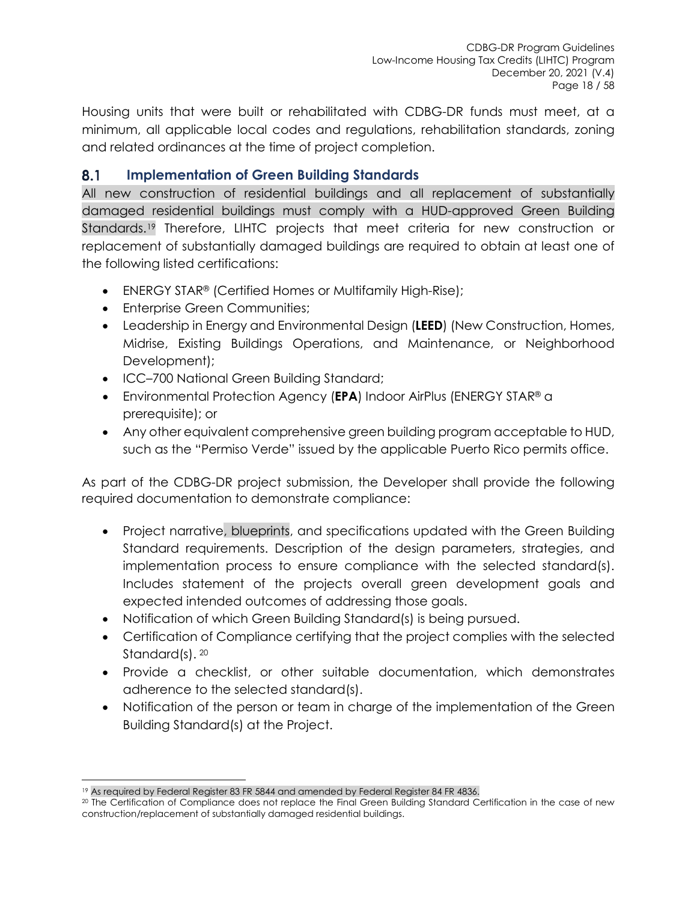Housing units that were built or rehabilitated with CDBG-DR funds must meet, at a minimum, all applicable local codes and regulations, rehabilitation standards, zoning and related ordinances at the time of project completion.

## 8.1 Implementation of Green Building Standards

All new construction of residential buildings and all replacement of substantially damaged residential buildings must comply with a HUD-approved Green Building Standards.[19] Therefore, LIHTC projects that meet criteria for new construction or replacement of substantially damaged buildings are required to obtain at least one of the following listed certifications:

- ENERGY STAR® (Certified Homes or Multifamily High-Rise);
- Enterprise Green Communities;
- Leadership in Energy and Environmental Design (**LEED**) (New Construction, Homes, Midrise, Existing Buildings Operations, and Maintenance, or Neighborhood Development);
- ICC–700 National Green Building Standard;
- Environmental Protection Agency (**EPA**) Indoor AirPlus (ENERGY STAR® a prerequisite); or
- Any other equivalent comprehensive green building program acceptable to HUD, such as the "Permiso Verde" issued by the applicable Puerto Rico permits office.

As part of the CDBG-DR project submission, the Developer shall provide the following required documentation to demonstrate compliance:

- Project narrative, blueprints, and specifications updated with the Green Building Standard requirements. Description of the design parameters, strategies, and implementation process to ensure compliance with the selected standard(s). Includes statement of the projects overall green development goals and expected intended outcomes of addressing those goals.
- Notification of which Green Building Standard(s) is being pursued.
- Certification of Compliance certifying that the project complies with the selected Standard(s).[20]
- Provide a checklist, or other suitable documentation, which demonstrates adherence to the selected standard(s).
- Notification of the person or team in charge of the implementation of the Green Building Standard(s) at the Project.

---

[19] As required by Federal Register 83 FR 5844 and amended by Federal Register 84 FR 4836.

[20] The Certification of Compliance does not replace the Final Green Building Standard Certification in the case of new construction/replacement of substantially damaged residential buildings.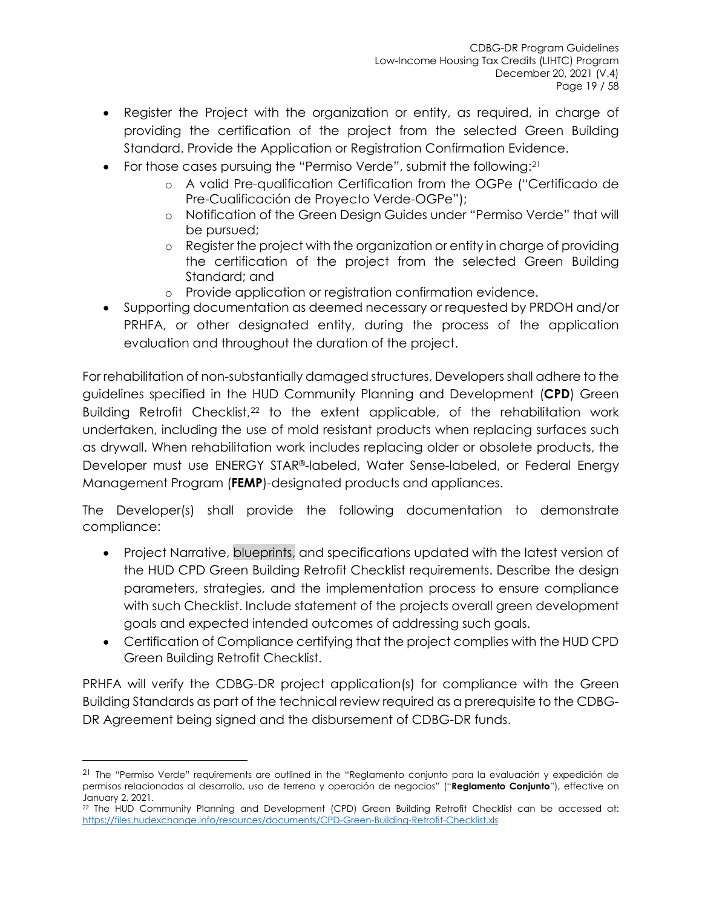- Register the Project with the organization or entity, as required, in charge of providing the certification of the project from the selected Green Building Standard. Provide the Application or Registration Confirmation Evidence.
- For those cases pursuing the "Permiso Verde", submit the following:[21]
  - A valid Pre-qualification Certification from the OGPe ("Certificado de Pre-Cualificación de Proyecto Verde-OGPe");
  - Notification of the Green Design Guides under "Permiso Verde" that will be pursued;
  - Register the project with the organization or entity in charge of providing the certification of the project from the selected Green Building Standard; and
  - Provide application or registration confirmation evidence.
- Supporting documentation as deemed necessary or requested by PRDOH and/or PRHFA, or other designated entity, during the process of the application evaluation and throughout the duration of the project.

For rehabilitation of non-substantially damaged structures, Developers shall adhere to the guidelines specified in the HUD Community Planning and Development (**CPD**) Green Building Retrofit Checklist,[22] to the extent applicable, of the rehabilitation work undertaken, including the use of mold resistant products when replacing surfaces such as drywall. When rehabilitation work includes replacing older or obsolete products, the Developer must use ENERGY STAR®-labeled, Water Sense-labeled, or Federal Energy Management Program (**FEMP**)-designated products and appliances.

The Developer(s) shall provide the following documentation to demonstrate compliance:

- Project Narrative, blueprints, and specifications updated with the latest version of the HUD CPD Green Building Retrofit Checklist requirements. Describe the design parameters, strategies, and the implementation process to ensure compliance with such Checklist. Include statement of the projects overall green development goals and expected intended outcomes of addressing such goals.
- Certification of Compliance certifying that the project complies with the HUD CPD Green Building Retrofit Checklist.

PRHFA will verify the CDBG-DR project application(s) for compliance with the Green Building Standards as part of the technical review required as a prerequisite to the CDBG-DR Agreement being signed and the disbursement of CDBG-DR funds.

---

[21] The "Permiso Verde" requirements are outlined in the "Reglamento conjunto para la evaluación y expedición de permisos relacionadas al desarrollo, uso de terreno y operación de negocios" ("**Reglamento Conjunto**"), effective on January 2, 2021.

[22] The HUD Community Planning and Development (CPD) Green Building Retrofit Checklist can be accessed at: https://files.hudexchange.info/resources/documents/CPD-Green-Building-Retrofit-Checklist.xls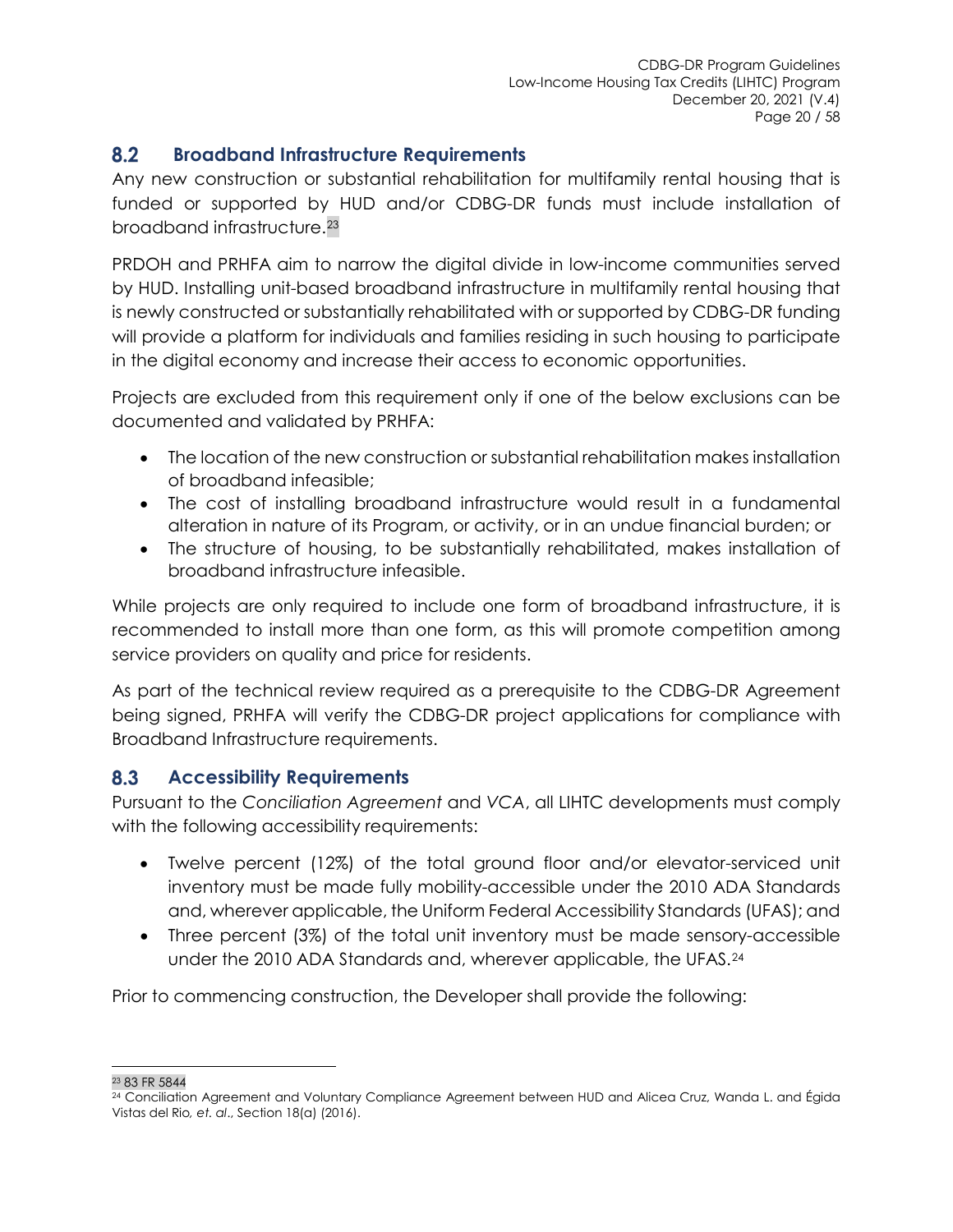## 8.2 Broadband Infrastructure Requirements

Any new construction or substantial rehabilitation for multifamily rental housing that is funded or supported by HUD and/or CDBG-DR funds must include installation of broadband infrastructure.[23]

PRDOH and PRHFA aim to narrow the digital divide in low-income communities served by HUD. Installing unit-based broadband infrastructure in multifamily rental housing that is newly constructed or substantially rehabilitated with or supported by CDBG-DR funding will provide a platform for individuals and families residing in such housing to participate in the digital economy and increase their access to economic opportunities.

Projects are excluded from this requirement only if one of the below exclusions can be documented and validated by PRHFA:

- The location of the new construction or substantial rehabilitation makes installation of broadband infeasible;
- The cost of installing broadband infrastructure would result in a fundamental alteration in nature of its Program, or activity, or in an undue financial burden; or
- The structure of housing, to be substantially rehabilitated, makes installation of broadband infrastructure infeasible.

While projects are only required to include one form of broadband infrastructure, it is recommended to install more than one form, as this will promote competition among service providers on quality and price for residents.

As part of the technical review required as a prerequisite to the CDBG-DR Agreement being signed, PRHFA will verify the CDBG-DR project applications for compliance with Broadband Infrastructure requirements.

## 8.3 Accessibility Requirements

Pursuant to the *Conciliation Agreement* and *VCA*, all LIHTC developments must comply with the following accessibility requirements:

- Twelve percent (12%) of the total ground floor and/or elevator-serviced unit inventory must be made fully mobility-accessible under the 2010 ADA Standards and, wherever applicable, the Uniform Federal Accessibility Standards (UFAS); and
- Three percent (3%) of the total unit inventory must be made sensory-accessible under the 2010 ADA Standards and, wherever applicable, the UFAS.[24]

Prior to commencing construction, the Developer shall provide the following:

[23] 83 FR 5844

[24] Conciliation Agreement and Voluntary Compliance Agreement between HUD and Alicea Cruz, Wanda L. and Égida Vistas del Rio*, et. al*., Section 18(a) (2016).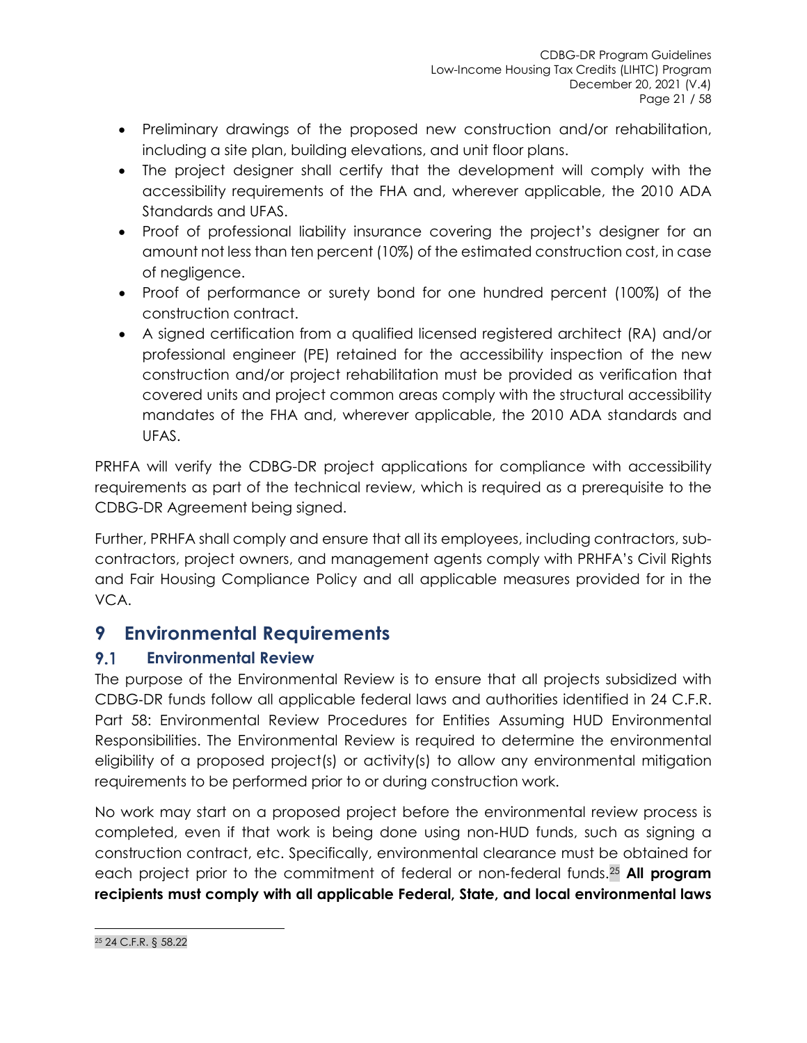- Preliminary drawings of the proposed new construction and/or rehabilitation, including a site plan, building elevations, and unit floor plans.
- The project designer shall certify that the development will comply with the accessibility requirements of the FHA and, wherever applicable, the 2010 ADA Standards and UFAS.
- Proof of professional liability insurance covering the project's designer for an amount not less than ten percent (10%) of the estimated construction cost, in case of negligence.
- Proof of performance or surety bond for one hundred percent (100%) of the construction contract.
- A signed certification from a qualified licensed registered architect (RA) and/or professional engineer (PE) retained for the accessibility inspection of the new construction and/or project rehabilitation must be provided as verification that covered units and project common areas comply with the structural accessibility mandates of the FHA and, wherever applicable, the 2010 ADA standards and UFAS.

PRHFA will verify the CDBG-DR project applications for compliance with accessibility requirements as part of the technical review, which is required as a prerequisite to the CDBG-DR Agreement being signed.

Further, PRHFA shall comply and ensure that all its employees, including contractors, sub-contractors, project owners, and management agents comply with PRHFA's Civil Rights and Fair Housing Compliance Policy and all applicable measures provided for in the VCA.

# 9 Environmental Requirements

## 9.1 Environmental Review

The purpose of the Environmental Review is to ensure that all projects subsidized with CDBG-DR funds follow all applicable federal laws and authorities identified in 24 C.F.R. Part 58: Environmental Review Procedures for Entities Assuming HUD Environmental Responsibilities. The Environmental Review is required to determine the environmental eligibility of a proposed project(s) or activity(s) to allow any environmental mitigation requirements to be performed prior to or during construction work.

No work may start on a proposed project before the environmental review process is completed, even if that work is being done using non-HUD funds, such as signing a construction contract, etc. Specifically, environmental clearance must be obtained for each project prior to the commitment of federal or non-federal funds.[25] **All program recipients must comply with all applicable Federal, State, and local environmental laws**

[25] 24 C.F.R. § 58.22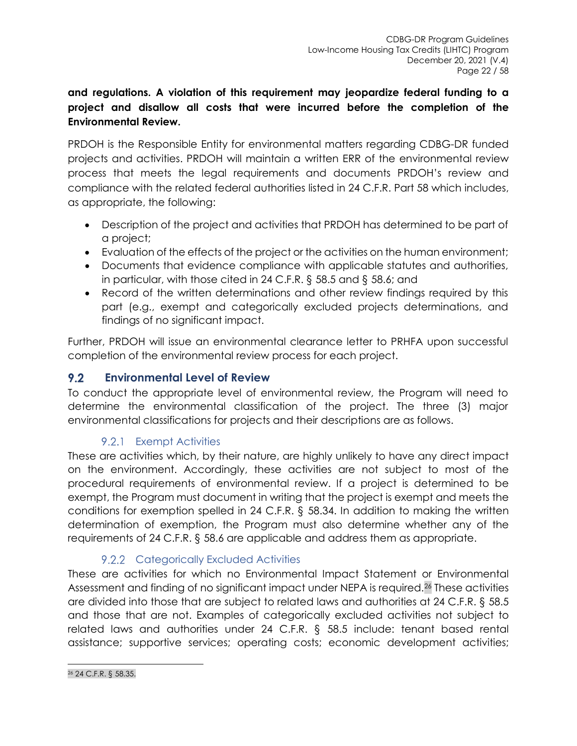**and regulations. A violation of this requirement may jeopardize federal funding to a project and disallow all costs that were incurred before the completion of the Environmental Review.**

PRDOH is the Responsible Entity for environmental matters regarding CDBG-DR funded projects and activities. PRDOH will maintain a written ERR of the environmental review process that meets the legal requirements and documents PRDOH's review and compliance with the related federal authorities listed in 24 C.F.R. Part 58 which includes, as appropriate, the following:

- Description of the project and activities that PRDOH has determined to be part of a project;
- Evaluation of the effects of the project or the activities on the human environment;
- Documents that evidence compliance with applicable statutes and authorities, in particular, with those cited in 24 C.F.R. § 58.5 and § 58.6; and
- Record of the written determinations and other review findings required by this part (e.g., exempt and categorically excluded projects determinations, and findings of no significant impact.

Further, PRDOH will issue an environmental clearance letter to PRHFA upon successful completion of the environmental review process for each project.

## 9.2 Environmental Level of Review

To conduct the appropriate level of environmental review, the Program will need to determine the environmental classification of the project. The three (3) major environmental classifications for projects and their descriptions are as follows.

### 9.2.1 Exempt Activities

These are activities which, by their nature, are highly unlikely to have any direct impact on the environment. Accordingly, these activities are not subject to most of the procedural requirements of environmental review. If a project is determined to be exempt, the Program must document in writing that the project is exempt and meets the conditions for exemption spelled in 24 C.F.R. § 58.34. In addition to making the written determination of exemption, the Program must also determine whether any of the requirements of 24 C.F.R. § 58.6 are applicable and address them as appropriate.

### 9.2.2 Categorically Excluded Activities

These are activities for which no Environmental Impact Statement or Environmental Assessment and finding of no significant impact under NEPA is required.[26] These activities are divided into those that are subject to related laws and authorities at 24 C.F.R. § 58.5 and those that are not. Examples of categorically excluded activities not subject to related laws and authorities under 24 C.F.R. § 58.5 include: tenant based rental assistance; supportive services; operating costs; economic development activities;

[26] 24 C.F.R. § 58.35.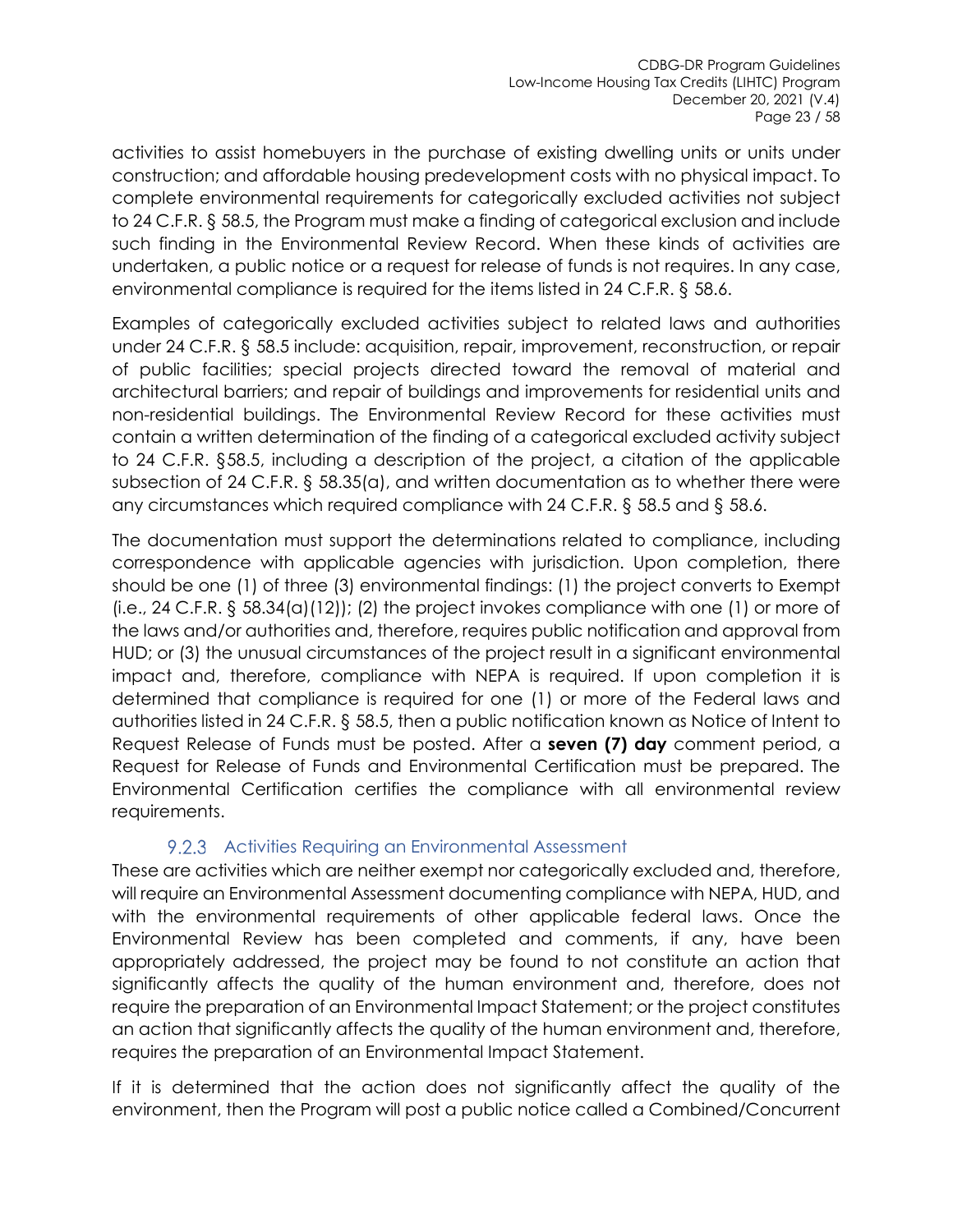activities to assist homebuyers in the purchase of existing dwelling units or units under construction; and affordable housing predevelopment costs with no physical impact. To complete environmental requirements for categorically excluded activities not subject to 24 C.F.R. § 58.5, the Program must make a finding of categorical exclusion and include such finding in the Environmental Review Record. When these kinds of activities are undertaken, a public notice or a request for release of funds is not requires. In any case, environmental compliance is required for the items listed in 24 C.F.R. § 58.6.

Examples of categorically excluded activities subject to related laws and authorities under 24 C.F.R. § 58.5 include: acquisition, repair, improvement, reconstruction, or repair of public facilities; special projects directed toward the removal of material and architectural barriers; and repair of buildings and improvements for residential units and non-residential buildings. The Environmental Review Record for these activities must contain a written determination of the finding of a categorical excluded activity subject to 24 C.F.R. §58.5, including a description of the project, a citation of the applicable subsection of 24 C.F.R. § 58.35(a), and written documentation as to whether there were any circumstances which required compliance with 24 C.F.R. § 58.5 and § 58.6.

The documentation must support the determinations related to compliance, including correspondence with applicable agencies with jurisdiction. Upon completion, there should be one (1) of three (3) environmental findings: (1) the project converts to Exempt (i.e., 24 C.F.R. § 58.34(a)(12)); (2) the project invokes compliance with one (1) or more of the laws and/or authorities and, therefore, requires public notification and approval from HUD; or (3) the unusual circumstances of the project result in a significant environmental impact and, therefore, compliance with NEPA is required. If upon completion it is determined that compliance is required for one (1) or more of the Federal laws and authorities listed in 24 C.F.R. § 58.5, then a public notification known as Notice of Intent to Request Release of Funds must be posted. After a **seven (7) day** comment period, a Request for Release of Funds and Environmental Certification must be prepared. The Environmental Certification certifies the compliance with all environmental review requirements.

### 9.2.3 Activities Requiring an Environmental Assessment

These are activities which are neither exempt nor categorically excluded and, therefore, will require an Environmental Assessment documenting compliance with NEPA, HUD, and with the environmental requirements of other applicable federal laws. Once the Environmental Review has been completed and comments, if any, have been appropriately addressed, the project may be found to not constitute an action that significantly affects the quality of the human environment and, therefore, does not require the preparation of an Environmental Impact Statement; or the project constitutes an action that significantly affects the quality of the human environment and, therefore, requires the preparation of an Environmental Impact Statement.

If it is determined that the action does not significantly affect the quality of the environment, then the Program will post a public notice called a Combined/Concurrent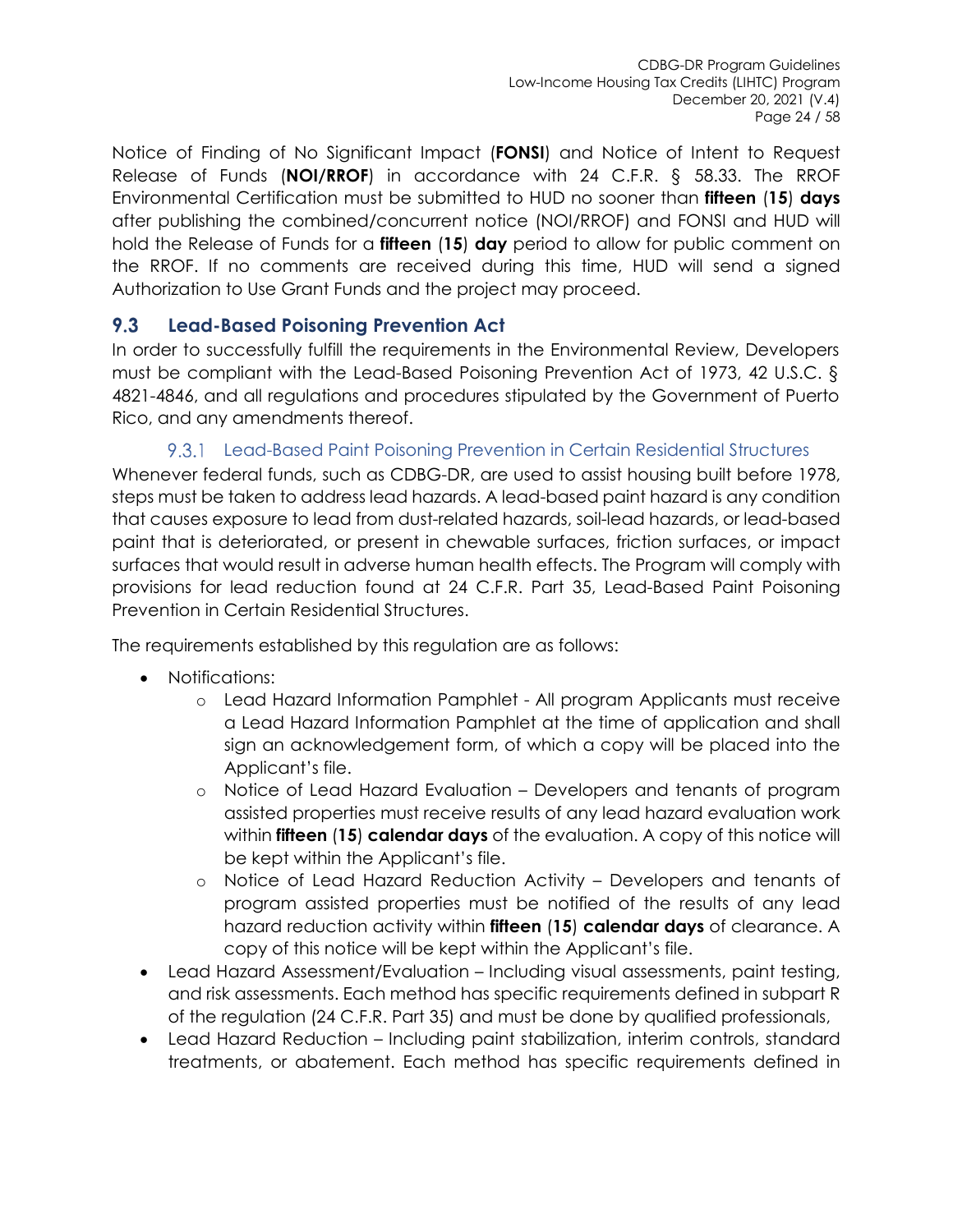Notice of Finding of No Significant Impact (**FONSI**) and Notice of Intent to Request Release of Funds (**NOI/RROF**) in accordance with 24 C.F.R. § 58.33. The RROF Environmental Certification must be submitted to HUD no sooner than **fifteen** (**15**) **days** after publishing the combined/concurrent notice (NOI/RROF) and FONSI and HUD will hold the Release of Funds for a **fifteen** (**15**) **day** period to allow for public comment on the RROF. If no comments are received during this time, HUD will send a signed Authorization to Use Grant Funds and the project may proceed.

## 9.3 Lead-Based Poisoning Prevention Act

In order to successfully fulfill the requirements in the Environmental Review, Developers must be compliant with the Lead-Based Poisoning Prevention Act of 1973, 42 U.S.C. § 4821-4846, and all regulations and procedures stipulated by the Government of Puerto Rico, and any amendments thereof.

### 9.3.1 Lead-Based Paint Poisoning Prevention in Certain Residential Structures

Whenever federal funds, such as CDBG-DR, are used to assist housing built before 1978, steps must be taken to address lead hazards. A lead-based paint hazard is any condition that causes exposure to lead from dust-related hazards, soil-lead hazards, or lead-based paint that is deteriorated, or present in chewable surfaces, friction surfaces, or impact surfaces that would result in adverse human health effects. The Program will comply with provisions for lead reduction found at 24 C.F.R. Part 35, Lead-Based Paint Poisoning Prevention in Certain Residential Structures.

The requirements established by this regulation are as follows:

- Notifications:
  - Lead Hazard Information Pamphlet - All program Applicants must receive a Lead Hazard Information Pamphlet at the time of application and shall sign an acknowledgement form, of which a copy will be placed into the Applicant's file.
  - Notice of Lead Hazard Evaluation – Developers and tenants of program assisted properties must receive results of any lead hazard evaluation work within **fifteen** (**15**) **calendar days** of the evaluation. A copy of this notice will be kept within the Applicant's file.
  - Notice of Lead Hazard Reduction Activity – Developers and tenants of program assisted properties must be notified of the results of any lead hazard reduction activity within **fifteen** (**15**) **calendar days** of clearance. A copy of this notice will be kept within the Applicant's file.
- Lead Hazard Assessment/Evaluation – Including visual assessments, paint testing, and risk assessments. Each method has specific requirements defined in subpart R of the regulation (24 C.F.R. Part 35) and must be done by qualified professionals,
- Lead Hazard Reduction – Including paint stabilization, interim controls, standard treatments, or abatement. Each method has specific requirements defined in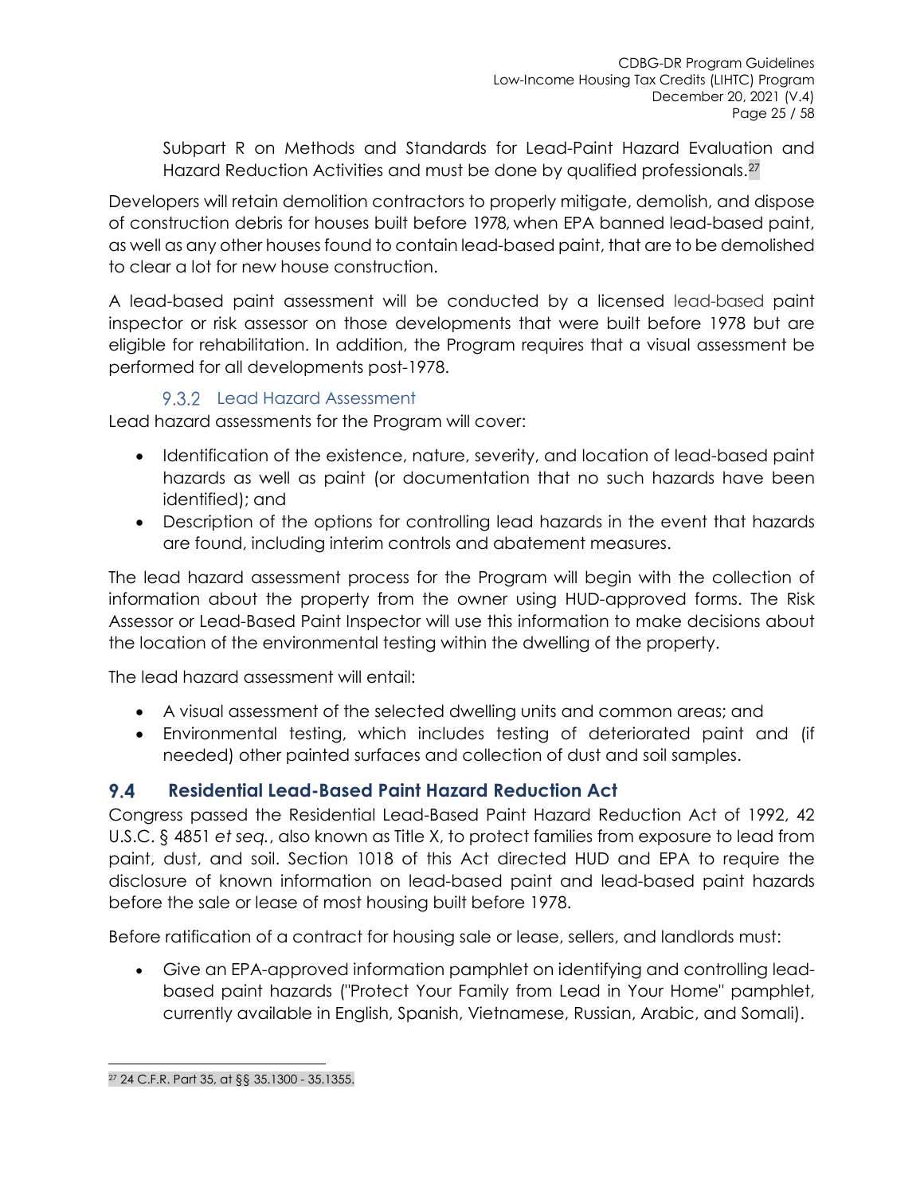Subpart R on Methods and Standards for Lead-Paint Hazard Evaluation and Hazard Reduction Activities and must be done by qualified professionals.[27]

Developers will retain demolition contractors to properly mitigate, demolish, and dispose of construction debris for houses built before 1978, when EPA banned lead-based paint, as well as any other houses found to contain lead-based paint, that are to be demolished to clear a lot for new house construction.

A lead-based paint assessment will be conducted by a licensed lead-based paint inspector or risk assessor on those developments that were built before 1978 but are eligible for rehabilitation. In addition, the Program requires that a visual assessment be performed for all developments post-1978.

#### 9.3.2 Lead Hazard Assessment

Lead hazard assessments for the Program will cover:

- Identification of the existence, nature, severity, and location of lead-based paint hazards as well as paint (or documentation that no such hazards have been identified); and
- Description of the options for controlling lead hazards in the event that hazards are found, including interim controls and abatement measures.

The lead hazard assessment process for the Program will begin with the collection of information about the property from the owner using HUD-approved forms. The Risk Assessor or Lead-Based Paint Inspector will use this information to make decisions about the location of the environmental testing within the dwelling of the property.

The lead hazard assessment will entail:

- A visual assessment of the selected dwelling units and common areas; and
- Environmental testing, which includes testing of deteriorated paint and (if needed) other painted surfaces and collection of dust and soil samples.

### 9.4 Residential Lead-Based Paint Hazard Reduction Act

Congress passed the Residential Lead-Based Paint Hazard Reduction Act of 1992, 42 U.S.C. § 4851 *et seq.*, also known as Title X, to protect families from exposure to lead from paint, dust, and soil. Section 1018 of this Act directed HUD and EPA to require the disclosure of known information on lead-based paint and lead-based paint hazards before the sale or lease of most housing built before 1978.

Before ratification of a contract for housing sale or lease, sellers, and landlords must:

- Give an EPA-approved information pamphlet on identifying and controlling lead-based paint hazards ("Protect Your Family from Lead in Your Home" pamphlet, currently available in English, Spanish, Vietnamese, Russian, Arabic, and Somali).

---

[27] 24 C.F.R. Part 35, at §§ 35.1300 - 35.1355.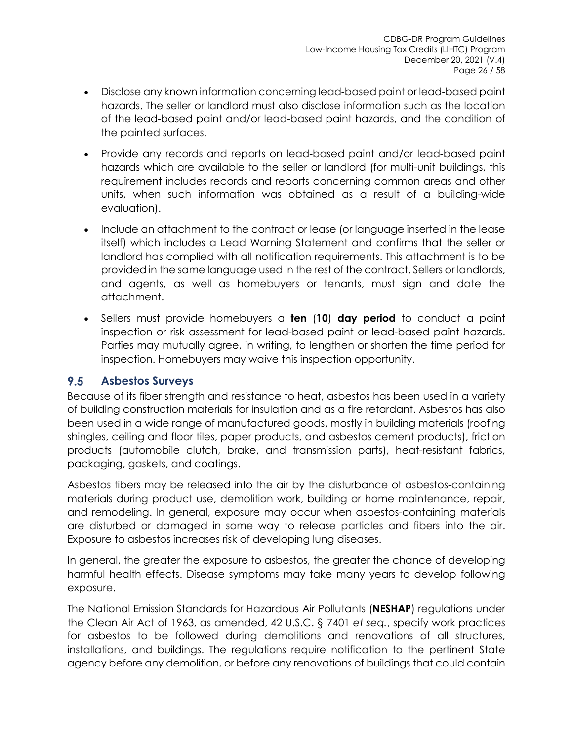- Disclose any known information concerning lead-based paint or lead-based paint hazards. The seller or landlord must also disclose information such as the location of the lead-based paint and/or lead-based paint hazards, and the condition of the painted surfaces.
- Provide any records and reports on lead-based paint and/or lead-based paint hazards which are available to the seller or landlord (for multi-unit buildings, this requirement includes records and reports concerning common areas and other units, when such information was obtained as a result of a building-wide evaluation).
- Include an attachment to the contract or lease (or language inserted in the lease itself) which includes a Lead Warning Statement and confirms that the seller or landlord has complied with all notification requirements. This attachment is to be provided in the same language used in the rest of the contract. Sellers or landlords, and agents, as well as homebuyers or tenants, must sign and date the attachment.
- Sellers must provide homebuyers a **ten** (**10**) **day period** to conduct a paint inspection or risk assessment for lead-based paint or lead-based paint hazards. Parties may mutually agree, in writing, to lengthen or shorten the time period for inspection. Homebuyers may waive this inspection opportunity.

## 9.5 Asbestos Surveys

Because of its fiber strength and resistance to heat, asbestos has been used in a variety of building construction materials for insulation and as a fire retardant. Asbestos has also been used in a wide range of manufactured goods, mostly in building materials (roofing shingles, ceiling and floor tiles, paper products, and asbestos cement products), friction products (automobile clutch, brake, and transmission parts), heat-resistant fabrics, packaging, gaskets, and coatings.

Asbestos fibers may be released into the air by the disturbance of asbestos-containing materials during product use, demolition work, building or home maintenance, repair, and remodeling. In general, exposure may occur when asbestos-containing materials are disturbed or damaged in some way to release particles and fibers into the air. Exposure to asbestos increases risk of developing lung diseases.

In general, the greater the exposure to asbestos, the greater the chance of developing harmful health effects. Disease symptoms may take many years to develop following exposure.

The National Emission Standards for Hazardous Air Pollutants (**NESHAP**) regulations under the Clean Air Act of 1963, as amended, 42 U.S.C. § 7401 *et seq.*, specify work practices for asbestos to be followed during demolitions and renovations of all structures, installations, and buildings. The regulations require notification to the pertinent State agency before any demolition, or before any renovations of buildings that could contain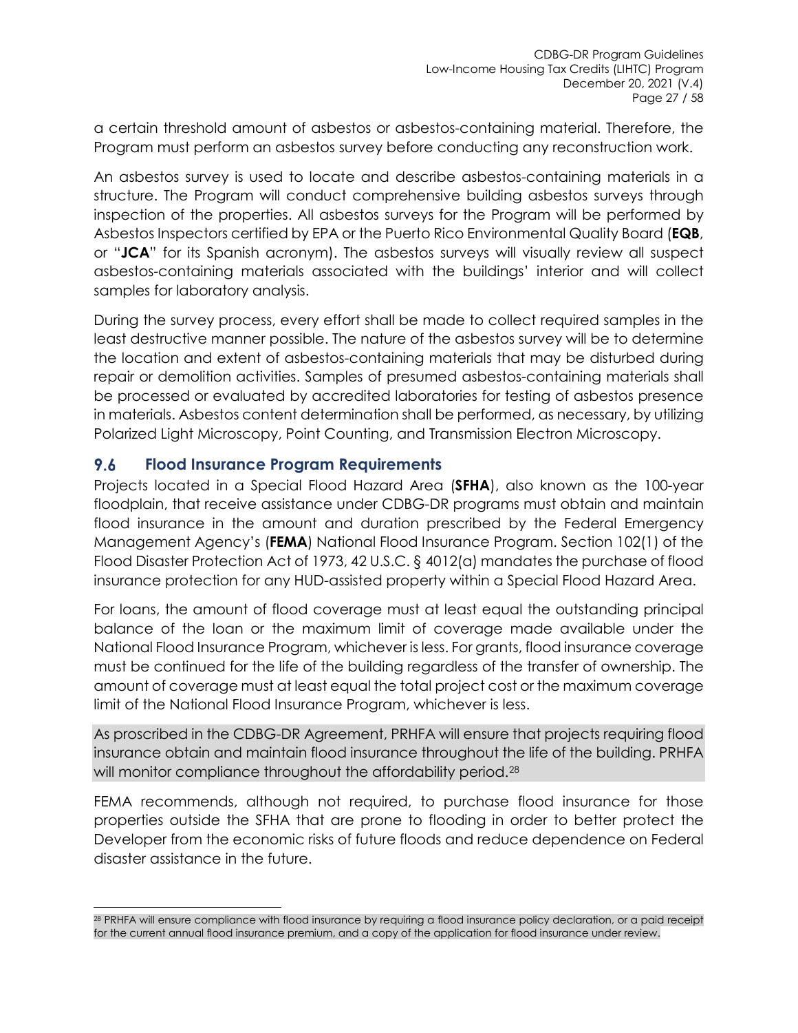a certain threshold amount of asbestos or asbestos-containing material. Therefore, the Program must perform an asbestos survey before conducting any reconstruction work.

An asbestos survey is used to locate and describe asbestos-containing materials in a structure. The Program will conduct comprehensive building asbestos surveys through inspection of the properties. All asbestos surveys for the Program will be performed by Asbestos Inspectors certified by EPA or the Puerto Rico Environmental Quality Board (**EQB**, or "**JCA**" for its Spanish acronym). The asbestos surveys will visually review all suspect asbestos-containing materials associated with the buildings' interior and will collect samples for laboratory analysis.

During the survey process, every effort shall be made to collect required samples in the least destructive manner possible. The nature of the asbestos survey will be to determine the location and extent of asbestos-containing materials that may be disturbed during repair or demolition activities. Samples of presumed asbestos-containing materials shall be processed or evaluated by accredited laboratories for testing of asbestos presence in materials. Asbestos content determination shall be performed, as necessary, by utilizing Polarized Light Microscopy, Point Counting, and Transmission Electron Microscopy.

## 9.6 Flood Insurance Program Requirements

Projects located in a Special Flood Hazard Area (**SFHA**), also known as the 100-year floodplain, that receive assistance under CDBG-DR programs must obtain and maintain flood insurance in the amount and duration prescribed by the Federal Emergency Management Agency's (**FEMA**) National Flood Insurance Program. Section 102(1) of the Flood Disaster Protection Act of 1973, 42 U.S.C. § 4012(a) mandates the purchase of flood insurance protection for any HUD-assisted property within a Special Flood Hazard Area.

For loans, the amount of flood coverage must at least equal the outstanding principal balance of the loan or the maximum limit of coverage made available under the National Flood Insurance Program, whichever is less. For grants, flood insurance coverage must be continued for the life of the building regardless of the transfer of ownership. The amount of coverage must at least equal the total project cost or the maximum coverage limit of the National Flood Insurance Program, whichever is less.

As proscribed in the CDBG-DR Agreement, PRHFA will ensure that projects requiring flood insurance obtain and maintain flood insurance throughout the life of the building. PRHFA will monitor compliance throughout the affordability period.[28]

FEMA recommends, although not required, to purchase flood insurance for those properties outside the SFHA that are prone to flooding in order to better protect the Developer from the economic risks of future floods and reduce dependence on Federal disaster assistance in the future.

[28] PRHFA will ensure compliance with flood insurance by requiring a flood insurance policy declaration, or a paid receipt for the current annual flood insurance premium, and a copy of the application for flood insurance under review.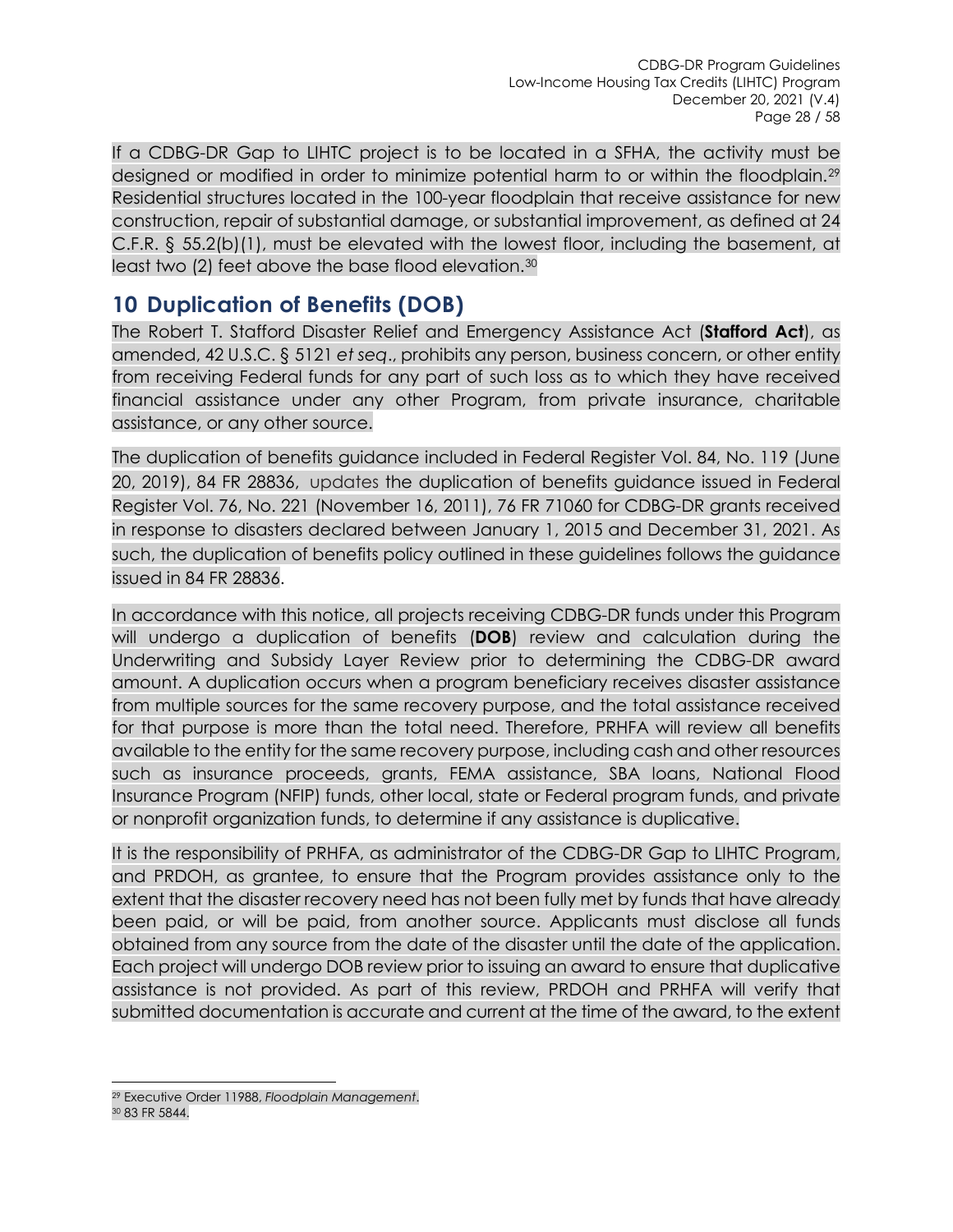If a CDBG-DR Gap to LIHTC project is to be located in a SFHA, the activity must be designed or modified in order to minimize potential harm to or within the floodplain.[29] Residential structures located in the 100-year floodplain that receive assistance for new construction, repair of substantial damage, or substantial improvement, as defined at 24 C.F.R. § 55.2(b)(1), must be elevated with the lowest floor, including the basement, at least two (2) feet above the base flood elevation.[30]

# 10 Duplication of Benefits (DOB)

The Robert T. Stafford Disaster Relief and Emergency Assistance Act (**Stafford Act**), as amended, 42 U.S.C. § 5121 *et seq*., prohibits any person, business concern, or other entity from receiving Federal funds for any part of such loss as to which they have received financial assistance under any other Program, from private insurance, charitable assistance, or any other source.

The duplication of benefits guidance included in Federal Register Vol. 84, No. 119 (June 20, 2019), 84 FR 28836, updates the duplication of benefits guidance issued in Federal Register Vol. 76, No. 221 (November 16, 2011), 76 FR 71060 for CDBG-DR grants received in response to disasters declared between January 1, 2015 and December 31, 2021. As such, the duplication of benefits policy outlined in these guidelines follows the guidance issued in 84 FR 28836.

In accordance with this notice, all projects receiving CDBG-DR funds under this Program will undergo a duplication of benefits (**DOB**) review and calculation during the Underwriting and Subsidy Layer Review prior to determining the CDBG-DR award amount. A duplication occurs when a program beneficiary receives disaster assistance from multiple sources for the same recovery purpose, and the total assistance received for that purpose is more than the total need. Therefore, PRHFA will review all benefits available to the entity for the same recovery purpose, including cash and other resources such as insurance proceeds, grants, FEMA assistance, SBA loans, National Flood Insurance Program (NFIP) funds, other local, state or Federal program funds, and private or nonprofit organization funds, to determine if any assistance is duplicative.

It is the responsibility of PRHFA, as administrator of the CDBG-DR Gap to LIHTC Program, and PRDOH, as grantee, to ensure that the Program provides assistance only to the extent that the disaster recovery need has not been fully met by funds that have already been paid, or will be paid, from another source. Applicants must disclose all funds obtained from any source from the date of the disaster until the date of the application. Each project will undergo DOB review prior to issuing an award to ensure that duplicative assistance is not provided. As part of this review, PRDOH and PRHFA will verify that submitted documentation is accurate and current at the time of the award, to the extent

[29] Executive Order 11988, *Floodplain Management*.

[30] 83 FR 5844.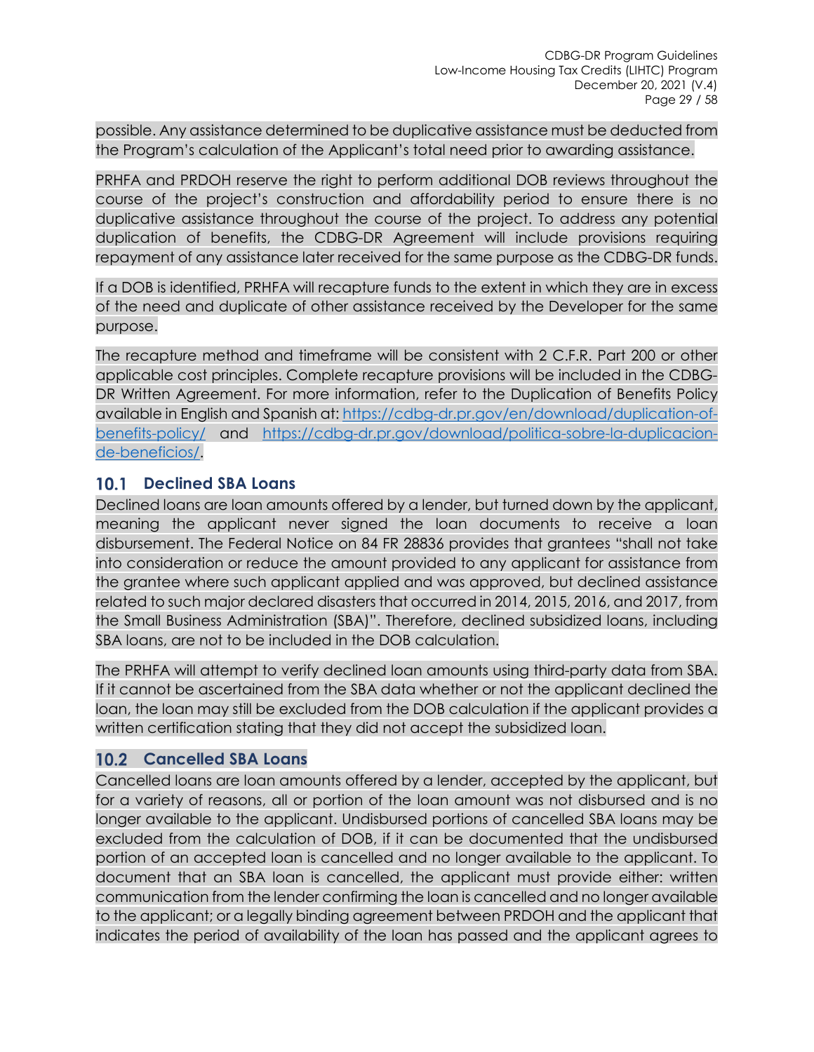possible. Any assistance determined to be duplicative assistance must be deducted from the Program's calculation of the Applicant's total need prior to awarding assistance.

PRHFA and PRDOH reserve the right to perform additional DOB reviews throughout the course of the project's construction and affordability period to ensure there is no duplicative assistance throughout the course of the project. To address any potential duplication of benefits, the CDBG-DR Agreement will include provisions requiring repayment of any assistance later received for the same purpose as the CDBG-DR funds.

If a DOB is identified, PRHFA will recapture funds to the extent in which they are in excess of the need and duplicate of other assistance received by the Developer for the same purpose.

The recapture method and timeframe will be consistent with 2 C.F.R. Part 200 or other applicable cost principles. Complete recapture provisions will be included in the CDBG-DR Written Agreement. For more information, refer to the Duplication of Benefits Policy available in English and Spanish at: https://cdbg-dr.pr.gov/en/download/duplication-of-benefits-policy/ and https://cdbg-dr.pr.gov/download/politica-sobre-la-duplicacion-de-beneficios/.

## 10.1 Declined SBA Loans

Declined loans are loan amounts offered by a lender, but turned down by the applicant, meaning the applicant never signed the loan documents to receive a loan disbursement. The Federal Notice on 84 FR 28836 provides that grantees "shall not take into consideration or reduce the amount provided to any applicant for assistance from the grantee where such applicant applied and was approved, but declined assistance related to such major declared disasters that occurred in 2014, 2015, 2016, and 2017, from the Small Business Administration (SBA)". Therefore, declined subsidized loans, including SBA loans, are not to be included in the DOB calculation.

The PRHFA will attempt to verify declined loan amounts using third-party data from SBA. If it cannot be ascertained from the SBA data whether or not the applicant declined the loan, the loan may still be excluded from the DOB calculation if the applicant provides a written certification stating that they did not accept the subsidized loan.

## 10.2 Cancelled SBA Loans

Cancelled loans are loan amounts offered by a lender, accepted by the applicant, but for a variety of reasons, all or portion of the loan amount was not disbursed and is no longer available to the applicant. Undisbursed portions of cancelled SBA loans may be excluded from the calculation of DOB, if it can be documented that the undisbursed portion of an accepted loan is cancelled and no longer available to the applicant. To document that an SBA loan is cancelled, the applicant must provide either: written communication from the lender confirming the loan is cancelled and no longer available to the applicant; or a legally binding agreement between PRDOH and the applicant that indicates the period of availability of the loan has passed and the applicant agrees to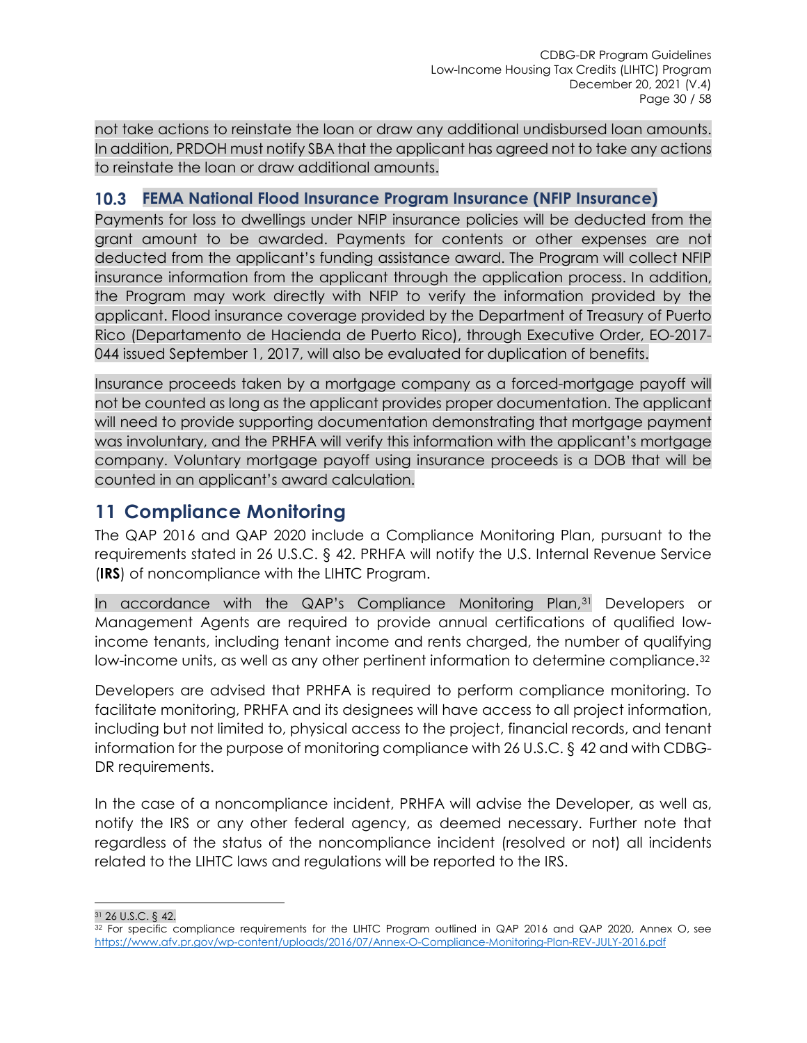not take actions to reinstate the loan or draw any additional undisbursed loan amounts. In addition, PRDOH must notify SBA that the applicant has agreed not to take any actions to reinstate the loan or draw additional amounts.

### 10.3 FEMA National Flood Insurance Program Insurance (NFIP Insurance)

Payments for loss to dwellings under NFIP insurance policies will be deducted from the grant amount to be awarded. Payments for contents or other expenses are not deducted from the applicant's funding assistance award. The Program will collect NFIP insurance information from the applicant through the application process. In addition, the Program may work directly with NFIP to verify the information provided by the applicant. Flood insurance coverage provided by the Department of Treasury of Puerto Rico (Departamento de Hacienda de Puerto Rico), through Executive Order, EO-2017-044 issued September 1, 2017, will also be evaluated for duplication of benefits.

Insurance proceeds taken by a mortgage company as a forced-mortgage payoff will not be counted as long as the applicant provides proper documentation. The applicant will need to provide supporting documentation demonstrating that mortgage payment was involuntary, and the PRHFA will verify this information with the applicant's mortgage company. Voluntary mortgage payoff using insurance proceeds is a DOB that will be counted in an applicant's award calculation.

## 11 Compliance Monitoring

The QAP 2016 and QAP 2020 include a Compliance Monitoring Plan, pursuant to the requirements stated in 26 U.S.C. § 42. PRHFA will notify the U.S. Internal Revenue Service (**IRS**) of noncompliance with the LIHTC Program.

In accordance with the QAP's Compliance Monitoring Plan,[31] Developers or Management Agents are required to provide annual certifications of qualified low-income tenants, including tenant income and rents charged, the number of qualifying low-income units, as well as any other pertinent information to determine compliance.[32]

Developers are advised that PRHFA is required to perform compliance monitoring. To facilitate monitoring, PRHFA and its designees will have access to all project information, including but not limited to, physical access to the project, financial records, and tenant information for the purpose of monitoring compliance with 26 U.S.C. § 42 and with CDBG-DR requirements.

In the case of a noncompliance incident, PRHFA will advise the Developer, as well as, notify the IRS or any other federal agency, as deemed necessary. Further note that regardless of the status of the noncompliance incident (resolved or not) all incidents related to the LIHTC laws and regulations will be reported to the IRS.

---

[31] 26 U.S.C. § 42.

[32] For specific compliance requirements for the LIHTC Program outlined in QAP 2016 and QAP 2020, Annex O, see https://www.afv.pr.gov/wp-content/uploads/2016/07/Annex-O-Compliance-Monitoring-Plan-REV-JULY-2016.pdf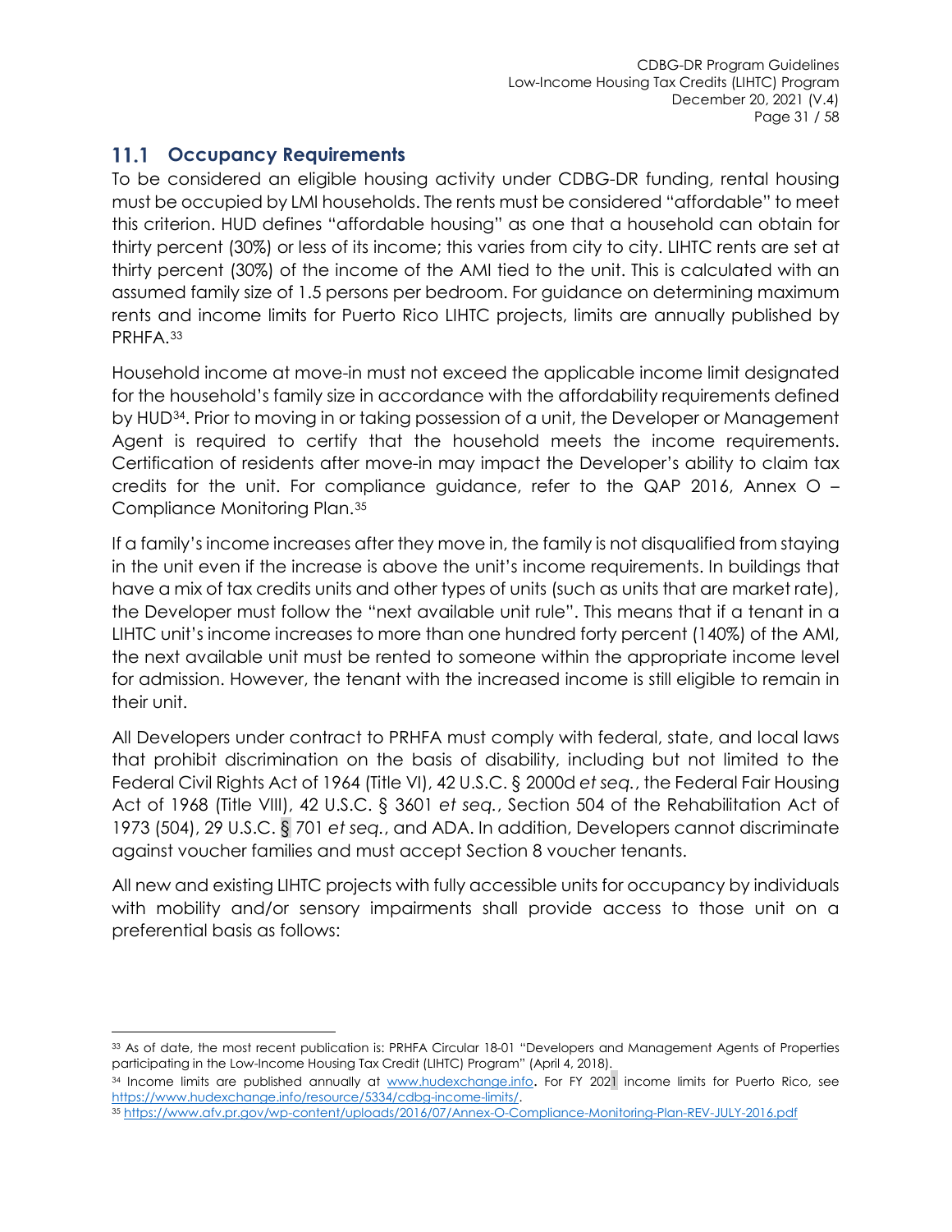## 11.1 Occupancy Requirements

To be considered an eligible housing activity under CDBG-DR funding, rental housing must be occupied by LMI households. The rents must be considered "affordable" to meet this criterion. HUD defines "affordable housing" as one that a household can obtain for thirty percent (30%) or less of its income; this varies from city to city. LIHTC rents are set at thirty percent (30%) of the income of the AMI tied to the unit. This is calculated with an assumed family size of 1.5 persons per bedroom. For guidance on determining maximum rents and income limits for Puerto Rico LIHTC projects, limits are annually published by PRHFA.[33]

Household income at move-in must not exceed the applicable income limit designated for the household's family size in accordance with the affordability requirements defined by HUD[34]. Prior to moving in or taking possession of a unit, the Developer or Management Agent is required to certify that the household meets the income requirements. Certification of residents after move-in may impact the Developer's ability to claim tax credits for the unit. For compliance guidance, refer to the QAP 2016, Annex O – Compliance Monitoring Plan.[35]

If a family's income increases after they move in, the family is not disqualified from staying in the unit even if the increase is above the unit's income requirements. In buildings that have a mix of tax credits units and other types of units (such as units that are market rate), the Developer must follow the "next available unit rule". This means that if a tenant in a LIHTC unit's income increases to more than one hundred forty percent (140%) of the AMI, the next available unit must be rented to someone within the appropriate income level for admission. However, the tenant with the increased income is still eligible to remain in their unit.

All Developers under contract to PRHFA must comply with federal, state, and local laws that prohibit discrimination on the basis of disability, including but not limited to the Federal Civil Rights Act of 1964 (Title VI), 42 U.S.C. § 2000d *et seq.*, the Federal Fair Housing Act of 1968 (Title VIII), 42 U.S.C. § 3601 *et seq.*, Section 504 of the Rehabilitation Act of 1973 (504), 29 U.S.C. § 701 *et seq.*, and ADA. In addition, Developers cannot discriminate against voucher families and must accept Section 8 voucher tenants.

All new and existing LIHTC projects with fully accessible units for occupancy by individuals with mobility and/or sensory impairments shall provide access to those unit on a preferential basis as follows:

---

[33] As of date, the most recent publication is: PRHFA Circular 18-01 "Developers and Management Agents of Properties participating in the Low-Income Housing Tax Credit (LIHTC) Program" (April 4, 2018).

[34] Income limits are published annually at www.hudexchange.info. For FY 2021 income limits for Puerto Rico, see https://www.hudexchange.info/resource/5334/cdbg-income-limits/.

[35] https://www.afv.pr.gov/wp-content/uploads/2016/07/Annex-O-Compliance-Monitoring-Plan-REV-JULY-2016.pdf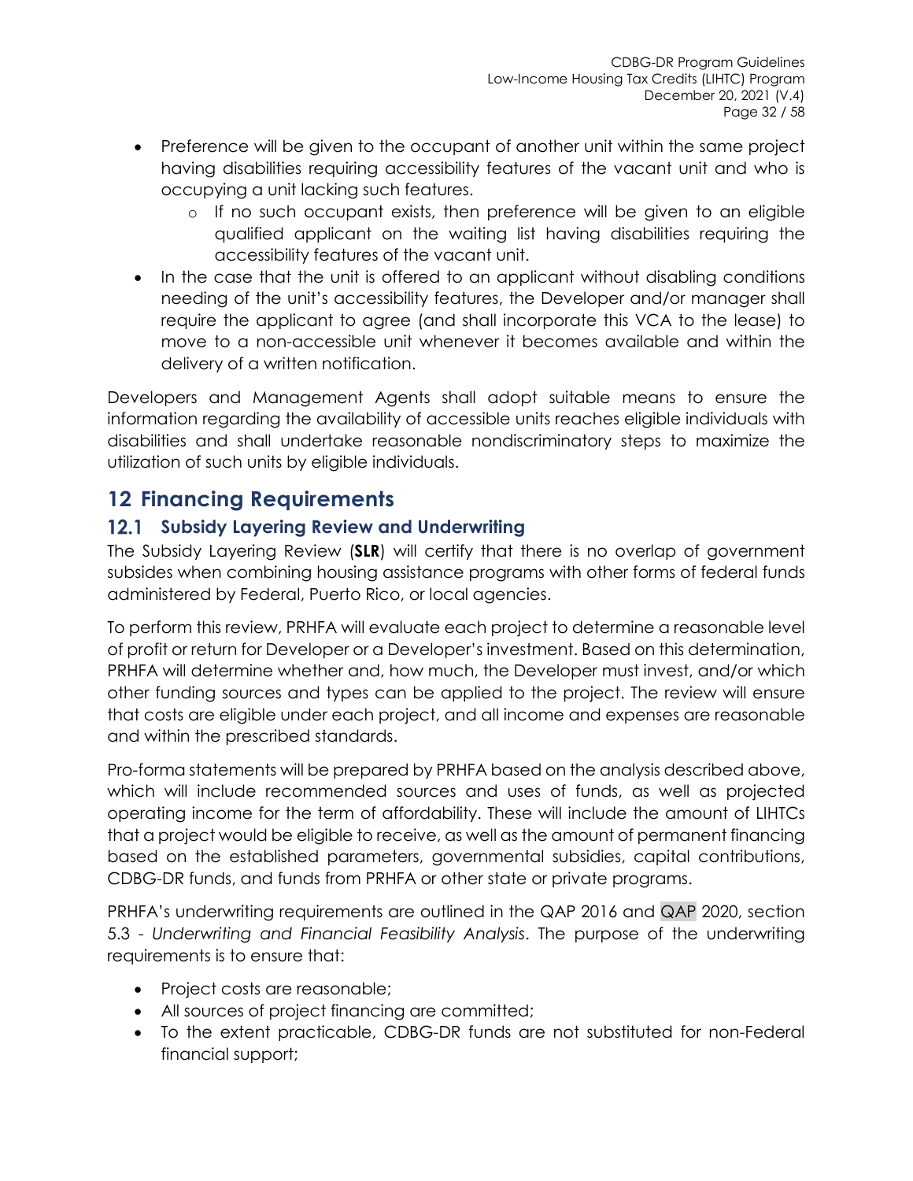- Preference will be given to the occupant of another unit within the same project having disabilities requiring accessibility features of the vacant unit and who is occupying a unit lacking such features.
  - If no such occupant exists, then preference will be given to an eligible qualified applicant on the waiting list having disabilities requiring the accessibility features of the vacant unit.
- In the case that the unit is offered to an applicant without disabling conditions needing of the unit's accessibility features, the Developer and/or manager shall require the applicant to agree (and shall incorporate this VCA to the lease) to move to a non-accessible unit whenever it becomes available and within the delivery of a written notification.

Developers and Management Agents shall adopt suitable means to ensure the information regarding the availability of accessible units reaches eligible individuals with disabilities and shall undertake reasonable nondiscriminatory steps to maximize the utilization of such units by eligible individuals.

# 12 Financing Requirements

## 12.1 Subsidy Layering Review and Underwriting

The Subsidy Layering Review (**SLR**) will certify that there is no overlap of government subsides when combining housing assistance programs with other forms of federal funds administered by Federal, Puerto Rico, or local agencies.

To perform this review, PRHFA will evaluate each project to determine a reasonable level of profit or return for Developer or a Developer's investment. Based on this determination, PRHFA will determine whether and, how much, the Developer must invest, and/or which other funding sources and types can be applied to the project. The review will ensure that costs are eligible under each project, and all income and expenses are reasonable and within the prescribed standards.

Pro-forma statements will be prepared by PRHFA based on the analysis described above, which will include recommended sources and uses of funds, as well as projected operating income for the term of affordability. These will include the amount of LIHTCs that a project would be eligible to receive, as well as the amount of permanent financing based on the established parameters, governmental subsidies, capital contributions, CDBG-DR funds, and funds from PRHFA or other state or private programs.

PRHFA's underwriting requirements are outlined in the QAP 2016 and QAP 2020, section 5.3 - *Underwriting and Financial Feasibility Analysis*. The purpose of the underwriting requirements is to ensure that:

- Project costs are reasonable;
- All sources of project financing are committed;
- To the extent practicable, CDBG-DR funds are not substituted for non-Federal financial support;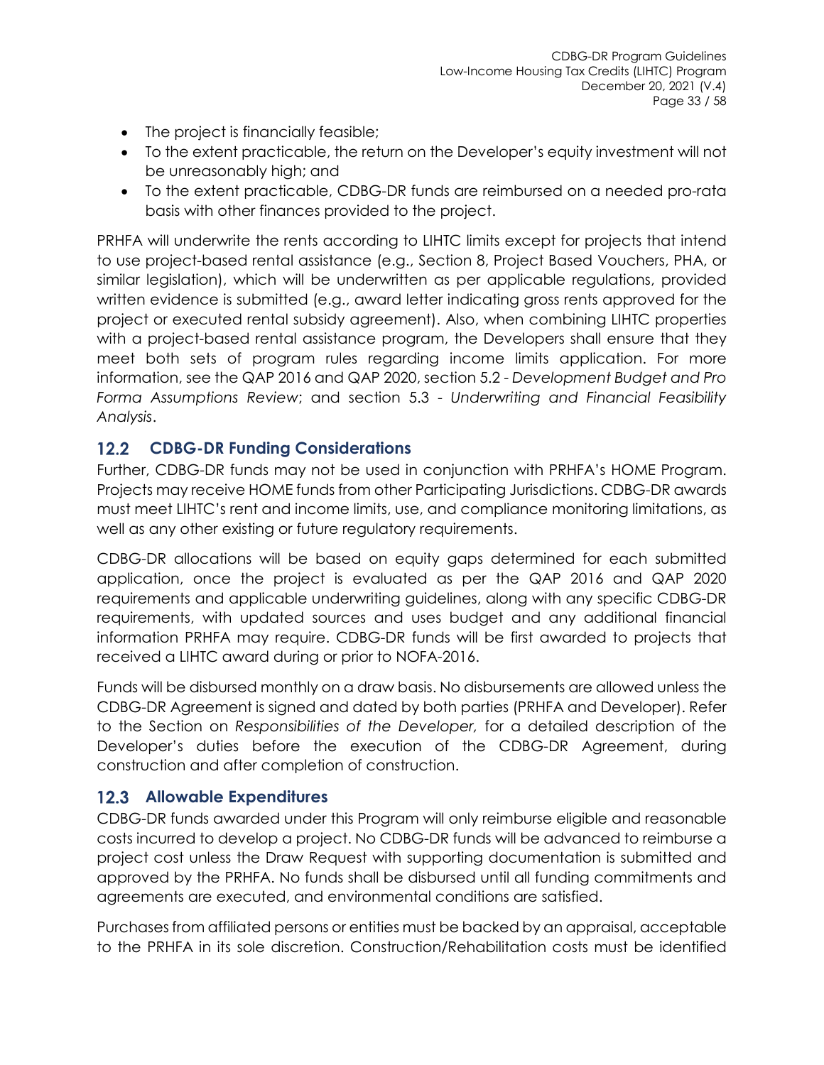- The project is financially feasible;
- To the extent practicable, the return on the Developer's equity investment will not be unreasonably high; and
- To the extent practicable, CDBG-DR funds are reimbursed on a needed pro-rata basis with other finances provided to the project.

PRHFA will underwrite the rents according to LIHTC limits except for projects that intend to use project-based rental assistance (e.g., Section 8, Project Based Vouchers, PHA, or similar legislation), which will be underwritten as per applicable regulations, provided written evidence is submitted (e.g., award letter indicating gross rents approved for the project or executed rental subsidy agreement). Also, when combining LIHTC properties with a project-based rental assistance program, the Developers shall ensure that they meet both sets of program rules regarding income limits application. For more information, see the QAP 2016 and QAP 2020, section 5.2 - *Development Budget and Pro Forma Assumptions Review*; and section 5.3 - *Underwriting and Financial Feasibility Analysis*.

## 12.2 CDBG-DR Funding Considerations

Further, CDBG-DR funds may not be used in conjunction with PRHFA's HOME Program. Projects may receive HOME funds from other Participating Jurisdictions. CDBG-DR awards must meet LIHTC's rent and income limits, use, and compliance monitoring limitations, as well as any other existing or future regulatory requirements.

CDBG-DR allocations will be based on equity gaps determined for each submitted application, once the project is evaluated as per the QAP 2016 and QAP 2020 requirements and applicable underwriting guidelines, along with any specific CDBG-DR requirements, with updated sources and uses budget and any additional financial information PRHFA may require. CDBG-DR funds will be first awarded to projects that received a LIHTC award during or prior to NOFA-2016.

Funds will be disbursed monthly on a draw basis. No disbursements are allowed unless the CDBG-DR Agreement is signed and dated by both parties (PRHFA and Developer). Refer to the Section on *Responsibilities of the Developer,* for a detailed description of the Developer's duties before the execution of the CDBG-DR Agreement, during construction and after completion of construction.

## 12.3 Allowable Expenditures

CDBG-DR funds awarded under this Program will only reimburse eligible and reasonable costs incurred to develop a project. No CDBG-DR funds will be advanced to reimburse a project cost unless the Draw Request with supporting documentation is submitted and approved by the PRHFA. No funds shall be disbursed until all funding commitments and agreements are executed, and environmental conditions are satisfied.

Purchases from affiliated persons or entities must be backed by an appraisal, acceptable to the PRHFA in its sole discretion. Construction/Rehabilitation costs must be identified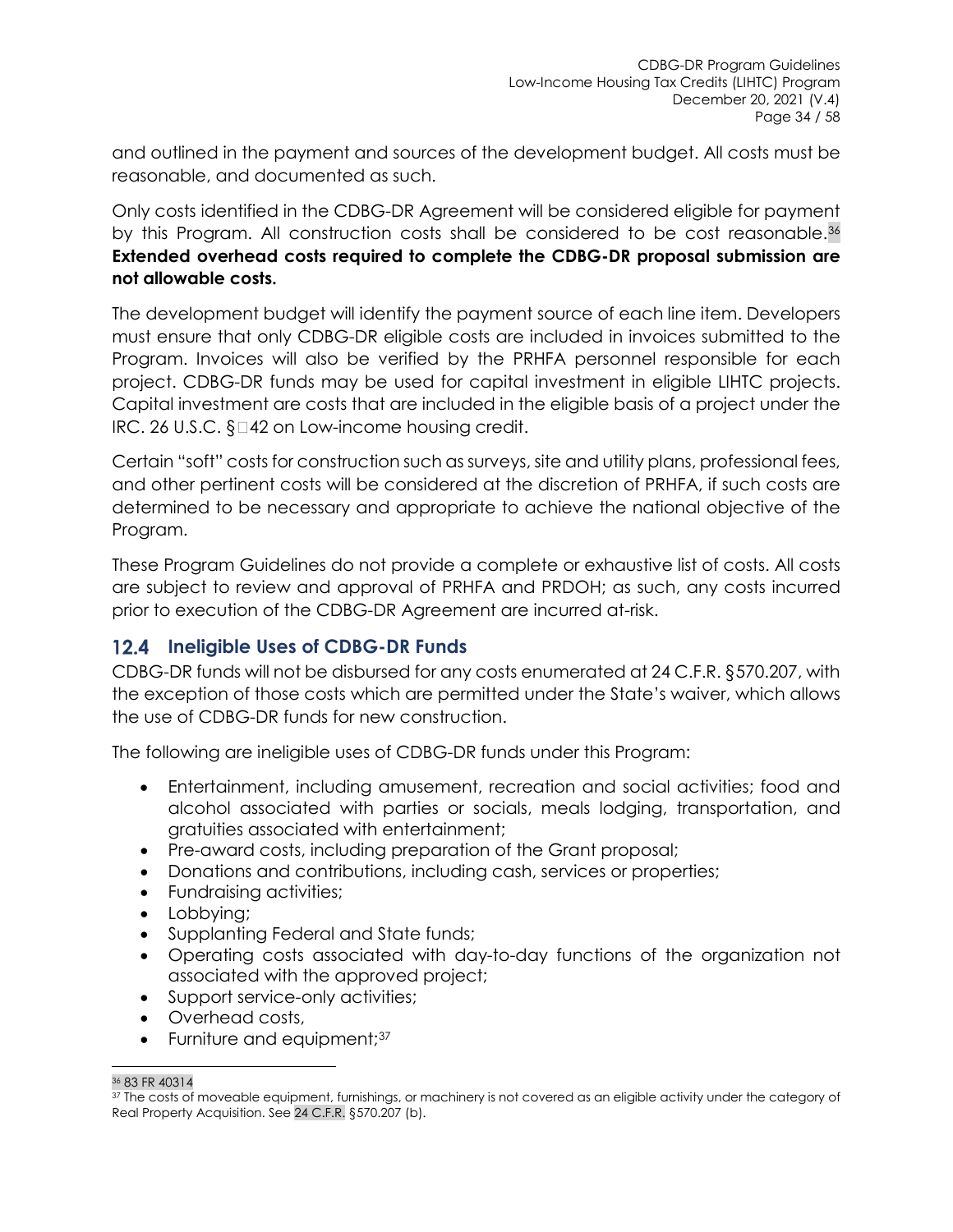and outlined in the payment and sources of the development budget. All costs must be reasonable, and documented as such.

Only costs identified in the CDBG-DR Agreement will be considered eligible for payment by this Program. All construction costs shall be considered to be cost reasonable.[36] **Extended overhead costs required to complete the CDBG-DR proposal submission are not allowable costs.**

The development budget will identify the payment source of each line item. Developers must ensure that only CDBG-DR eligible costs are included in invoices submitted to the Program. Invoices will also be verified by the PRHFA personnel responsible for each project. CDBG-DR funds may be used for capital investment in eligible LIHTC projects. Capital investment are costs that are included in the eligible basis of a project under the IRC. 26 U.S.C. § 42 on Low-income housing credit.

Certain "soft" costs for construction such as surveys, site and utility plans, professional fees, and other pertinent costs will be considered at the discretion of PRHFA, if such costs are determined to be necessary and appropriate to achieve the national objective of the Program.

These Program Guidelines do not provide a complete or exhaustive list of costs. All costs are subject to review and approval of PRHFA and PRDOH; as such, any costs incurred prior to execution of the CDBG-DR Agreement are incurred at-risk.

## 12.4 Ineligible Uses of CDBG-DR Funds

CDBG-DR funds will not be disbursed for any costs enumerated at 24 C.F.R. §570.207, with the exception of those costs which are permitted under the State's waiver, which allows the use of CDBG-DR funds for new construction.

The following are ineligible uses of CDBG-DR funds under this Program:

- Entertainment, including amusement, recreation and social activities; food and alcohol associated with parties or socials, meals lodging, transportation, and gratuities associated with entertainment;
- Pre-award costs, including preparation of the Grant proposal;
- Donations and contributions, including cash, services or properties;
- Fundraising activities;
- Lobbying;
- Supplanting Federal and State funds;
- Operating costs associated with day-to-day functions of the organization not associated with the approved project;
- Support service-only activities;
- Overhead costs,
- Furniture and equipment;[37]

---

[36] 83 FR 40314

[37] The costs of moveable equipment, furnishings, or machinery is not covered as an eligible activity under the category of Real Property Acquisition. See 24 C.F.R. §570.207 (b).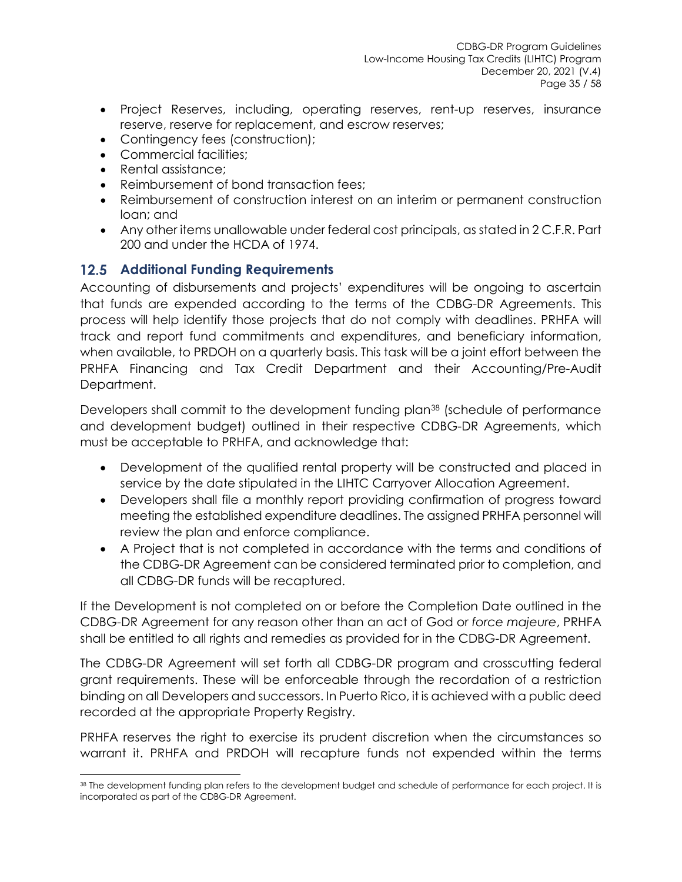- Project Reserves, including, operating reserves, rent-up reserves, insurance reserve, reserve for replacement, and escrow reserves;
- Contingency fees (construction);
- Commercial facilities;
- Rental assistance;
- Reimbursement of bond transaction fees;
- Reimbursement of construction interest on an interim or permanent construction loan; and
- Any other items unallowable under federal cost principals, as stated in 2 C.F.R. Part 200 and under the HCDA of 1974.

## 12.5 Additional Funding Requirements

Accounting of disbursements and projects' expenditures will be ongoing to ascertain that funds are expended according to the terms of the CDBG-DR Agreements. This process will help identify those projects that do not comply with deadlines. PRHFA will track and report fund commitments and expenditures, and beneficiary information, when available, to PRDOH on a quarterly basis. This task will be a joint effort between the PRHFA Financing and Tax Credit Department and their Accounting/Pre-Audit Department.

Developers shall commit to the development funding plan[38] (schedule of performance and development budget) outlined in their respective CDBG-DR Agreements, which must be acceptable to PRHFA, and acknowledge that:

- Development of the qualified rental property will be constructed and placed in service by the date stipulated in the LIHTC Carryover Allocation Agreement.
- Developers shall file a monthly report providing confirmation of progress toward meeting the established expenditure deadlines. The assigned PRHFA personnel will review the plan and enforce compliance.
- A Project that is not completed in accordance with the terms and conditions of the CDBG-DR Agreement can be considered terminated prior to completion, and all CDBG-DR funds will be recaptured.

If the Development is not completed on or before the Completion Date outlined in the CDBG-DR Agreement for any reason other than an act of God or *force majeure*, PRHFA shall be entitled to all rights and remedies as provided for in the CDBG-DR Agreement.

The CDBG-DR Agreement will set forth all CDBG-DR program and crosscutting federal grant requirements. These will be enforceable through the recordation of a restriction binding on all Developers and successors. In Puerto Rico, it is achieved with a public deed recorded at the appropriate Property Registry.

PRHFA reserves the right to exercise its prudent discretion when the circumstances so warrant it. PRHFA and PRDOH will recapture funds not expended within the terms

[38] The development funding plan refers to the development budget and schedule of performance for each project. It is incorporated as part of the CDBG-DR Agreement.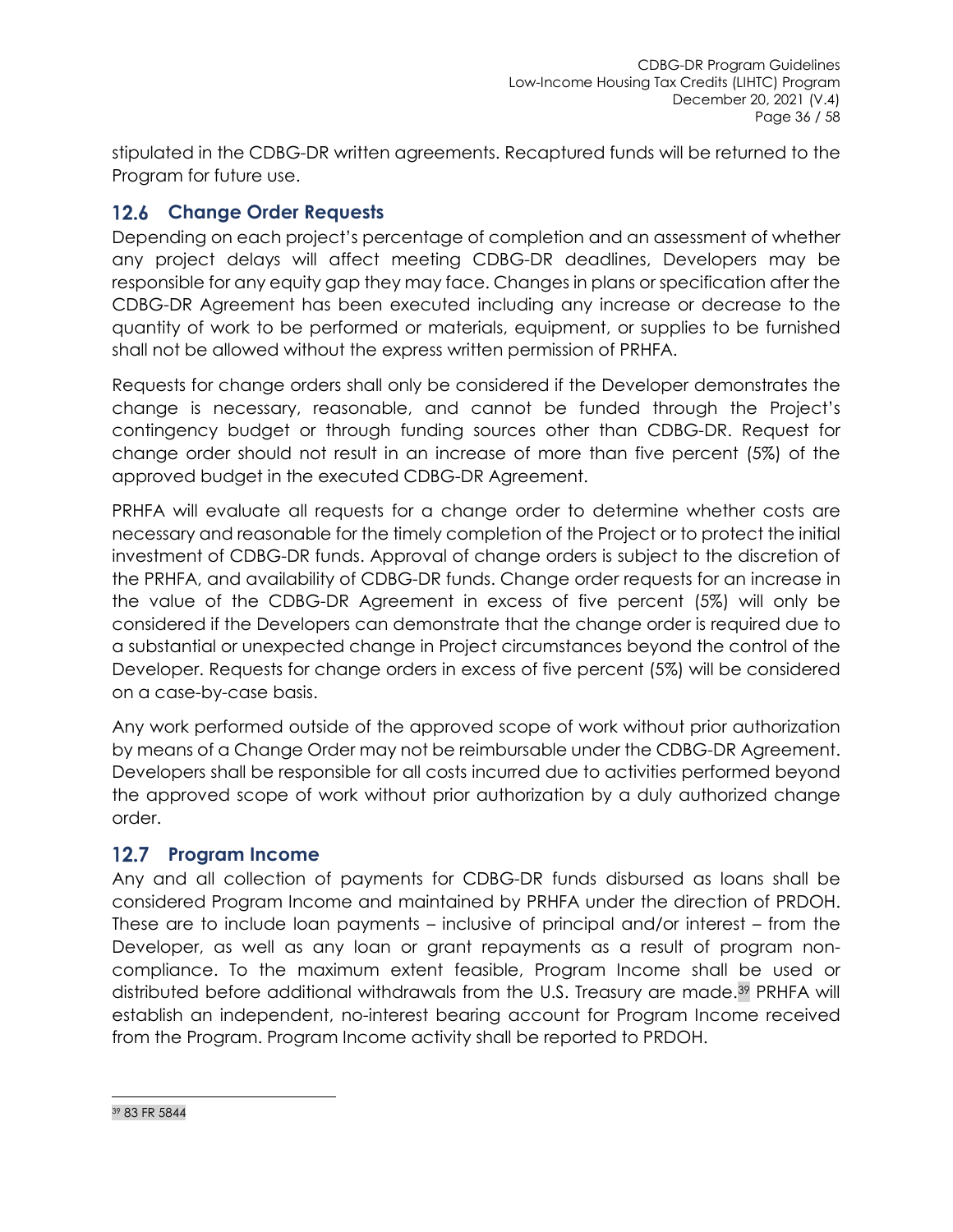stipulated in the CDBG-DR written agreements. Recaptured funds will be returned to the Program for future use.

## 12.6 Change Order Requests

Depending on each project's percentage of completion and an assessment of whether any project delays will affect meeting CDBG-DR deadlines, Developers may be responsible for any equity gap they may face. Changes in plans or specification after the CDBG-DR Agreement has been executed including any increase or decrease to the quantity of work to be performed or materials, equipment, or supplies to be furnished shall not be allowed without the express written permission of PRHFA.

Requests for change orders shall only be considered if the Developer demonstrates the change is necessary, reasonable, and cannot be funded through the Project's contingency budget or through funding sources other than CDBG-DR. Request for change order should not result in an increase of more than five percent (5%) of the approved budget in the executed CDBG-DR Agreement.

PRHFA will evaluate all requests for a change order to determine whether costs are necessary and reasonable for the timely completion of the Project or to protect the initial investment of CDBG-DR funds. Approval of change orders is subject to the discretion of the PRHFA, and availability of CDBG-DR funds. Change order requests for an increase in the value of the CDBG-DR Agreement in excess of five percent (5%) will only be considered if the Developers can demonstrate that the change order is required due to a substantial or unexpected change in Project circumstances beyond the control of the Developer. Requests for change orders in excess of five percent (5%) will be considered on a case-by-case basis.

Any work performed outside of the approved scope of work without prior authorization by means of a Change Order may not be reimbursable under the CDBG-DR Agreement. Developers shall be responsible for all costs incurred due to activities performed beyond the approved scope of work without prior authorization by a duly authorized change order.

## 12.7 Program Income

Any and all collection of payments for CDBG-DR funds disbursed as loans shall be considered Program Income and maintained by PRHFA under the direction of PRDOH. These are to include loan payments – inclusive of principal and/or interest – from the Developer, as well as any loan or grant repayments as a result of program non-compliance. To the maximum extent feasible, Program Income shall be used or distributed before additional withdrawals from the U.S. Treasury are made.[39] PRHFA will establish an independent, no-interest bearing account for Program Income received from the Program. Program Income activity shall be reported to PRDOH.

[39] 83 FR 5844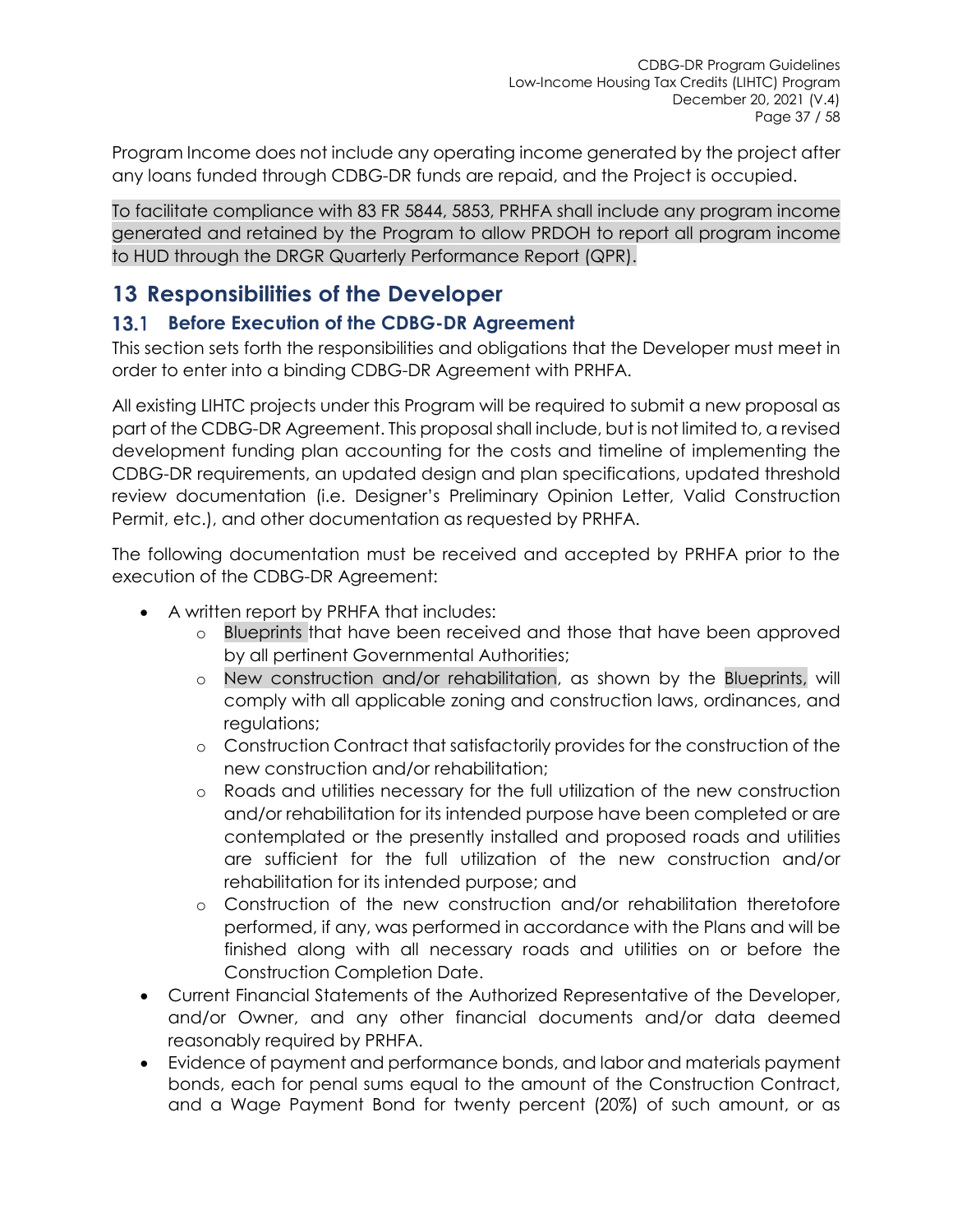Program Income does not include any operating income generated by the project after any loans funded through CDBG-DR funds are repaid, and the Project is occupied.

To facilitate compliance with 83 FR 5844, 5853, PRHFA shall include any program income generated and retained by the Program to allow PRDOH to report all program income to HUD through the DRGR Quarterly Performance Report (QPR).

# 13 Responsibilities of the Developer

## 13.1 Before Execution of the CDBG-DR Agreement

This section sets forth the responsibilities and obligations that the Developer must meet in order to enter into a binding CDBG-DR Agreement with PRHFA.

All existing LIHTC projects under this Program will be required to submit a new proposal as part of the CDBG-DR Agreement. This proposal shall include, but is not limited to, a revised development funding plan accounting for the costs and timeline of implementing the CDBG-DR requirements, an updated design and plan specifications, updated threshold review documentation (i.e. Designer's Preliminary Opinion Letter, Valid Construction Permit, etc.), and other documentation as requested by PRHFA.

The following documentation must be received and accepted by PRHFA prior to the execution of the CDBG-DR Agreement:

- A written report by PRHFA that includes:
  - Blueprints that have been received and those that have been approved by all pertinent Governmental Authorities;
  - New construction and/or rehabilitation, as shown by the Blueprints, will comply with all applicable zoning and construction laws, ordinances, and regulations;
  - Construction Contract that satisfactorily provides for the construction of the new construction and/or rehabilitation;
  - Roads and utilities necessary for the full utilization of the new construction and/or rehabilitation for its intended purpose have been completed or are contemplated or the presently installed and proposed roads and utilities are sufficient for the full utilization of the new construction and/or rehabilitation for its intended purpose; and
  - Construction of the new construction and/or rehabilitation theretofore performed, if any, was performed in accordance with the Plans and will be finished along with all necessary roads and utilities on or before the Construction Completion Date.
- Current Financial Statements of the Authorized Representative of the Developer, and/or Owner, and any other financial documents and/or data deemed reasonably required by PRHFA.
- Evidence of payment and performance bonds, and labor and materials payment bonds, each for penal sums equal to the amount of the Construction Contract, and a Wage Payment Bond for twenty percent (20%) of such amount, or as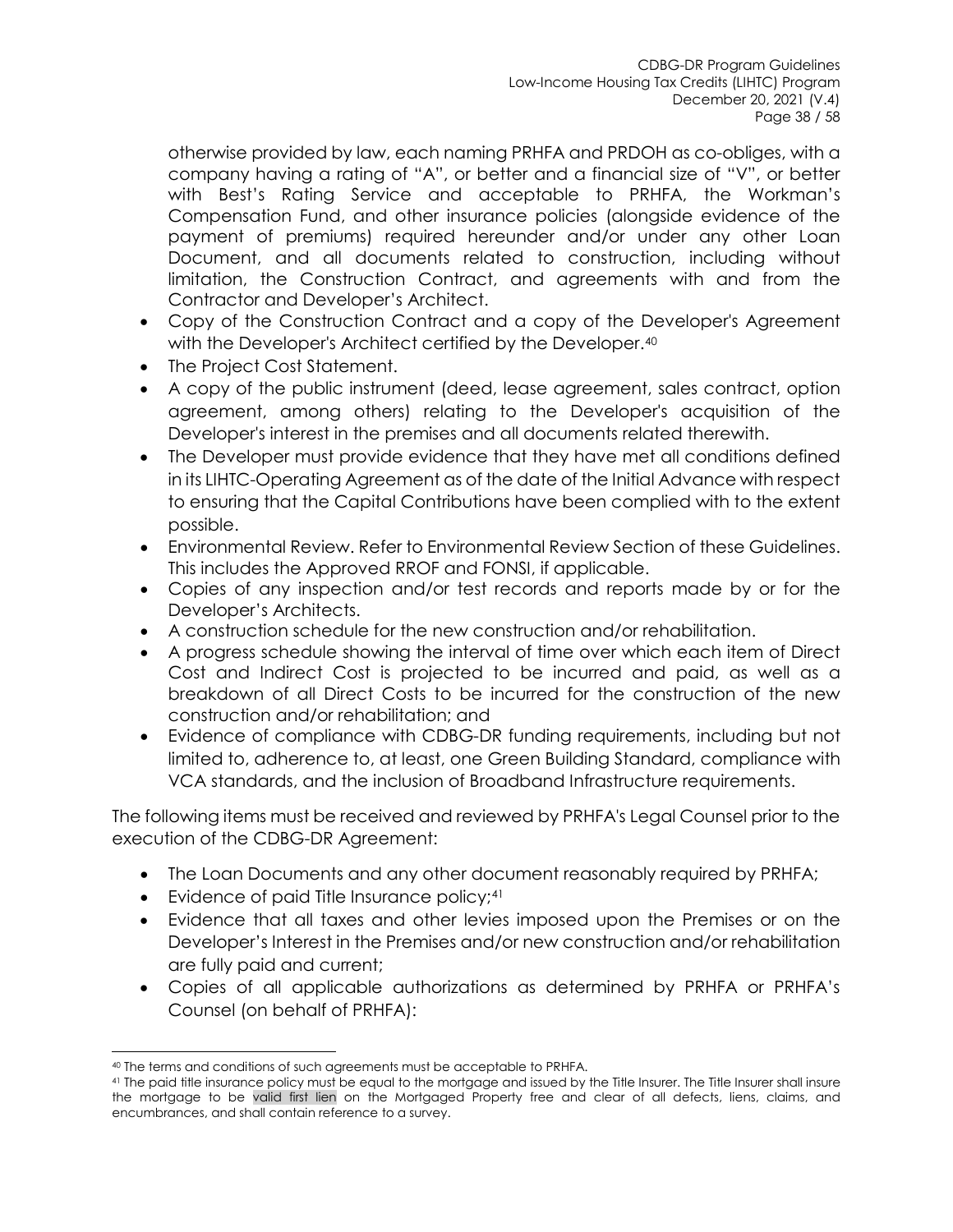otherwise provided by law, each naming PRHFA and PRDOH as co-obliges, with a company having a rating of "A", or better and a financial size of "V", or better with Best's Rating Service and acceptable to PRHFA, the Workman's Compensation Fund, and other insurance policies (alongside evidence of the payment of premiums) required hereunder and/or under any other Loan Document, and all documents related to construction, including without limitation, the Construction Contract, and agreements with and from the Contractor and Developer's Architect.

- Copy of the Construction Contract and a copy of the Developer's Agreement with the Developer's Architect certified by the Developer.[40]
- The Project Cost Statement.
- A copy of the public instrument (deed, lease agreement, sales contract, option agreement, among others) relating to the Developer's acquisition of the Developer's interest in the premises and all documents related therewith.
- The Developer must provide evidence that they have met all conditions defined in its LIHTC-Operating Agreement as of the date of the Initial Advance with respect to ensuring that the Capital Contributions have been complied with to the extent possible.
- Environmental Review. Refer to Environmental Review Section of these Guidelines. This includes the Approved RROF and FONSI, if applicable.
- Copies of any inspection and/or test records and reports made by or for the Developer's Architects.
- A construction schedule for the new construction and/or rehabilitation.
- A progress schedule showing the interval of time over which each item of Direct Cost and Indirect Cost is projected to be incurred and paid, as well as a breakdown of all Direct Costs to be incurred for the construction of the new construction and/or rehabilitation; and
- Evidence of compliance with CDBG-DR funding requirements, including but not limited to, adherence to, at least, one Green Building Standard, compliance with VCA standards, and the inclusion of Broadband Infrastructure requirements.

The following items must be received and reviewed by PRHFA's Legal Counsel prior to the execution of the CDBG-DR Agreement:

- The Loan Documents and any other document reasonably required by PRHFA;
- Evidence of paid Title Insurance policy;[41]
- Evidence that all taxes and other levies imposed upon the Premises or on the Developer's Interest in the Premises and/or new construction and/or rehabilitation are fully paid and current;
- Copies of all applicable authorizations as determined by PRHFA or PRHFA's Counsel (on behalf of PRHFA):

[40] The terms and conditions of such agreements must be acceptable to PRHFA.

[41] The paid title insurance policy must be equal to the mortgage and issued by the Title Insurer. The Title Insurer shall insure the mortgage to be valid first lien on the Mortgaged Property free and clear of all defects, liens, claims, and encumbrances, and shall contain reference to a survey.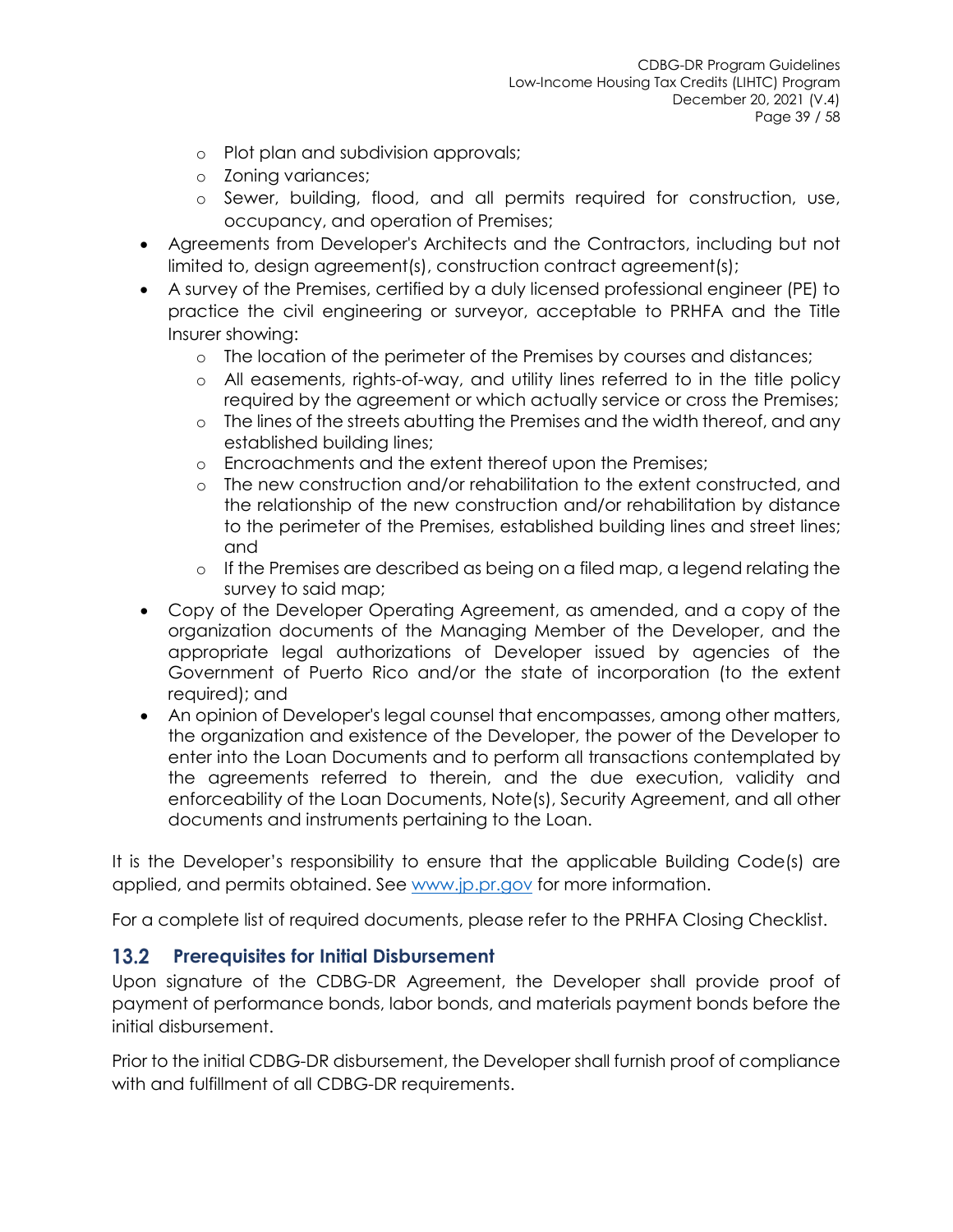- Plot plan and subdivision approvals;
    - Zoning variances;
    - Sewer, building, flood, and all permits required for construction, use, occupancy, and operation of Premises;
- Agreements from Developer's Architects and the Contractors, including but not limited to, design agreement(s), construction contract agreement(s);
- A survey of the Premises, certified by a duly licensed professional engineer (PE) to practice the civil engineering or surveyor, acceptable to PRHFA and the Title Insurer showing:
    - The location of the perimeter of the Premises by courses and distances;
    - All easements, rights-of-way, and utility lines referred to in the title policy required by the agreement or which actually service or cross the Premises;
    - The lines of the streets abutting the Premises and the width thereof, and any established building lines;
    - Encroachments and the extent thereof upon the Premises;
    - The new construction and/or rehabilitation to the extent constructed, and the relationship of the new construction and/or rehabilitation by distance to the perimeter of the Premises, established building lines and street lines; and
    - If the Premises are described as being on a filed map, a legend relating the survey to said map;
- Copy of the Developer Operating Agreement, as amended, and a copy of the organization documents of the Managing Member of the Developer, and the appropriate legal authorizations of Developer issued by agencies of the Government of Puerto Rico and/or the state of incorporation (to the extent required); and
- An opinion of Developer's legal counsel that encompasses, among other matters, the organization and existence of the Developer, the power of the Developer to enter into the Loan Documents and to perform all transactions contemplated by the agreements referred to therein, and the due execution, validity and enforceability of the Loan Documents, Note(s), Security Agreement, and all other documents and instruments pertaining to the Loan.

It is the Developer's responsibility to ensure that the applicable Building Code(s) are applied, and permits obtained. See [www.jp.pr.gov](www.jp.pr.gov) for more information.

For a complete list of required documents, please refer to the PRHFA Closing Checklist.

## 13.2 Prerequisites for Initial Disbursement

Upon signature of the CDBG-DR Agreement, the Developer shall provide proof of payment of performance bonds, labor bonds, and materials payment bonds before the initial disbursement.

Prior to the initial CDBG-DR disbursement, the Developer shall furnish proof of compliance with and fulfillment of all CDBG-DR requirements.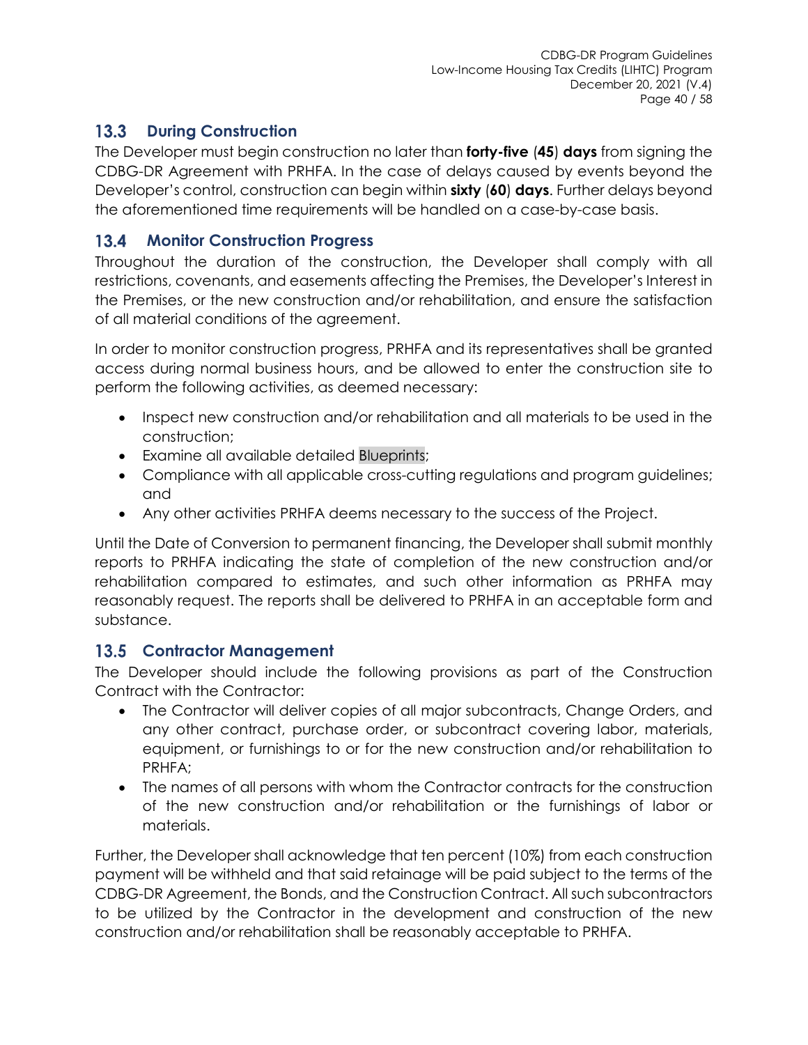## 13.3 During Construction

The Developer must begin construction no later than **forty-five** (**45**) **days** from signing the CDBG-DR Agreement with PRHFA. In the case of delays caused by events beyond the Developer's control, construction can begin within **sixty** (**60**) **days**. Further delays beyond the aforementioned time requirements will be handled on a case-by-case basis.

## 13.4 Monitor Construction Progress

Throughout the duration of the construction, the Developer shall comply with all restrictions, covenants, and easements affecting the Premises, the Developer's Interest in the Premises, or the new construction and/or rehabilitation, and ensure the satisfaction of all material conditions of the agreement.

In order to monitor construction progress, PRHFA and its representatives shall be granted access during normal business hours, and be allowed to enter the construction site to perform the following activities, as deemed necessary:

- Inspect new construction and/or rehabilitation and all materials to be used in the construction;
- Examine all available detailed Blueprints;
- Compliance with all applicable cross-cutting regulations and program guidelines; and
- Any other activities PRHFA deems necessary to the success of the Project.

Until the Date of Conversion to permanent financing, the Developer shall submit monthly reports to PRHFA indicating the state of completion of the new construction and/or rehabilitation compared to estimates, and such other information as PRHFA may reasonably request. The reports shall be delivered to PRHFA in an acceptable form and substance.

## 13.5 Contractor Management

The Developer should include the following provisions as part of the Construction Contract with the Contractor:

- The Contractor will deliver copies of all major subcontracts, Change Orders, and any other contract, purchase order, or subcontract covering labor, materials, equipment, or furnishings to or for the new construction and/or rehabilitation to PRHFA;
- The names of all persons with whom the Contractor contracts for the construction of the new construction and/or rehabilitation or the furnishings of labor or materials.

Further, the Developer shall acknowledge that ten percent (10%) from each construction payment will be withheld and that said retainage will be paid subject to the terms of the CDBG-DR Agreement, the Bonds, and the Construction Contract. All such subcontractors to be utilized by the Contractor in the development and construction of the new construction and/or rehabilitation shall be reasonably acceptable to PRHFA.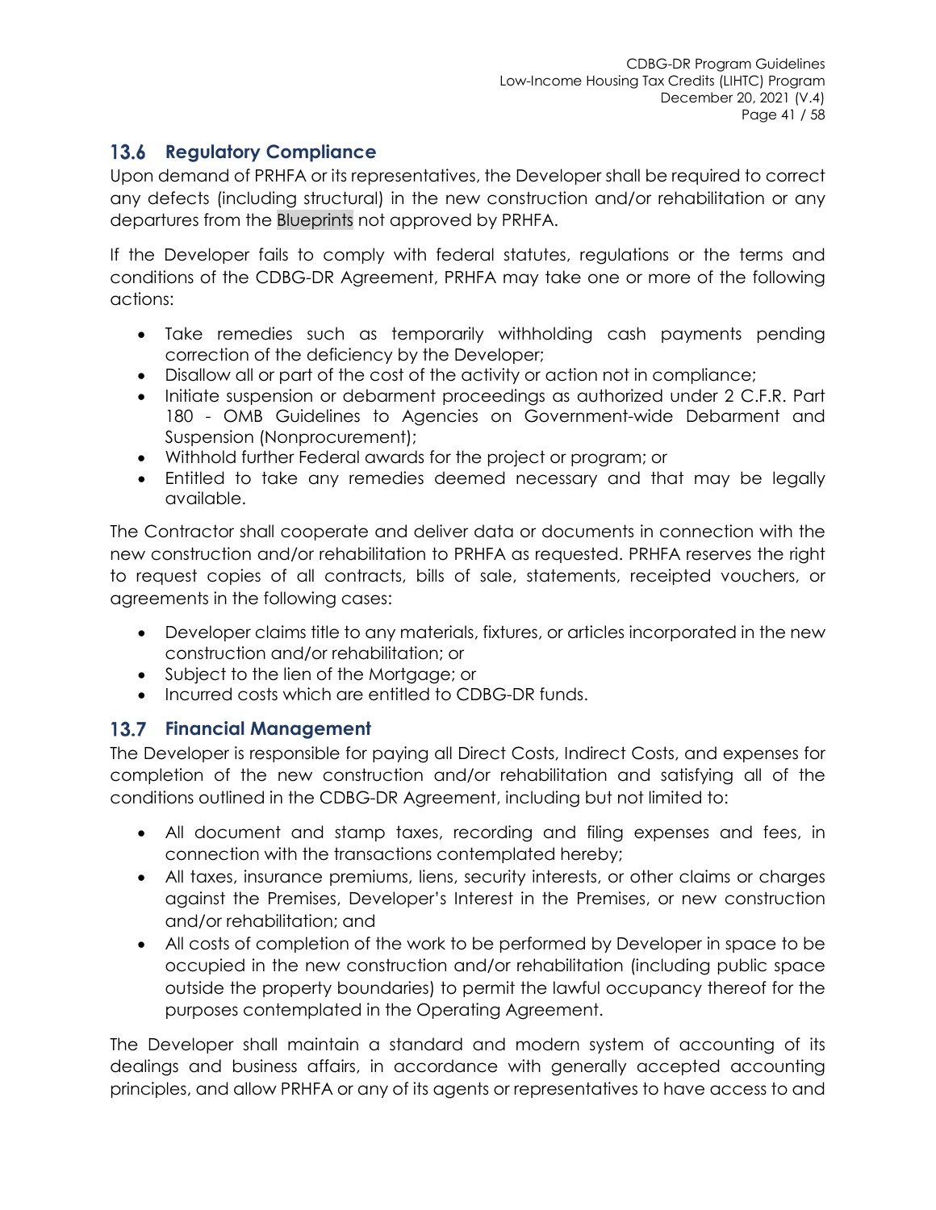## 13.6 Regulatory Compliance

Upon demand of PRHFA or its representatives, the Developer shall be required to correct any defects (including structural) in the new construction and/or rehabilitation or any departures from the Blueprints not approved by PRHFA.

If the Developer fails to comply with federal statutes, regulations or the terms and conditions of the CDBG-DR Agreement, PRHFA may take one or more of the following actions:

- Take remedies such as temporarily withholding cash payments pending correction of the deficiency by the Developer;
- Disallow all or part of the cost of the activity or action not in compliance;
- Initiate suspension or debarment proceedings as authorized under 2 C.F.R. Part 180 - OMB Guidelines to Agencies on Government-wide Debarment and Suspension (Nonprocurement);
- Withhold further Federal awards for the project or program; or
- Entitled to take any remedies deemed necessary and that may be legally available.

The Contractor shall cooperate and deliver data or documents in connection with the new construction and/or rehabilitation to PRHFA as requested. PRHFA reserves the right to request copies of all contracts, bills of sale, statements, receipted vouchers, or agreements in the following cases:

- Developer claims title to any materials, fixtures, or articles incorporated in the new construction and/or rehabilitation; or
- Subject to the lien of the Mortgage; or
- Incurred costs which are entitled to CDBG-DR funds.

## 13.7 Financial Management

The Developer is responsible for paying all Direct Costs, Indirect Costs, and expenses for completion of the new construction and/or rehabilitation and satisfying all of the conditions outlined in the CDBG-DR Agreement, including but not limited to:

- All document and stamp taxes, recording and filing expenses and fees, in connection with the transactions contemplated hereby;
- All taxes, insurance premiums, liens, security interests, or other claims or charges against the Premises, Developer's Interest in the Premises, or new construction and/or rehabilitation; and
- All costs of completion of the work to be performed by Developer in space to be occupied in the new construction and/or rehabilitation (including public space outside the property boundaries) to permit the lawful occupancy thereof for the purposes contemplated in the Operating Agreement.

The Developer shall maintain a standard and modern system of accounting of its dealings and business affairs, in accordance with generally accepted accounting principles, and allow PRHFA or any of its agents or representatives to have access to and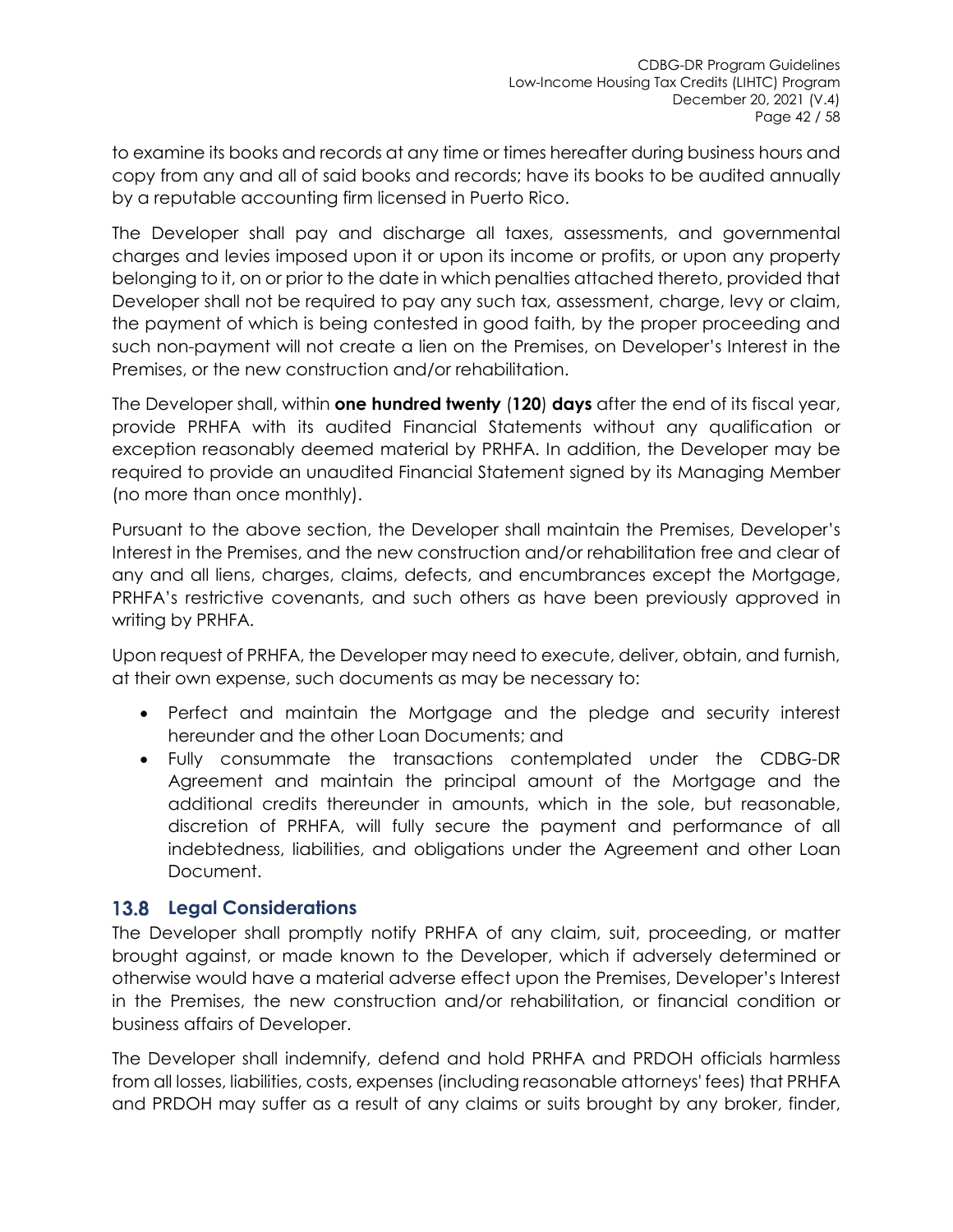to examine its books and records at any time or times hereafter during business hours and copy from any and all of said books and records; have its books to be audited annually by a reputable accounting firm licensed in Puerto Rico.

The Developer shall pay and discharge all taxes, assessments, and governmental charges and levies imposed upon it or upon its income or profits, or upon any property belonging to it, on or prior to the date in which penalties attached thereto, provided that Developer shall not be required to pay any such tax, assessment, charge, levy or claim, the payment of which is being contested in good faith, by the proper proceeding and such non-payment will not create a lien on the Premises, on Developer's Interest in the Premises, or the new construction and/or rehabilitation.

The Developer shall, within **one hundred twenty** (**120**) **days** after the end of its fiscal year, provide PRHFA with its audited Financial Statements without any qualification or exception reasonably deemed material by PRHFA. In addition, the Developer may be required to provide an unaudited Financial Statement signed by its Managing Member (no more than once monthly).

Pursuant to the above section, the Developer shall maintain the Premises, Developer's Interest in the Premises, and the new construction and/or rehabilitation free and clear of any and all liens, charges, claims, defects, and encumbrances except the Mortgage, PRHFA's restrictive covenants, and such others as have been previously approved in writing by PRHFA.

Upon request of PRHFA, the Developer may need to execute, deliver, obtain, and furnish, at their own expense, such documents as may be necessary to:

- Perfect and maintain the Mortgage and the pledge and security interest hereunder and the other Loan Documents; and
- Fully consummate the transactions contemplated under the CDBG-DR Agreement and maintain the principal amount of the Mortgage and the additional credits thereunder in amounts, which in the sole, but reasonable, discretion of PRHFA, will fully secure the payment and performance of all indebtedness, liabilities, and obligations under the Agreement and other Loan Document.

## 13.8 Legal Considerations

The Developer shall promptly notify PRHFA of any claim, suit, proceeding, or matter brought against, or made known to the Developer, which if adversely determined or otherwise would have a material adverse effect upon the Premises, Developer's Interest in the Premises, the new construction and/or rehabilitation, or financial condition or business affairs of Developer.

The Developer shall indemnify, defend and hold PRHFA and PRDOH officials harmless from all losses, liabilities, costs, expenses (including reasonable attorneys' fees) that PRHFA and PRDOH may suffer as a result of any claims or suits brought by any broker, finder,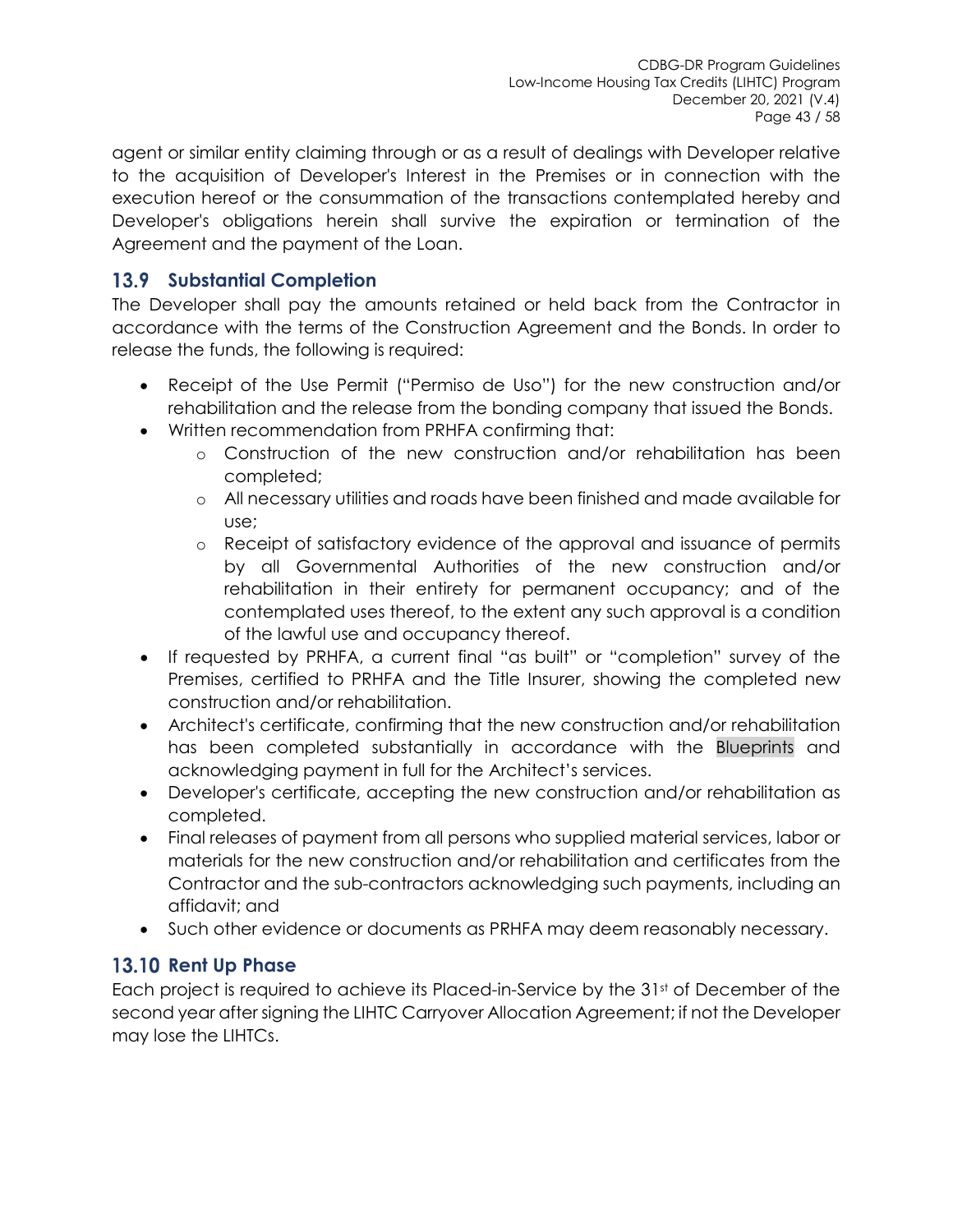agent or similar entity claiming through or as a result of dealings with Developer relative to the acquisition of Developer's Interest in the Premises or in connection with the execution hereof or the consummation of the transactions contemplated hereby and Developer's obligations herein shall survive the expiration or termination of the Agreement and the payment of the Loan.

## 13.9 Substantial Completion

The Developer shall pay the amounts retained or held back from the Contractor in accordance with the terms of the Construction Agreement and the Bonds. In order to release the funds, the following is required:

- Receipt of the Use Permit ("Permiso de Uso") for the new construction and/or rehabilitation and the release from the bonding company that issued the Bonds.
- Written recommendation from PRHFA confirming that:
    - Construction of the new construction and/or rehabilitation has been completed;
    - All necessary utilities and roads have been finished and made available for use;
    - Receipt of satisfactory evidence of the approval and issuance of permits by all Governmental Authorities of the new construction and/or rehabilitation in their entirety for permanent occupancy; and of the contemplated uses thereof, to the extent any such approval is a condition of the lawful use and occupancy thereof.
- If requested by PRHFA, a current final "as built" or "completion" survey of the Premises, certified to PRHFA and the Title Insurer, showing the completed new construction and/or rehabilitation.
- Architect's certificate, confirming that the new construction and/or rehabilitation has been completed substantially in accordance with the Blueprints and acknowledging payment in full for the Architect's services.
- Developer's certificate, accepting the new construction and/or rehabilitation as completed.
- Final releases of payment from all persons who supplied material services, labor or materials for the new construction and/or rehabilitation and certificates from the Contractor and the sub-contractors acknowledging such payments, including an affidavit; and
- Such other evidence or documents as PRHFA may deem reasonably necessary.

## 13.10 Rent Up Phase

Each project is required to achieve its Placed-in-Service by the 31st of December of the second year after signing the LIHTC Carryover Allocation Agreement; if not the Developer may lose the LIHTCs.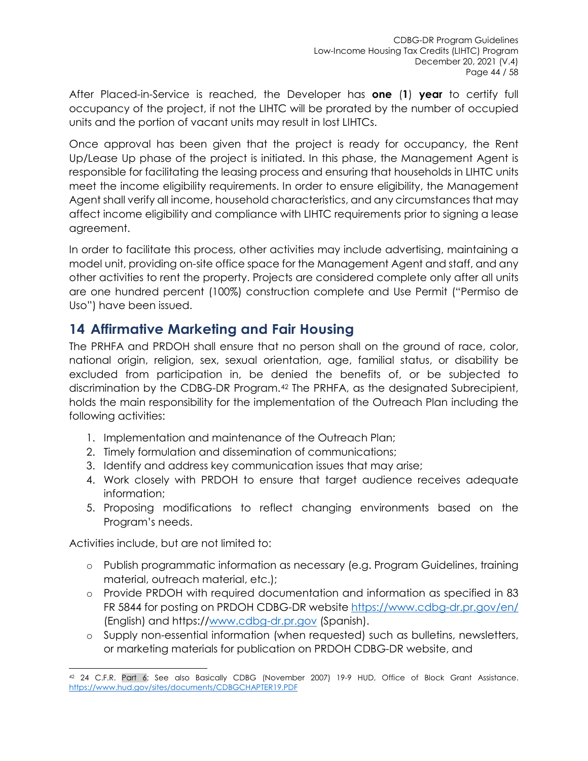After Placed-in-Service is reached, the Developer has **one** (**1**) **year** to certify full occupancy of the project, if not the LIHTC will be prorated by the number of occupied units and the portion of vacant units may result in lost LIHTCs.

Once approval has been given that the project is ready for occupancy, the Rent Up/Lease Up phase of the project is initiated. In this phase, the Management Agent is responsible for facilitating the leasing process and ensuring that households in LIHTC units meet the income eligibility requirements. In order to ensure eligibility, the Management Agent shall verify all income, household characteristics, and any circumstances that may affect income eligibility and compliance with LIHTC requirements prior to signing a lease agreement.

In order to facilitate this process, other activities may include advertising, maintaining a model unit, providing on-site office space for the Management Agent and staff, and any other activities to rent the property. Projects are considered complete only after all units are one hundred percent (100%) construction complete and Use Permit ("Permiso de Uso") have been issued.

## 14 Affirmative Marketing and Fair Housing

The PRHFA and PRDOH shall ensure that no person shall on the ground of race, color, national origin, religion, sex, sexual orientation, age, familial status, or disability be excluded from participation in, be denied the benefits of, or be subjected to discrimination by the CDBG-DR Program.[42] The PRHFA, as the designated Subrecipient, holds the main responsibility for the implementation of the Outreach Plan including the following activities:

1. Implementation and maintenance of the Outreach Plan;
2. Timely formulation and dissemination of communications;
3. Identify and address key communication issues that may arise;
4. Work closely with PRDOH to ensure that target audience receives adequate information;
5. Proposing modifications to reflect changing environments based on the Program's needs.

Activities include, but are not limited to:

- Publish programmatic information as necessary (e.g. Program Guidelines, training material, outreach material, etc.);
- Provide PRDOH with required documentation and information as specified in 83 FR 5844 for posting on PRDOH CDBG-DR website https://www.cdbg-dr.pr.gov/en/ (English) and https://www.cdbg-dr.pr.gov (Spanish).
- Supply non-essential information (when requested) such as bulletins, newsletters, or marketing materials for publication on PRDOH CDBG-DR website, and

---

[42] 24 C.F.R. Part 6; See also Basically CDBG (November 2007) 19-9 HUD, Office of Block Grant Assistance. https://www.hud.gov/sites/documents/CDBGCHAPTER19.PDF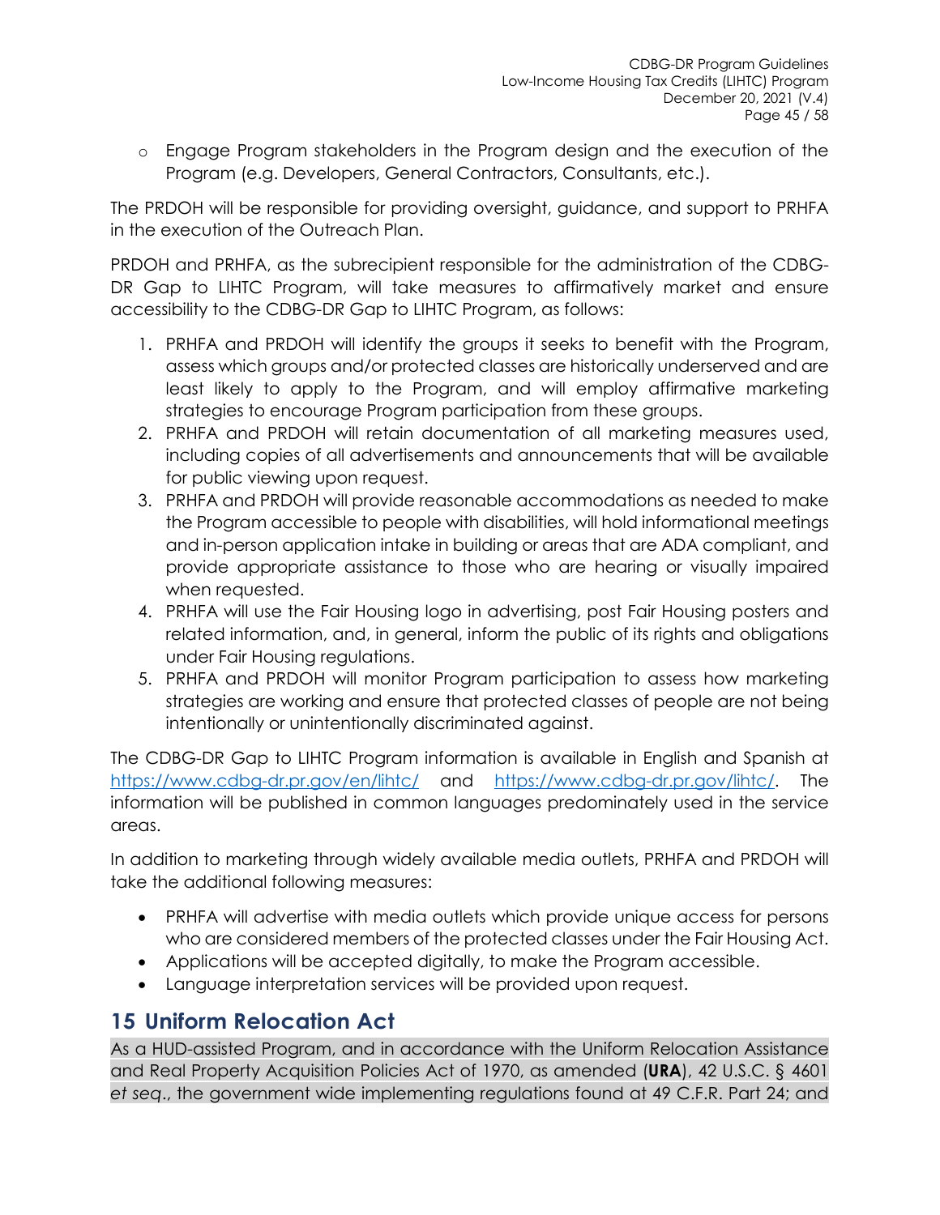- Engage Program stakeholders in the Program design and the execution of the Program (e.g. Developers, General Contractors, Consultants, etc.).

The PRDOH will be responsible for providing oversight, guidance, and support to PRHFA in the execution of the Outreach Plan.

PRDOH and PRHFA, as the subrecipient responsible for the administration of the CDBG-DR Gap to LIHTC Program, will take measures to affirmatively market and ensure accessibility to the CDBG-DR Gap to LIHTC Program, as follows:

1. PRHFA and PRDOH will identify the groups it seeks to benefit with the Program, assess which groups and/or protected classes are historically underserved and are least likely to apply to the Program, and will employ affirmative marketing strategies to encourage Program participation from these groups.
2. PRHFA and PRDOH will retain documentation of all marketing measures used, including copies of all advertisements and announcements that will be available for public viewing upon request.
3. PRHFA and PRDOH will provide reasonable accommodations as needed to make the Program accessible to people with disabilities, will hold informational meetings and in-person application intake in building or areas that are ADA compliant, and provide appropriate assistance to those who are hearing or visually impaired when requested.
4. PRHFA will use the Fair Housing logo in advertising, post Fair Housing posters and related information, and, in general, inform the public of its rights and obligations under Fair Housing regulations.
5. PRHFA and PRDOH will monitor Program participation to assess how marketing strategies are working and ensure that protected classes of people are not being intentionally or unintentionally discriminated against.

The CDBG-DR Gap to LIHTC Program information is available in English and Spanish at https://www.cdbg-dr.pr.gov/en/lihtc/ and https://www.cdbg-dr.pr.gov/lihtc/. The information will be published in common languages predominately used in the service areas.

In addition to marketing through widely available media outlets, PRHFA and PRDOH will take the additional following measures:

- PRHFA will advertise with media outlets which provide unique access for persons who are considered members of the protected classes under the Fair Housing Act.
- Applications will be accepted digitally, to make the Program accessible.
- Language interpretation services will be provided upon request.

## 15 Uniform Relocation Act

As a HUD-assisted Program, and in accordance with the Uniform Relocation Assistance and Real Property Acquisition Policies Act of 1970, as amended (**URA**), 42 U.S.C. § 4601 *et seq*., the government wide implementing regulations found at 49 C.F.R. Part 24; and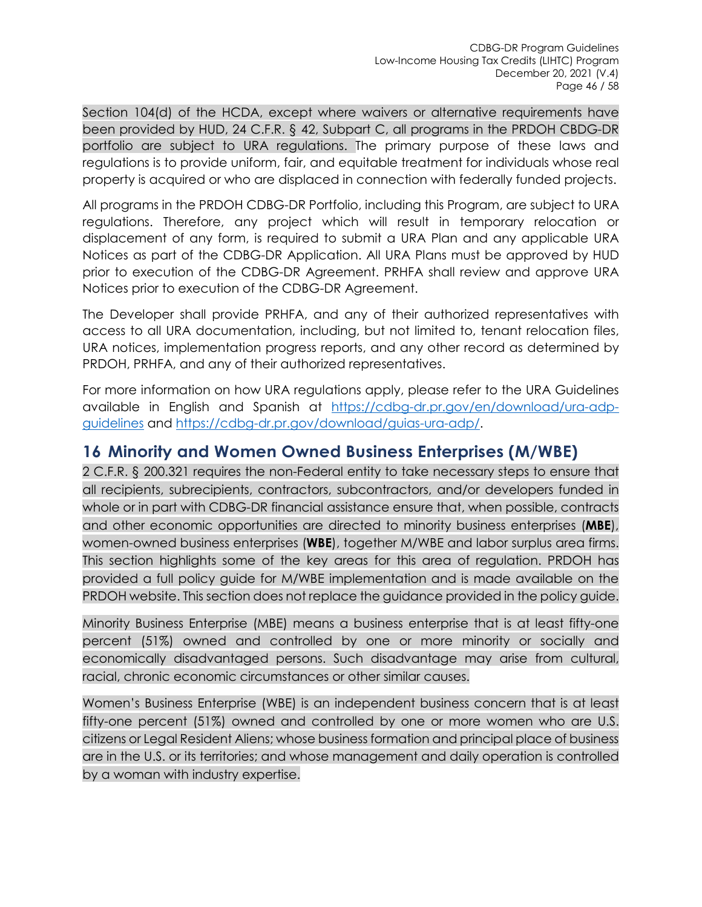Section 104(d) of the HCDA, except where waivers or alternative requirements have been provided by HUD, 24 C.F.R. § 42, Subpart C, all programs in the PRDOH CBDG-DR portfolio are subject to URA regulations. The primary purpose of these laws and regulations is to provide uniform, fair, and equitable treatment for individuals whose real property is acquired or who are displaced in connection with federally funded projects.

All programs in the PRDOH CDBG-DR Portfolio, including this Program, are subject to URA regulations. Therefore, any project which will result in temporary relocation or displacement of any form, is required to submit a URA Plan and any applicable URA Notices as part of the CDBG-DR Application. All URA Plans must be approved by HUD prior to execution of the CDBG-DR Agreement. PRHFA shall review and approve URA Notices prior to execution of the CDBG-DR Agreement.

The Developer shall provide PRHFA, and any of their authorized representatives with access to all URA documentation, including, but not limited to, tenant relocation files, URA notices, implementation progress reports, and any other record as determined by PRDOH, PRHFA, and any of their authorized representatives.

For more information on how URA regulations apply, please refer to the URA Guidelines available in English and Spanish at [https://cdbg-dr.pr.gov/en/download/ura-adp-guidelines](https://cdbg-dr.pr.gov/en/download/ura-adp-guidelines) and [https://cdbg-dr.pr.gov/download/guias-ura-adp/](https://cdbg-dr.pr.gov/download/guias-ura-adp/).

# 16 Minority and Women Owned Business Enterprises (M/WBE)

2 C.F.R. § 200.321 requires the non-Federal entity to take necessary steps to ensure that all recipients, subrecipients, contractors, subcontractors, and/or developers funded in whole or in part with CDBG-DR financial assistance ensure that, when possible, contracts and other economic opportunities are directed to minority business enterprises (**MBE**), women-owned business enterprises (**WBE**), together M/WBE and labor surplus area firms. This section highlights some of the key areas for this area of regulation. PRDOH has provided a full policy guide for M/WBE implementation and is made available on the PRDOH website. This section does not replace the guidance provided in the policy guide.

Minority Business Enterprise (MBE) means a business enterprise that is at least fifty-one percent (51%) owned and controlled by one or more minority or socially and economically disadvantaged persons. Such disadvantage may arise from cultural, racial, chronic economic circumstances or other similar causes.

Women's Business Enterprise (WBE) is an independent business concern that is at least fifty-one percent (51%) owned and controlled by one or more women who are U.S. citizens or Legal Resident Aliens; whose business formation and principal place of business are in the U.S. or its territories; and whose management and daily operation is controlled by a woman with industry expertise.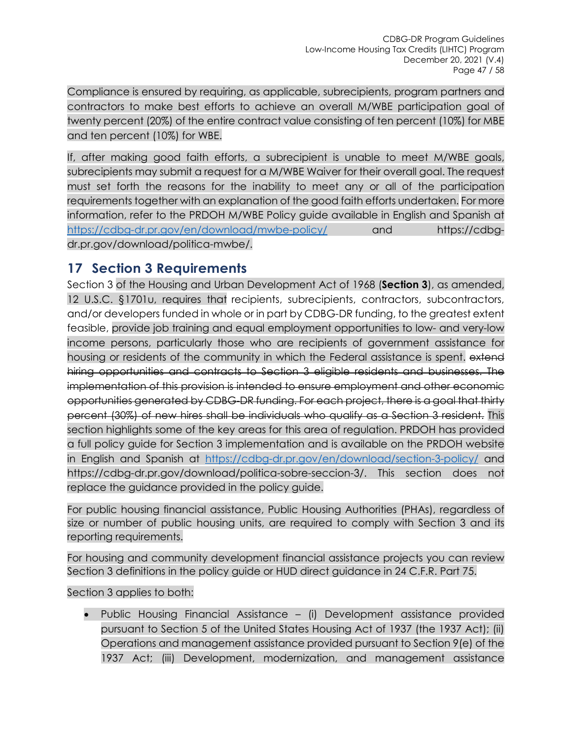Compliance is ensured by requiring, as applicable, subrecipients, program partners and contractors to make best efforts to achieve an overall M/WBE participation goal of twenty percent (20%) of the entire contract value consisting of ten percent (10%) for MBE and ten percent (10%) for WBE.

If, after making good faith efforts, a subrecipient is unable to meet M/WBE goals, subrecipients may submit a request for a M/WBE Waiver for their overall goal. The request must set forth the reasons for the inability to meet any or all of the participation requirements together with an explanation of the good faith efforts undertaken. For more information, refer to the PRDOH M/WBE Policy guide available in English and Spanish at [https://cdbg-dr.pr.gov/en/download/mwbe-policy/](https://cdbg-dr.pr.gov/en/download/mwbe-policy/) and https://cdbg-dr.pr.gov/download/politica-mwbe/.

## 17 Section 3 Requirements

Section 3 of the Housing and Urban Development Act of 1968 (**Section 3**), as amended, 12 U.S.C. §1701u, requires that recipients, subrecipients, contractors, subcontractors, and/or developers funded in whole or in part by CDBG-DR funding, to the greatest extent feasible, provide job training and equal employment opportunities to low- and very-low income persons, particularly those who are recipients of government assistance for housing or residents of the community in which the Federal assistance is spent. ~~extend hiring opportunities and contracts to Section 3 eligible residents and businesses. The implementation of this provision is intended to ensure employment and other economic opportunities generated by CDBG-DR funding. For each project, there is a goal that thirty percent (30%) of new hires shall be individuals who qualify as a Section 3 resident.~~ This section highlights some of the key areas for this area of regulation. PRDOH has provided a full policy guide for Section 3 implementation and is available on the PRDOH website in English and Spanish at [https://cdbg-dr.pr.gov/en/download/section-3-policy/](https://cdbg-dr.pr.gov/en/download/section-3-policy/) and https://cdbg-dr.pr.gov/download/politica-sobre-seccion-3/. This section does not replace the guidance provided in the policy guide.

For public housing financial assistance, Public Housing Authorities (PHAs), regardless of size or number of public housing units, are required to comply with Section 3 and its reporting requirements.

For housing and community development financial assistance projects you can review Section 3 definitions in the policy guide or HUD direct guidance in 24 C.F.R. Part 75.

Section 3 applies to both:

- Public Housing Financial Assistance – (i) Development assistance provided pursuant to Section 5 of the United States Housing Act of 1937 (the 1937 Act); (ii) Operations and management assistance provided pursuant to Section 9(e) of the 1937 Act; (iii) Development, modernization, and management assistance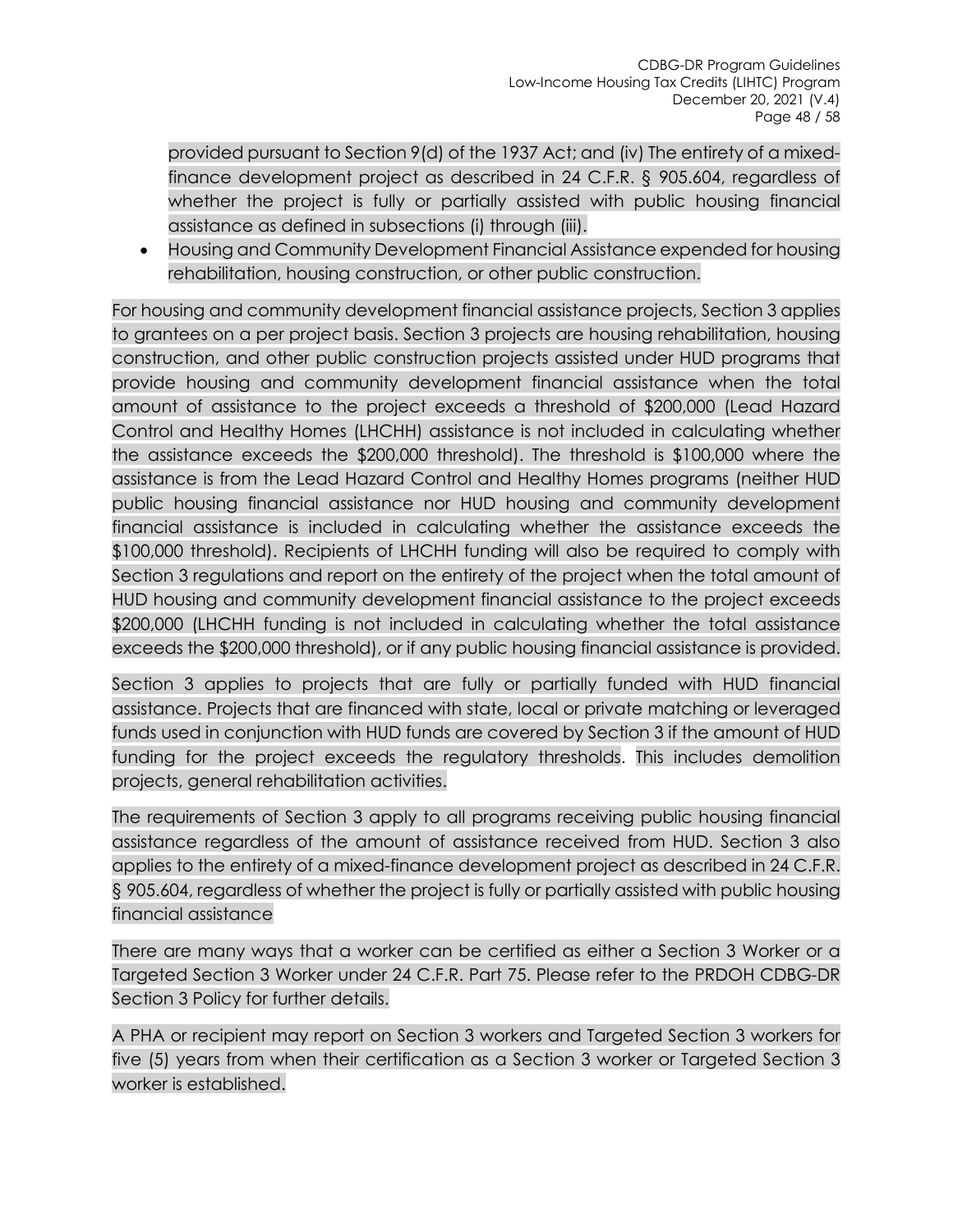provided pursuant to Section 9(d) of the 1937 Act; and (iv) The entirety of a mixed-finance development project as described in 24 C.F.R. § 905.604, regardless of whether the project is fully or partially assisted with public housing financial assistance as defined in subsections (i) through (iii).

- Housing and Community Development Financial Assistance expended for housing rehabilitation, housing construction, or other public construction.

For housing and community development financial assistance projects, Section 3 applies to grantees on a per project basis. Section 3 projects are housing rehabilitation, housing construction, and other public construction projects assisted under HUD programs that provide housing and community development financial assistance when the total amount of assistance to the project exceeds a threshold of $200,000 (Lead Hazard Control and Healthy Homes (LHCHH) assistance is not included in calculating whether the assistance exceeds the $200,000 threshold). The threshold is $100,000 where the assistance is from the Lead Hazard Control and Healthy Homes programs (neither HUD public housing financial assistance nor HUD housing and community development financial assistance is included in calculating whether the assistance exceeds the $100,000 threshold). Recipients of LHCHH funding will also be required to comply with Section 3 regulations and report on the entirety of the project when the total amount of HUD housing and community development financial assistance to the project exceeds $200,000 (LHCHH funding is not included in calculating whether the total assistance exceeds the $200,000 threshold), or if any public housing financial assistance is provided.

Section 3 applies to projects that are fully or partially funded with HUD financial assistance. Projects that are financed with state, local or private matching or leveraged funds used in conjunction with HUD funds are covered by Section 3 if the amount of HUD funding for the project exceeds the regulatory thresholds. This includes demolition projects, general rehabilitation activities.

The requirements of Section 3 apply to all programs receiving public housing financial assistance regardless of the amount of assistance received from HUD. Section 3 also applies to the entirety of a mixed-finance development project as described in 24 C.F.R. § 905.604, regardless of whether the project is fully or partially assisted with public housing financial assistance

There are many ways that a worker can be certified as either a Section 3 Worker or a Targeted Section 3 Worker under 24 C.F.R. Part 75. Please refer to the PRDOH CDBG-DR Section 3 Policy for further details.

A PHA or recipient may report on Section 3 workers and Targeted Section 3 workers for five (5) years from when their certification as a Section 3 worker or Targeted Section 3 worker is established.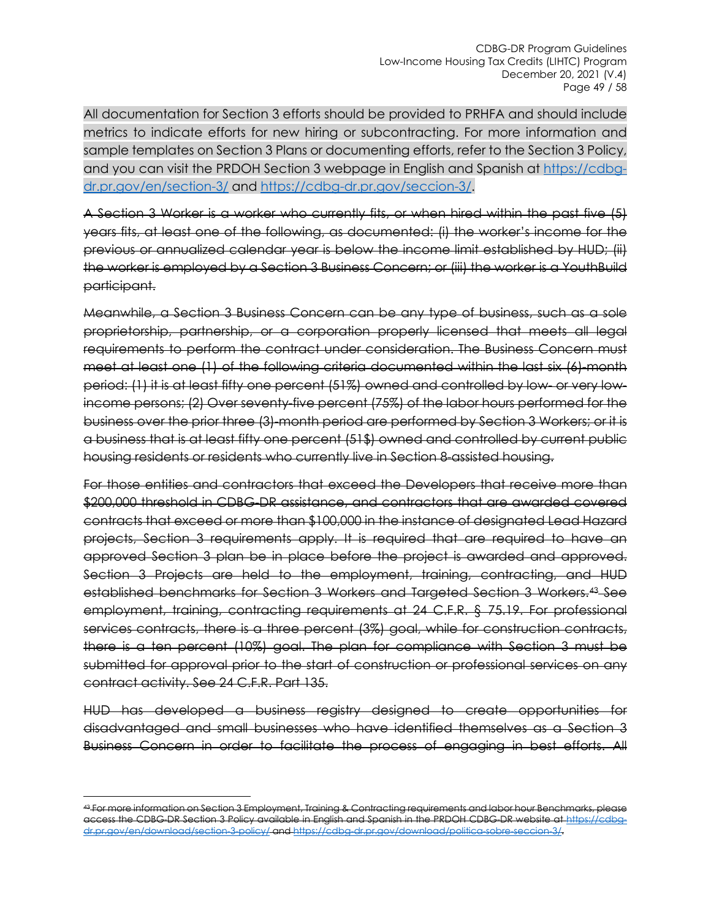All documentation for Section 3 efforts should be provided to PRHFA and should include metrics to indicate efforts for new hiring or subcontracting. For more information and sample templates on Section 3 Plans or documenting efforts, refer to the Section 3 Policy, and you can visit the PRDOH Section 3 webpage in English and Spanish at [https://cdbg-dr.pr.gov/en/section-3/](https://cdbg-dr.pr.gov/en/section-3/) and [https://cdbg-dr.pr.gov/seccion-3/](https://cdbg-dr.pr.gov/seccion-3/).

~~A Section 3 Worker is a worker who currently fits, or when hired within the past five (5) years fits, at least one of the following, as documented: (i) the worker's income for the previous or annualized calendar year is below the income limit established by HUD; (ii) the worker is employed by a Section 3 Business Concern; or (iii) the worker is a YouthBuild participant.~~

~~Meanwhile, a Section 3 Business Concern can be any type of business, such as a sole proprietorship, partnership, or a corporation properly licensed that meets all legal requirements to perform the contract under consideration. The Business Concern must meet at least one (1) of the following criteria documented within the last six (6)-month period: (1) it is at least fifty one percent (51%) owned and controlled by low- or very low-income persons; (2) Over seventy-five percent (75%) of the labor hours performed for the business over the prior three (3)-month period are performed by Section 3 Workers; or it is a business that is at least fifty one percent (51$) owned and controlled by current public housing residents or residents who currently live in Section 8-assisted housing.~~

~~For those entities and contractors that exceed the Developers that receive more than $200,000 threshold in CDBG-DR assistance, and contractors that are awarded covered contracts that exceed or more than $100,000 in the instance of designated Lead Hazard projects, Section 3 requirements apply. It is required that are required to have an approved Section 3 plan be in place before the project is awarded and approved. Section 3 Projects are held to the employment, training, contracting, and HUD established benchmarks for Section 3 Workers and Targeted Section 3 Workers.[43] See employment, training, contracting requirements at 24 C.F.R. § 75.19. For professional services contracts, there is a three percent (3%) goal, while for construction contracts, there is a ten percent (10%) goal. The plan for compliance with Section 3 must be submitted for approval prior to the start of construction or professional services on any contract activity. See 24 C.F.R. Part 135.~~

~~HUD has developed a business registry designed to create opportunities for disadvantaged and small businesses who have identified themselves as a Section 3 Business Concern in order to facilitate the process of engaging in best efforts. All~~

---

~~[43] For more information on Section 3 Employment, Training & Contracting requirements and labor hour Benchmarks, please access the CDBG-DR Section 3 Policy available in English and Spanish in the PRDOH CDBG-DR website at [https://cdbg-dr.pr.gov/en/download/section-3-policy/](https://cdbg-dr.pr.gov/en/download/section-3-policy/) and [https://cdbg-dr.pr.gov/download/politica-sobre-seccion-3/](https://cdbg-dr.pr.gov/download/politica-sobre-seccion-3/).~~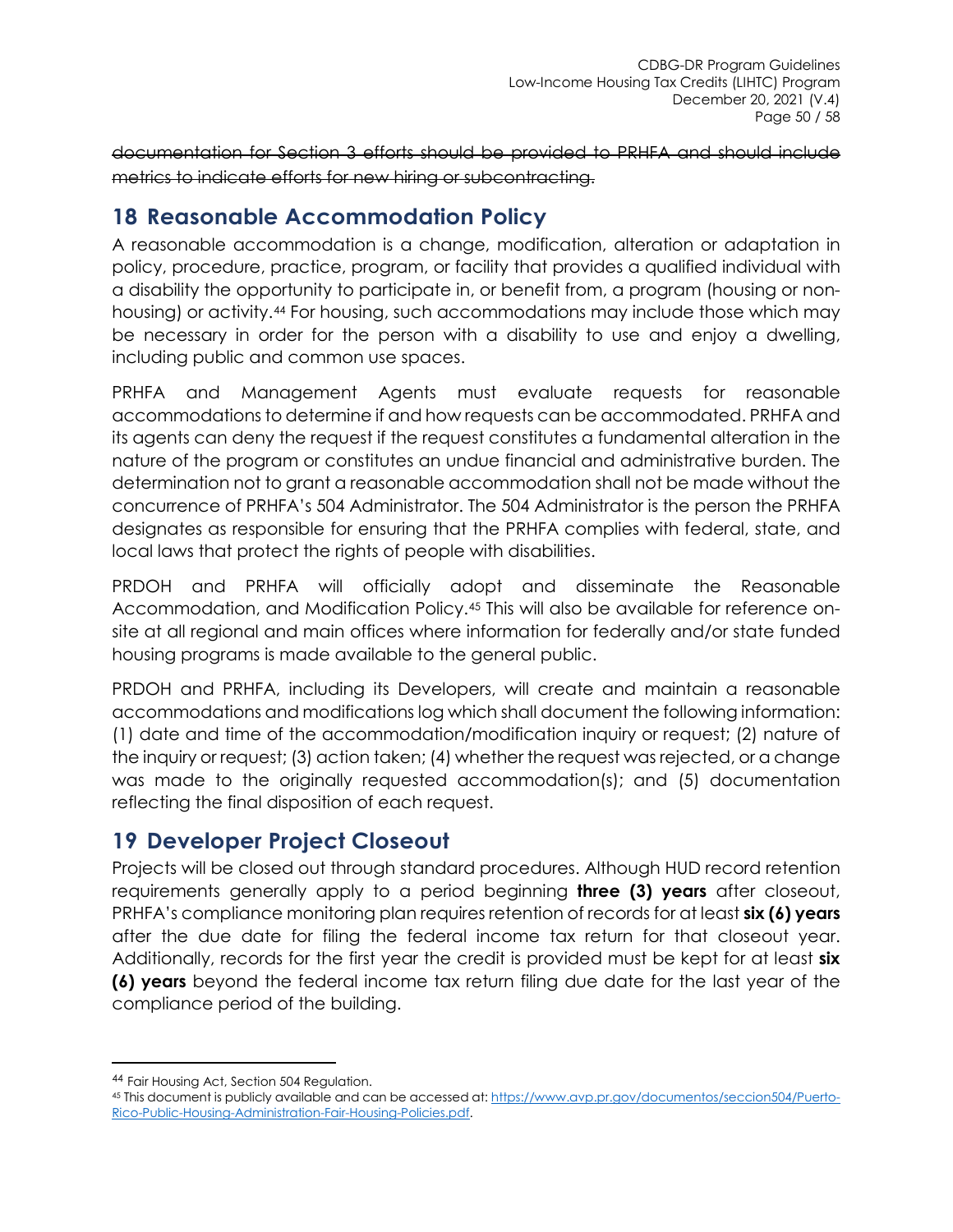~~documentation for Section 3 efforts should be provided to PRHFA and should include metrics to indicate efforts for new hiring or subcontracting.~~

## 18 Reasonable Accommodation Policy

A reasonable accommodation is a change, modification, alteration or adaptation in policy, procedure, practice, program, or facility that provides a qualified individual with a disability the opportunity to participate in, or benefit from, a program (housing or non-housing) or activity.[44] For housing, such accommodations may include those which may be necessary in order for the person with a disability to use and enjoy a dwelling, including public and common use spaces.

PRHFA and Management Agents must evaluate requests for reasonable accommodations to determine if and how requests can be accommodated. PRHFA and its agents can deny the request if the request constitutes a fundamental alteration in the nature of the program or constitutes an undue financial and administrative burden. The determination not to grant a reasonable accommodation shall not be made without the concurrence of PRHFA's 504 Administrator. The 504 Administrator is the person the PRHFA designates as responsible for ensuring that the PRHFA complies with federal, state, and local laws that protect the rights of people with disabilities.

PRDOH and PRHFA will officially adopt and disseminate the Reasonable Accommodation, and Modification Policy.[45] This will also be available for reference on-site at all regional and main offices where information for federally and/or state funded housing programs is made available to the general public.

PRDOH and PRHFA, including its Developers, will create and maintain a reasonable accommodations and modifications log which shall document the following information: (1) date and time of the accommodation/modification inquiry or request; (2) nature of the inquiry or request; (3) action taken; (4) whether the request was rejected, or a change was made to the originally requested accommodation(s); and (5) documentation reflecting the final disposition of each request.

## 19 Developer Project Closeout

Projects will be closed out through standard procedures. Although HUD record retention requirements generally apply to a period beginning **three (3) years** after closeout, PRHFA's compliance monitoring plan requires retention of records for at least **six (6) years** after the due date for filing the federal income tax return for that closeout year. Additionally, records for the first year the credit is provided must be kept for at least **six (6) years** beyond the federal income tax return filing due date for the last year of the compliance period of the building.

---

[44] Fair Housing Act, Section 504 Regulation.

[45] This document is publicly available and can be accessed at: [https://www.avp.pr.gov/documentos/seccion504/Puerto-Rico-Public-Housing-Administration-Fair-Housing-Policies.pdf](https://www.avp.pr.gov/documentos/seccion504/Puerto-Rico-Public-Housing-Administration-Fair-Housing-Policies.pdf).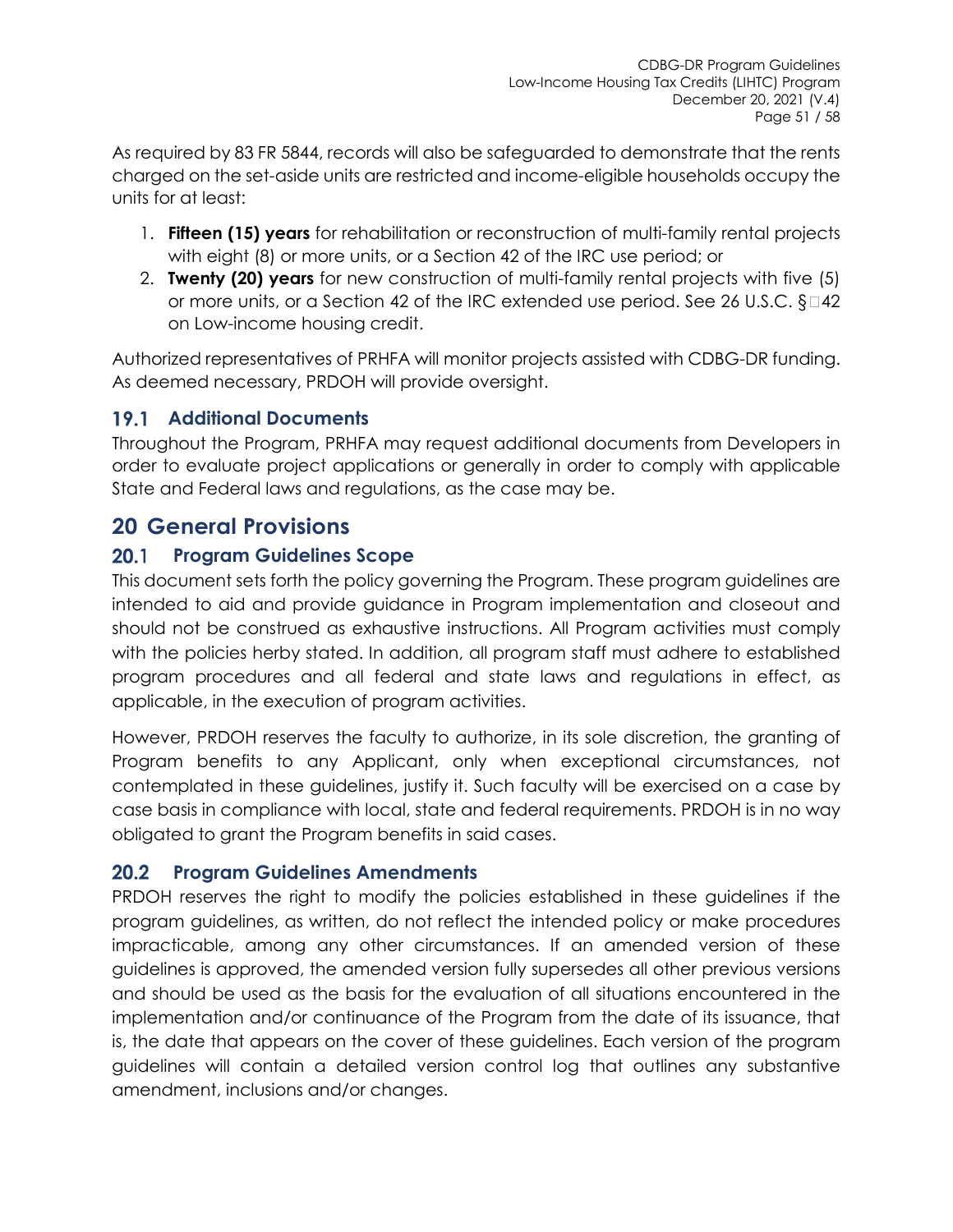As required by 83 FR 5844, records will also be safeguarded to demonstrate that the rents charged on the set-aside units are restricted and income-eligible households occupy the units for at least:

1. **Fifteen (15) years** for rehabilitation or reconstruction of multi-family rental projects with eight (8) or more units, or a Section 42 of the IRC use period; or
2. **Twenty (20) years** for new construction of multi-family rental projects with five (5) or more units, or a Section 42 of the IRC extended use period. See 26 U.S.C. § 42 on Low-income housing credit.

Authorized representatives of PRHFA will monitor projects assisted with CDBG-DR funding. As deemed necessary, PRDOH will provide oversight.

## 19.1 Additional Documents

Throughout the Program, PRHFA may request additional documents from Developers in order to evaluate project applications or generally in order to comply with applicable State and Federal laws and regulations, as the case may be.

# 20 General Provisions

## 20.1 Program Guidelines Scope

This document sets forth the policy governing the Program. These program guidelines are intended to aid and provide guidance in Program implementation and closeout and should not be construed as exhaustive instructions. All Program activities must comply with the policies herby stated. In addition, all program staff must adhere to established program procedures and all federal and state laws and regulations in effect, as applicable, in the execution of program activities.

However, PRDOH reserves the faculty to authorize, in its sole discretion, the granting of Program benefits to any Applicant, only when exceptional circumstances, not contemplated in these guidelines, justify it. Such faculty will be exercised on a case by case basis in compliance with local, state and federal requirements. PRDOH is in no way obligated to grant the Program benefits in said cases.

## 20.2 Program Guidelines Amendments

PRDOH reserves the right to modify the policies established in these guidelines if the program guidelines, as written, do not reflect the intended policy or make procedures impracticable, among any other circumstances. If an amended version of these guidelines is approved, the amended version fully supersedes all other previous versions and should be used as the basis for the evaluation of all situations encountered in the implementation and/or continuance of the Program from the date of its issuance, that is, the date that appears on the cover of these guidelines. Each version of the program guidelines will contain a detailed version control log that outlines any substantive amendment, inclusions and/or changes.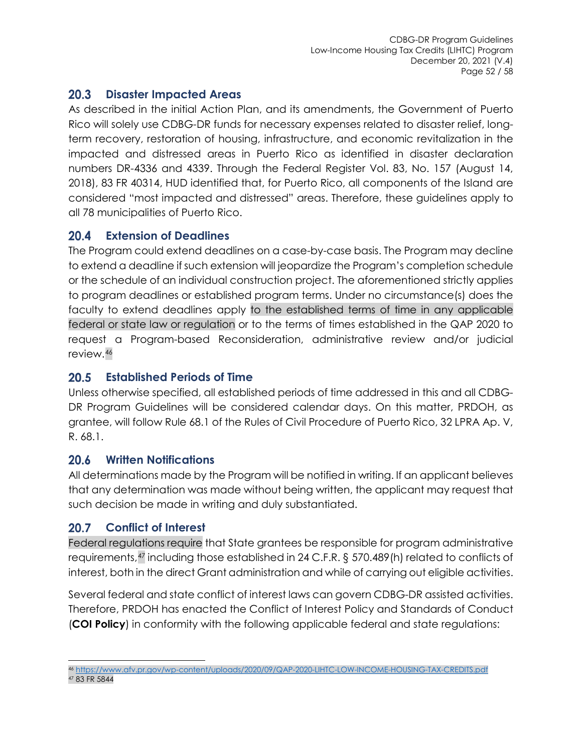## 20.3 Disaster Impacted Areas

As described in the initial Action Plan, and its amendments, the Government of Puerto Rico will solely use CDBG-DR funds for necessary expenses related to disaster relief, long-term recovery, restoration of housing, infrastructure, and economic revitalization in the impacted and distressed areas in Puerto Rico as identified in disaster declaration numbers DR-4336 and 4339. Through the Federal Register Vol. 83, No. 157 (August 14, 2018), 83 FR 40314, HUD identified that, for Puerto Rico, all components of the Island are considered "most impacted and distressed" areas. Therefore, these guidelines apply to all 78 municipalities of Puerto Rico.

## 20.4 Extension of Deadlines

The Program could extend deadlines on a case-by-case basis. The Program may decline to extend a deadline if such extension will jeopardize the Program's completion schedule or the schedule of an individual construction project. The aforementioned strictly applies to program deadlines or established program terms. Under no circumstance(s) does the faculty to extend deadlines apply to the established terms of time in any applicable federal or state law or regulation or to the terms of times established in the QAP 2020 to request a Program-based Reconsideration, administrative review and/or judicial review.[46]

## 20.5 Established Periods of Time

Unless otherwise specified, all established periods of time addressed in this and all CDBG-DR Program Guidelines will be considered calendar days. On this matter, PRDOH, as grantee, will follow Rule 68.1 of the Rules of Civil Procedure of Puerto Rico, 32 LPRA Ap. V, R. 68.1.

## 20.6 Written Notifications

All determinations made by the Program will be notified in writing. If an applicant believes that any determination was made without being written, the applicant may request that such decision be made in writing and duly substantiated.

## 20.7 Conflict of Interest

Federal regulations require that State grantees be responsible for program administrative requirements,[47] including those established in 24 C.F.R. § 570.489(h) related to conflicts of interest, both in the direct Grant administration and while of carrying out eligible activities.

Several federal and state conflict of interest laws can govern CDBG-DR assisted activities. Therefore, PRDOH has enacted the Conflict of Interest Policy and Standards of Conduct (**COI Policy**) in conformity with the following applicable federal and state regulations:

---

[46] https://www.afv.pr.gov/wp-content/uploads/2020/09/QAP-2020-LIHTC-LOW-INCOME-HOUSING-TAX-CREDITS.pdf

[47] 83 FR 5844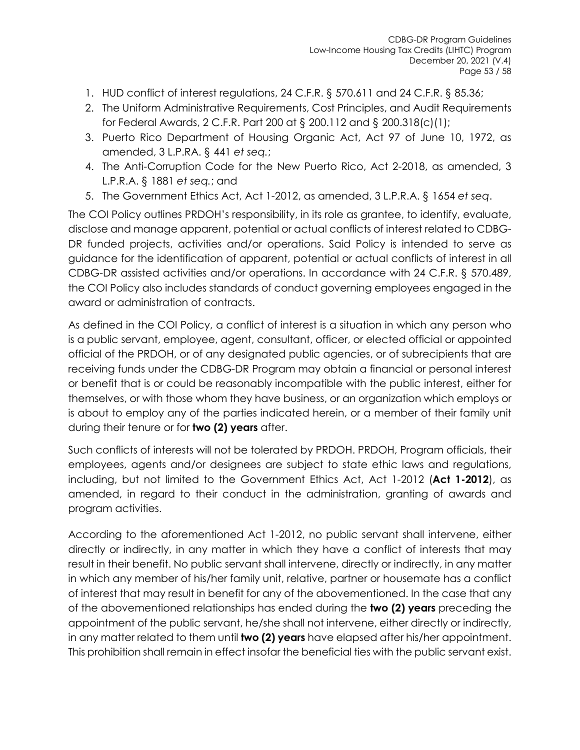1. HUD conflict of interest regulations, 24 C.F.R. § 570.611 and 24 C.F.R. § 85.36;
2. The Uniform Administrative Requirements, Cost Principles, and Audit Requirements for Federal Awards, 2 C.F.R. Part 200 at § 200.112 and § 200.318(c)(1);
3. Puerto Rico Department of Housing Organic Act, Act 97 of June 10, 1972, as amended, 3 L.P.RA. § 441 *et seq.*;
4. The Anti-Corruption Code for the New Puerto Rico, Act 2-2018, as amended, 3 L.P.R.A. § 1881 *et seq.*; and
5. The Government Ethics Act, Act 1-2012, as amended, 3 L.P.R.A. § 1654 *et seq*.

The COI Policy outlines PRDOH's responsibility, in its role as grantee, to identify, evaluate, disclose and manage apparent, potential or actual conflicts of interest related to CDBG-DR funded projects, activities and/or operations. Said Policy is intended to serve as guidance for the identification of apparent, potential or actual conflicts of interest in all CDBG-DR assisted activities and/or operations. In accordance with 24 C.F.R. § 570.489, the COI Policy also includes standards of conduct governing employees engaged in the award or administration of contracts.

As defined in the COI Policy, a conflict of interest is a situation in which any person who is a public servant, employee, agent, consultant, officer, or elected official or appointed official of the PRDOH, or of any designated public agencies, or of subrecipients that are receiving funds under the CDBG-DR Program may obtain a financial or personal interest or benefit that is or could be reasonably incompatible with the public interest, either for themselves, or with those whom they have business, or an organization which employs or is about to employ any of the parties indicated herein, or a member of their family unit during their tenure or for **two (2) years** after.

Such conflicts of interests will not be tolerated by PRDOH. PRDOH, Program officials, their employees, agents and/or designees are subject to state ethic laws and regulations, including, but not limited to the Government Ethics Act, Act 1-2012 (**Act 1-2012**), as amended, in regard to their conduct in the administration, granting of awards and program activities.

According to the aforementioned Act 1-2012, no public servant shall intervene, either directly or indirectly, in any matter in which they have a conflict of interests that may result in their benefit. No public servant shall intervene, directly or indirectly, in any matter in which any member of his/her family unit, relative, partner or housemate has a conflict of interest that may result in benefit for any of the abovementioned. In the case that any of the abovementioned relationships has ended during the **two (2) years** preceding the appointment of the public servant, he/she shall not intervene, either directly or indirectly, in any matter related to them until **two (2) years** have elapsed after his/her appointment. This prohibition shall remain in effect insofar the beneficial ties with the public servant exist.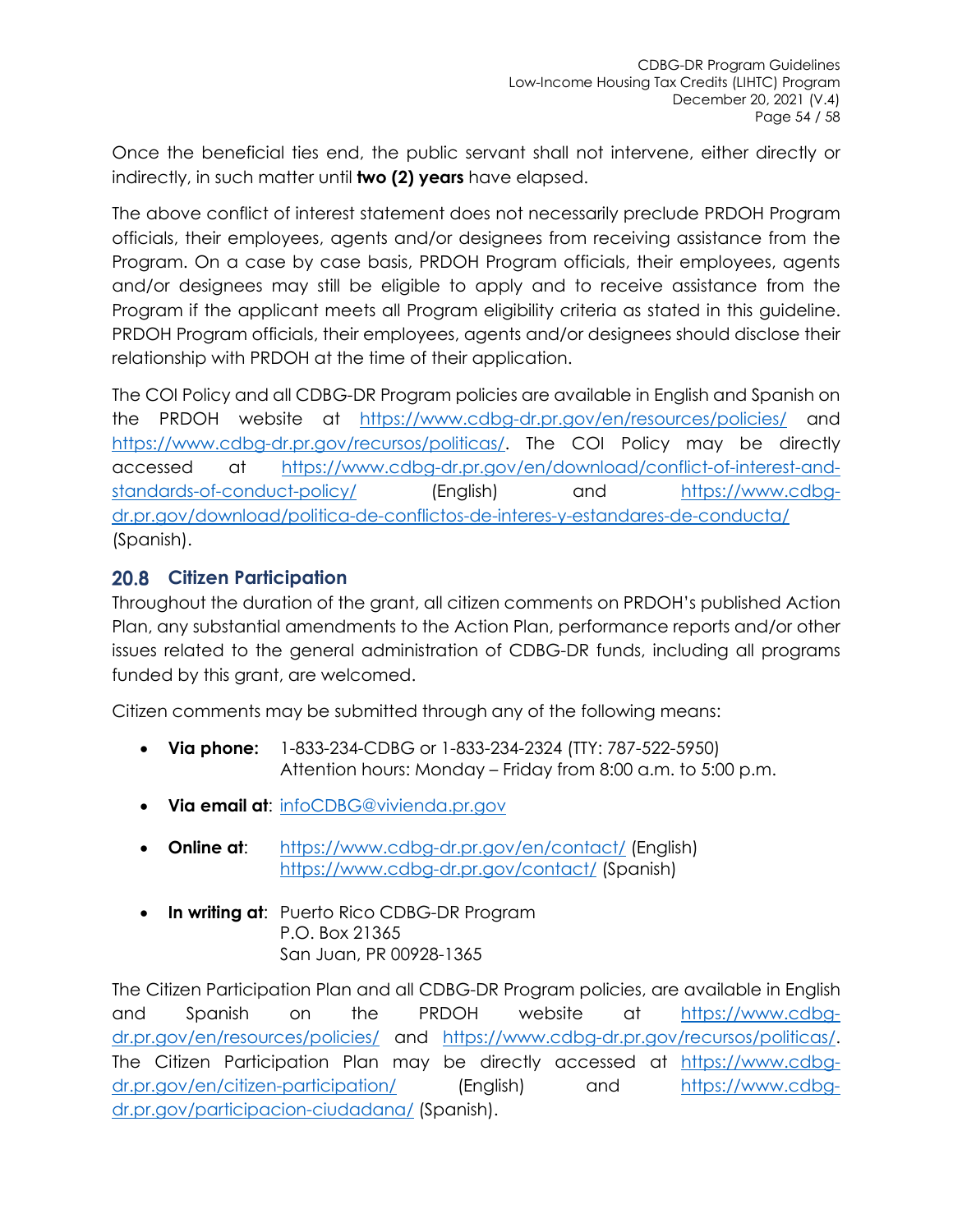Once the beneficial ties end, the public servant shall not intervene, either directly or indirectly, in such matter until **two (2) years** have elapsed.

The above conflict of interest statement does not necessarily preclude PRDOH Program officials, their employees, agents and/or designees from receiving assistance from the Program. On a case by case basis, PRDOH Program officials, their employees, agents and/or designees may still be eligible to apply and to receive assistance from the Program if the applicant meets all Program eligibility criteria as stated in this guideline. PRDOH Program officials, their employees, agents and/or designees should disclose their relationship with PRDOH at the time of their application.

The COI Policy and all CDBG-DR Program policies are available in English and Spanish on the PRDOH website at https://www.cdbg-dr.pr.gov/en/resources/policies/ and https://www.cdbg-dr.pr.gov/recursos/politicas/. The COI Policy may be directly accessed at https://www.cdbg-dr.pr.gov/en/download/conflict-of-interest-and-standards-of-conduct-policy/ (English) and https://www.cdbg-dr.pr.gov/download/politica-de-conflictos-de-interes-y-estandares-de-conducta/ (Spanish).

## 20.8 Citizen Participation

Throughout the duration of the grant, all citizen comments on PRDOH's published Action Plan, any substantial amendments to the Action Plan, performance reports and/or other issues related to the general administration of CDBG-DR funds, including all programs funded by this grant, are welcomed.

Citizen comments may be submitted through any of the following means:

- **Via phone:** 1-833-234-CDBG or 1-833-234-2324 (TTY: 787-522-5950)
  Attention hours: Monday – Friday from 8:00 a.m. to 5:00 p.m.
- **Via email at**: infoCDBG@vivienda.pr.gov
- **Online at**: https://www.cdbg-dr.pr.gov/en/contact/ (English)
  https://www.cdbg-dr.pr.gov/contact/ (Spanish)
- **In writing at**: Puerto Rico CDBG-DR Program
  P.O. Box 21365
  San Juan, PR 00928-1365

The Citizen Participation Plan and all CDBG-DR Program policies, are available in English and Spanish on the PRDOH website at https://www.cdbg-dr.pr.gov/en/resources/policies/ and https://www.cdbg-dr.pr.gov/recursos/politicas/. The Citizen Participation Plan may be directly accessed at https://www.cdbg-dr.pr.gov/en/citizen-participation/ (English) and https://www.cdbg-dr.pr.gov/participacion-ciudadana/ (Spanish).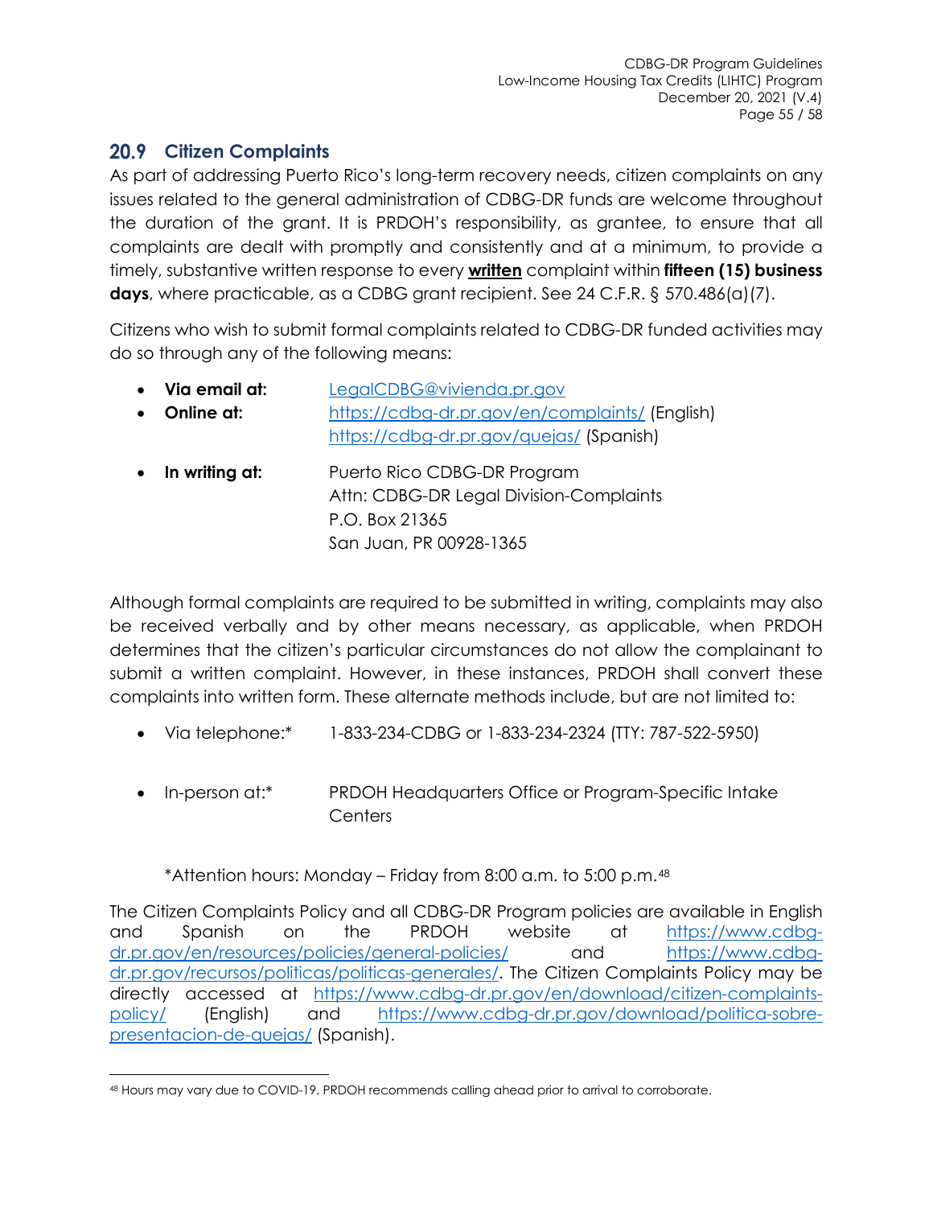## 20.9 Citizen Complaints

As part of addressing Puerto Rico's long-term recovery needs, citizen complaints on any issues related to the general administration of CDBG-DR funds are welcome throughout the duration of the grant. It is PRDOH's responsibility, as grantee, to ensure that all complaints are dealt with promptly and consistently and at a minimum, to provide a timely, substantive written response to every **written** complaint within **fifteen (15) business days**, where practicable, as a CDBG grant recipient. See 24 C.F.R. § 570.486(a)(7).

Citizens who wish to submit formal complaints related to CDBG-DR funded activities may do so through any of the following means:

- **Via email at:** LegalCDBG@vivienda.pr.gov
- **Online at:** https://cdbg-dr.pr.gov/en/complaints/ (English)
  https://cdbg-dr.pr.gov/quejas/ (Spanish)
- **In writing at:** Puerto Rico CDBG-DR Program
  Attn: CDBG-DR Legal Division-Complaints
  P.O. Box 21365
  San Juan, PR 00928-1365

Although formal complaints are required to be submitted in writing, complaints may also be received verbally and by other means necessary, as applicable, when PRDOH determines that the citizen's particular circumstances do not allow the complainant to submit a written complaint. However, in these instances, PRDOH shall convert these complaints into written form. These alternate methods include, but are not limited to:

- Via telephone:* 1-833-234-CDBG or 1-833-234-2324 (TTY: 787-522-5950)
- In-person at:* PRDOH Headquarters Office or Program-Specific Intake Centers

*Attention hours: Monday – Friday from 8:00 a.m. to 5:00 p.m.[48]

The Citizen Complaints Policy and all CDBG-DR Program policies are available in English and Spanish on the PRDOH website at https://www.cdbg-dr.pr.gov/en/resources/policies/general-policies/ and https://www.cdbg-dr.pr.gov/recursos/politicas/politicas-generales/. The Citizen Complaints Policy may be directly accessed at https://www.cdbg-dr.pr.gov/en/download/citizen-complaints-policy/ (English) and https://www.cdbg-dr.pr.gov/download/politica-sobre-presentacion-de-quejas/ (Spanish).

[48] Hours may vary due to COVID-19. PRDOH recommends calling ahead prior to arrival to corroborate.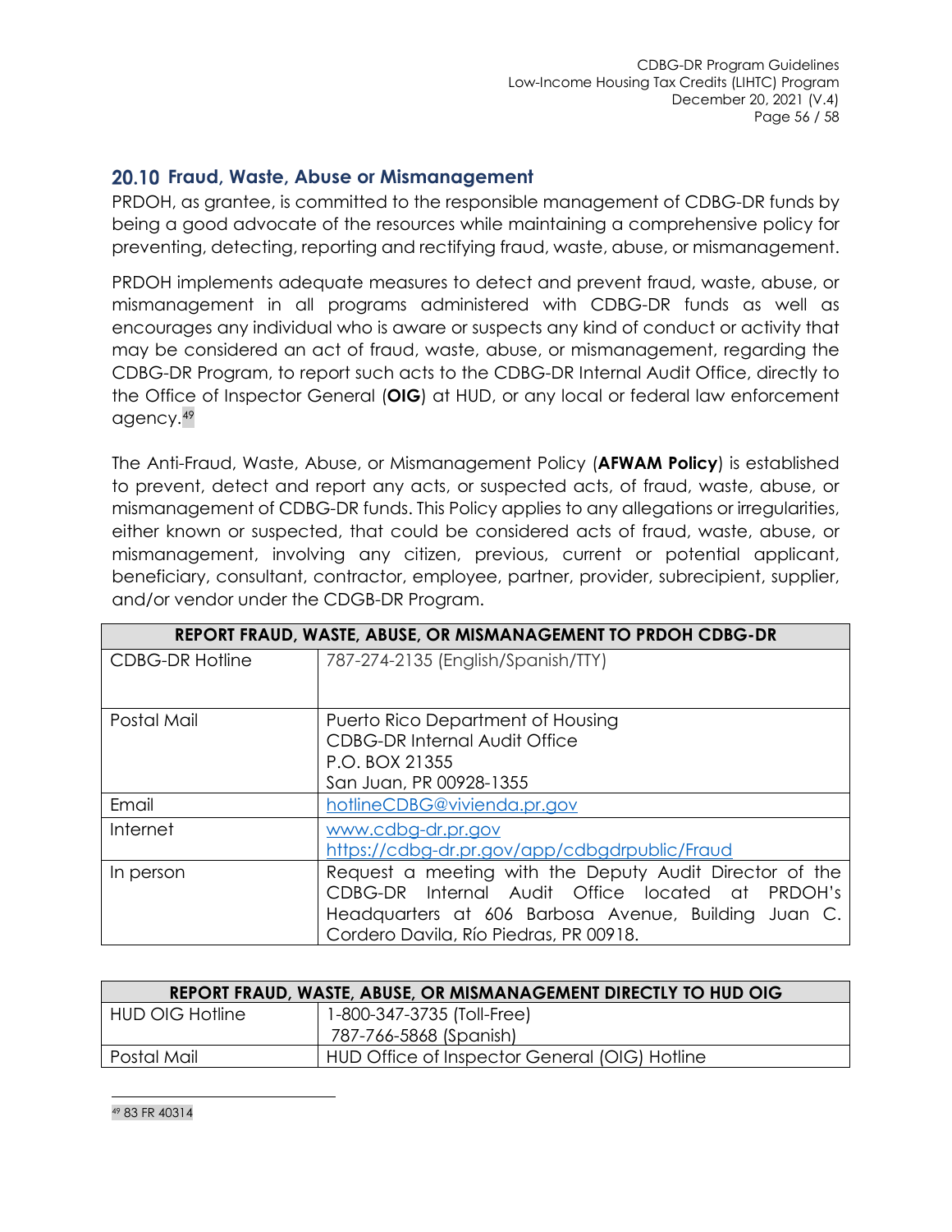## 20.10 Fraud, Waste, Abuse or Mismanagement

PRDOH, as grantee, is committed to the responsible management of CDBG-DR funds by being a good advocate of the resources while maintaining a comprehensive policy for preventing, detecting, reporting and rectifying fraud, waste, abuse, or mismanagement.

PRDOH implements adequate measures to detect and prevent fraud, waste, abuse, or mismanagement in all programs administered with CDBG-DR funds as well as encourages any individual who is aware or suspects any kind of conduct or activity that may be considered an act of fraud, waste, abuse, or mismanagement, regarding the CDBG-DR Program, to report such acts to the CDBG-DR Internal Audit Office, directly to the Office of Inspector General (**OIG**) at HUD, or any local or federal law enforcement agency.[49]

The Anti-Fraud, Waste, Abuse, or Mismanagement Policy (**AFWAM Policy**) is established to prevent, detect and report any acts, or suspected acts, of fraud, waste, abuse, or mismanagement of CDBG-DR funds. This Policy applies to any allegations or irregularities, either known or suspected, that could be considered acts of fraud, waste, abuse, or mismanagement, involving any citizen, previous, current or potential applicant, beneficiary, consultant, contractor, employee, partner, provider, subrecipient, supplier, and/or vendor under the CDGB-DR Program.

| REPORT FRAUD, WASTE, ABUSE, OR MISMANAGEMENT TO PRDOH CDBG-DR | |
|---|---|
| CDBG-DR Hotline | 787-274-2135 (English/Spanish/TTY) |
| Postal Mail | Puerto Rico Department of Housing<br>CDBG-DR Internal Audit Office<br>P.O. BOX 21355<br>San Juan, PR 00928-1355 |
| Email | hotlineCDBG@vivienda.pr.gov |
| Internet | www.cdbg-dr.pr.gov<br>https://cdbg-dr.pr.gov/app/cdbgdrpublic/Fraud |
| In person | Request a meeting with the Deputy Audit Director of the CDBG-DR Internal Audit Office located at PRDOH's Headquarters at 606 Barbosa Avenue, Building Juan C. Cordero Davila, Río Piedras, PR 00918. |

| REPORT FRAUD, WASTE, ABUSE, OR MISMANAGEMENT DIRECTLY TO HUD OIG | |
|---|---|
| HUD OIG Hotline | 1-800-347-3735 (Toll-Free)<br>787-766-5868 (Spanish) |
| Postal Mail | HUD Office of Inspector General (OIG) Hotline |

[49] 83 FR 40314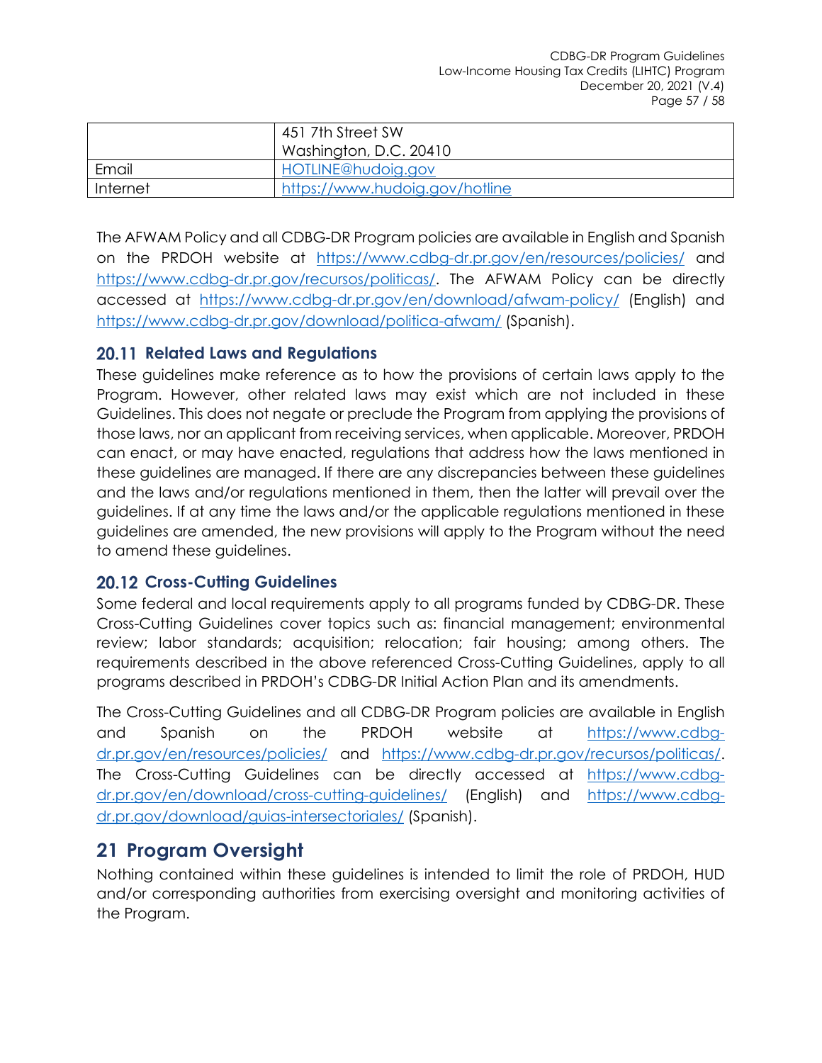| | |
|---|---|
| | 451 7th Street SW<br>Washington, D.C. 20410 |
| Email | HOTLINE@hudoig.gov |
| Internet | https://www.hudoig.gov/hotline |

The AFWAM Policy and all CDBG-DR Program policies are available in English and Spanish on the PRDOH website at https://www.cdbg-dr.pr.gov/en/resources/policies/ and https://www.cdbg-dr.pr.gov/recursos/politicas/. The AFWAM Policy can be directly accessed at https://www.cdbg-dr.pr.gov/en/download/afwam-policy/ (English) and https://www.cdbg-dr.pr.gov/download/politica-afwam/ (Spanish).

### 20.11 Related Laws and Regulations

These guidelines make reference as to how the provisions of certain laws apply to the Program. However, other related laws may exist which are not included in these Guidelines. This does not negate or preclude the Program from applying the provisions of those laws, nor an applicant from receiving services, when applicable. Moreover, PRDOH can enact, or may have enacted, regulations that address how the laws mentioned in these guidelines are managed. If there are any discrepancies between these guidelines and the laws and/or regulations mentioned in them, then the latter will prevail over the guidelines. If at any time the laws and/or the applicable regulations mentioned in these guidelines are amended, the new provisions will apply to the Program without the need to amend these guidelines.

### 20.12 Cross-Cutting Guidelines

Some federal and local requirements apply to all programs funded by CDBG-DR. These Cross-Cutting Guidelines cover topics such as: financial management; environmental review; labor standards; acquisition; relocation; fair housing; among others. The requirements described in the above referenced Cross-Cutting Guidelines, apply to all programs described in PRDOH's CDBG-DR Initial Action Plan and its amendments.

The Cross-Cutting Guidelines and all CDBG-DR Program policies are available in English and Spanish on the PRDOH website at https://www.cdbg-dr.pr.gov/en/resources/policies/ and https://www.cdbg-dr.pr.gov/recursos/politicas/. The Cross-Cutting Guidelines can be directly accessed at https://www.cdbg-dr.pr.gov/en/download/cross-cutting-guidelines/ (English) and https://www.cdbg-dr.pr.gov/download/guias-intersectoriales/ (Spanish).

## 21 Program Oversight

Nothing contained within these guidelines is intended to limit the role of PRDOH, HUD and/or corresponding authorities from exercising oversight and monitoring activities of the Program.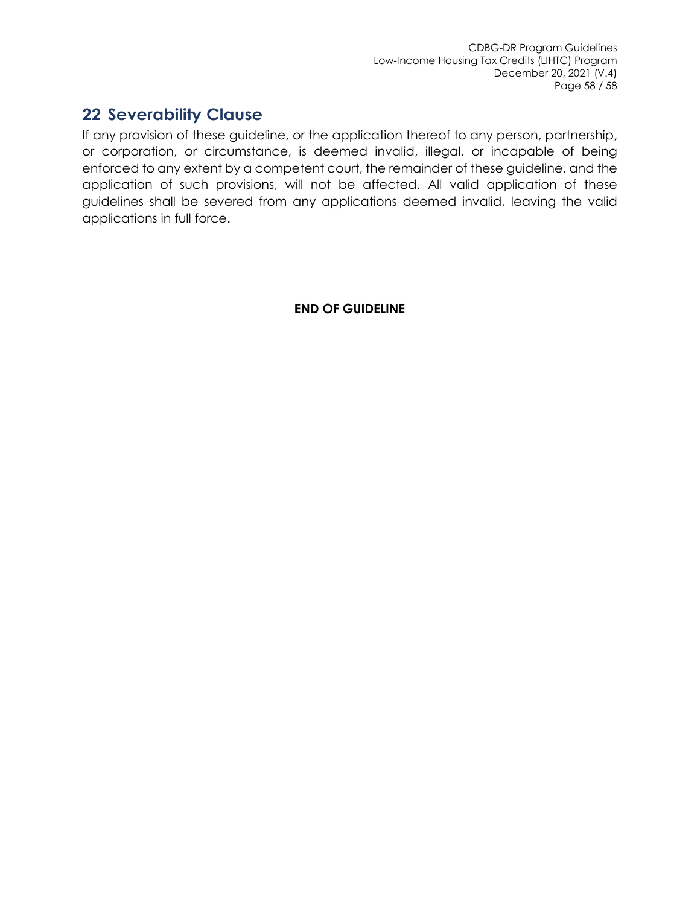# 22 Severability Clause

If any provision of these guideline, or the application thereof to any person, partnership, or corporation, or circumstance, is deemed invalid, illegal, or incapable of being enforced to any extent by a competent court, the remainder of these guideline, and the application of such provisions, will not be affected. All valid application of these guidelines shall be severed from any applications deemed invalid, leaving the valid applications in full force.

**END OF GUIDELINE**